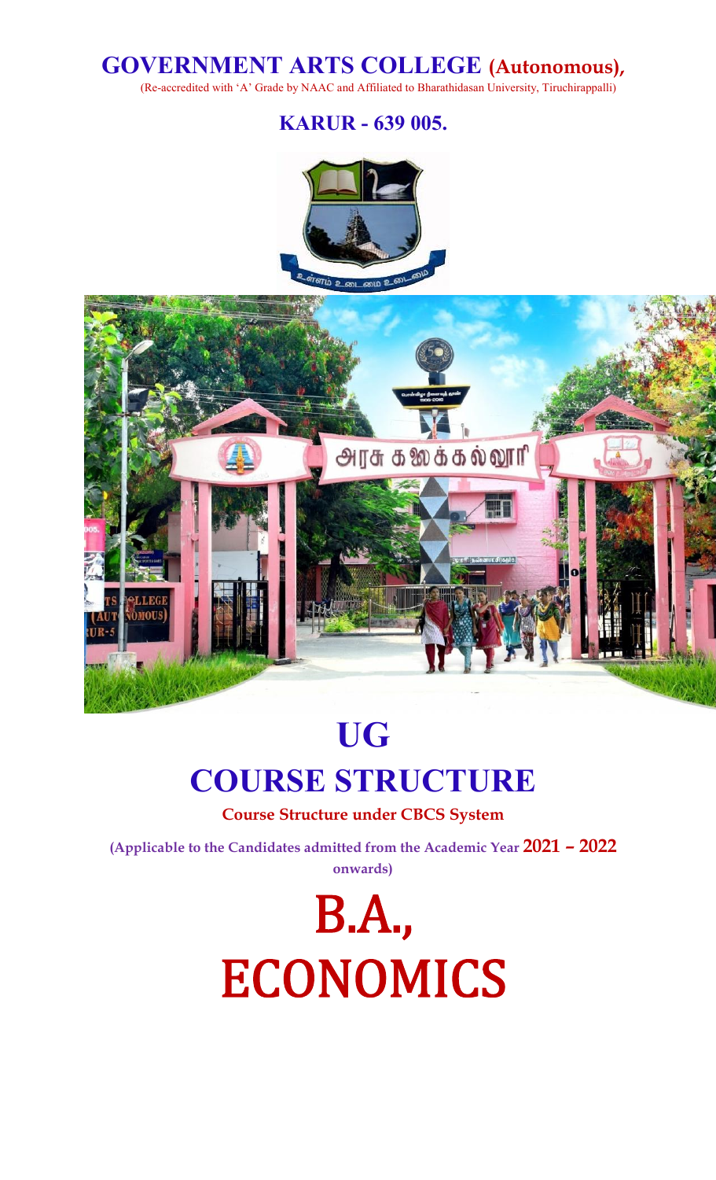# GOVERNMENT ARTS COLLEGE (Autonomous),

(Re-accredited with 'A' Grade by NAAC and Affiliated to Bharathidasan University, Tiruchirappalli)

## KARUR - 639 005.

# UG

# COURSE STRUCTURE

**Course Structure under CBCS System**

**(Applicable to the Candidates admitted from the Academic Year 2021 – 2022 onwards)**

# B.A., ECONOMICS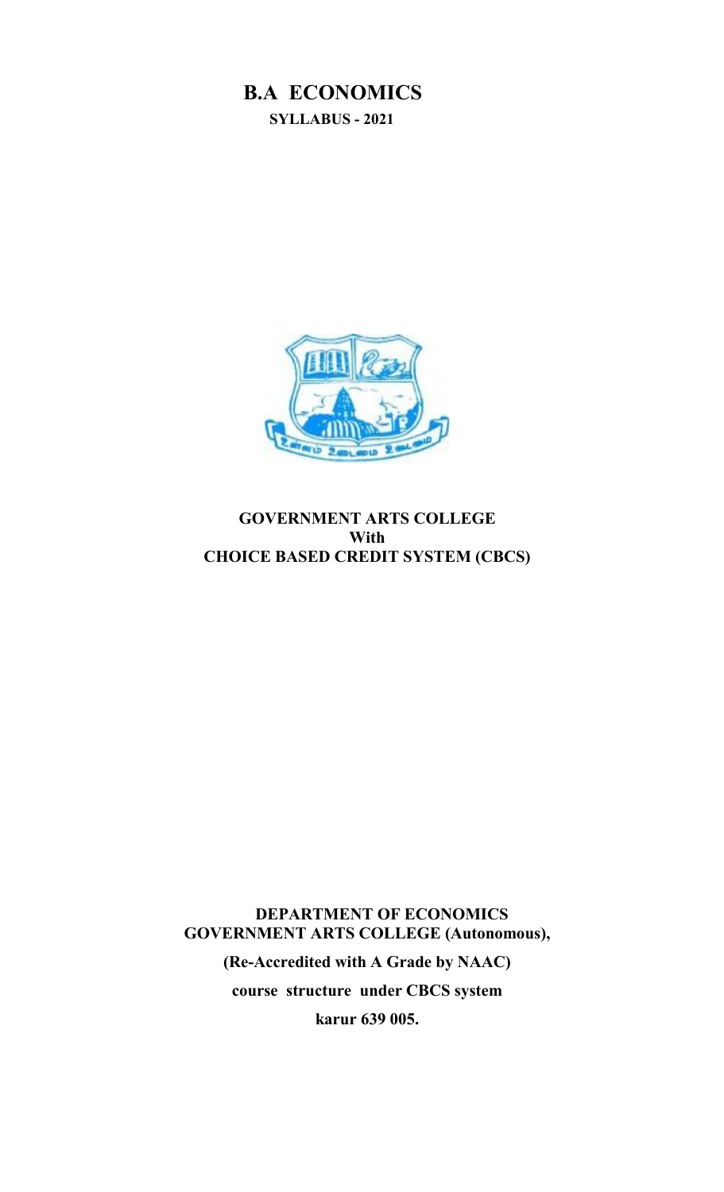# B.A ECONOMICS

**SYLLABUS - 2021**

**GOVERNMENT ARTS COLLEGE**
**With**
**CHOICE BASED CREDIT SYSTEM (CBCS)**

**DEPARTMENT OF ECONOMICS**
**GOVERNMENT ARTS COLLEGE (Autonomous),**

**(Re-Accredited with A Grade by NAAC)**

**course structure under CBCS system**

**karur 639 005.**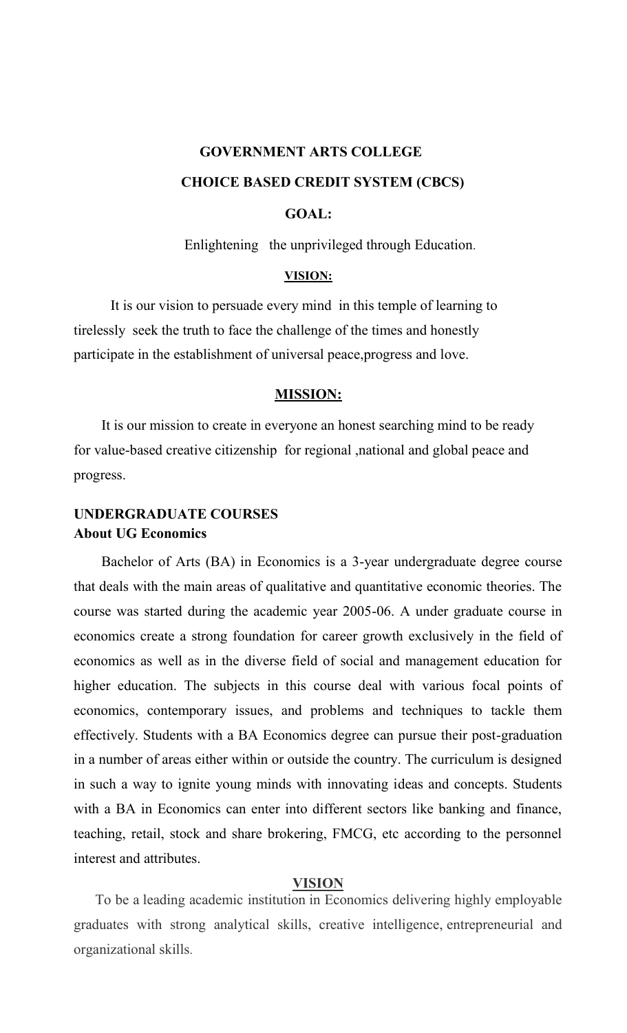# GOVERNMENT ARTS COLLEGE

## CHOICE BASED CREDIT SYSTEM (CBCS)

### GOAL:

Enlightening the unprivileged through Education.

### VISION:

It is our vision to persuade every mind in this temple of learning to tirelessly seek the truth to face the challenge of the times and honestly participate in the establishment of universal peace,progress and love.

### MISSION:

It is our mission to create in everyone an honest searching mind to be ready for value-based creative citizenship for regional ,national and global peace and progress.

## UNDERGRADUATE COURSES

### About UG Economics

Bachelor of Arts (BA) in Economics is a 3-year undergraduate degree course that deals with the main areas of qualitative and quantitative economic theories. The course was started during the academic year 2005-06. A under graduate course in economics create a strong foundation for career growth exclusively in the field of economics as well as in the diverse field of social and management education for higher education. The subjects in this course deal with various focal points of economics, contemporary issues, and problems and techniques to tackle them effectively. Students with a BA Economics degree can pursue their post-graduation in a number of areas either within or outside the country. The curriculum is designed in such a way to ignite young minds with innovating ideas and concepts. Students with a BA in Economics can enter into different sectors like banking and finance, teaching, retail, stock and share brokering, FMCG, etc according to the personnel interest and attributes.

### VISION

To be a leading academic institution in Economics delivering highly employable graduates with strong analytical skills, creative intelligence, entrepreneurial and organizational skills.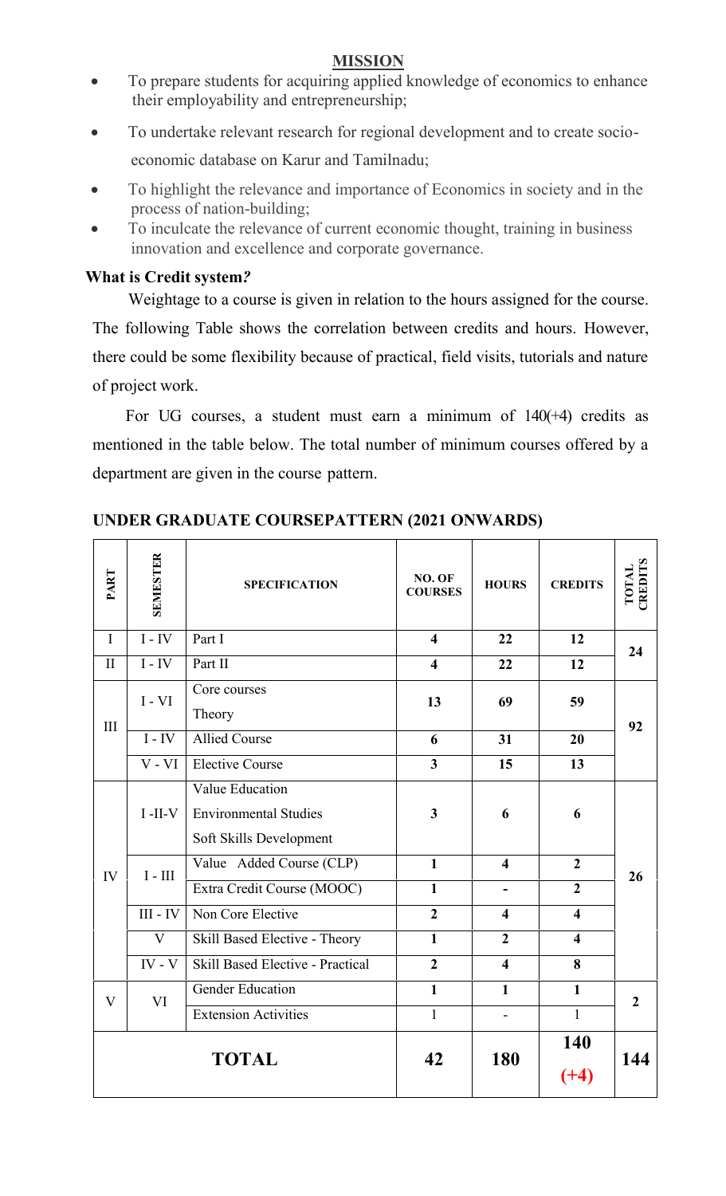## MISSION

- To prepare students for acquiring applied knowledge of economics to enhance their employability and entrepreneurship;
- To undertake relevant research for regional development and to create socio-economic database on Karur and Tamilnadu;
- To highlight the relevance and importance of Economics in society and in the process of nation-building;
- To inculcate the relevance of current economic thought, training in business innovation and excellence and corporate governance.

### What is Credit system?

Weightage to a course is given in relation to the hours assigned for the course. The following Table shows the correlation between credits and hours. However, there could be some flexibility because of practical, field visits, tutorials and nature of project work.

For UG courses, a student must earn a minimum of 140(+4) credits as mentioned in the table below. The total number of minimum courses offered by a department are given in the course pattern.

### UNDER GRADUATE COURSEPATTERN (2021 ONWARDS)

| PART | SEMESTER | SPECIFICATION | NO. OF COURSES | HOURS | CREDITS | TOTAL CREDITS |
|---|---|---|---|---|---|---|
| I | I - IV | Part I | 4 | 22 | 12 | 24 |
| II | I - IV | Part II | 4 | 22 | 12 | |
| III | I - VI | Core courses Theory | 13 | 69 | 59 | 92 |
| | I - IV | Allied Course | 6 | 31 | 20 | |
| | V - VI | Elective Course | 3 | 15 | 13 | |
| IV | I -II-V | Value Education<br>Environmental Studies<br>Soft Skills Development | 3 | 6 | 6 | 26 |
| | I - III | Value Added Course (CLP) | 1 | 4 | 2 | |
| | | Extra Credit Course (MOOC) | 1 | - | 2 | |
| | III - IV | Non Core Elective | 2 | 4 | 4 | |
| | V | Skill Based Elective - Theory | 1 | 2 | 4 | |
| | IV - V | Skill Based Elective - Practical | 2 | 4 | 8 | |
| V | VI | Gender Education | 1 | 1 | 1 | 2 |
| | | Extension Activities | 1 | - | 1 | |
| **TOTAL** | | | **42** | **180** | **140 (+4)** | **144** |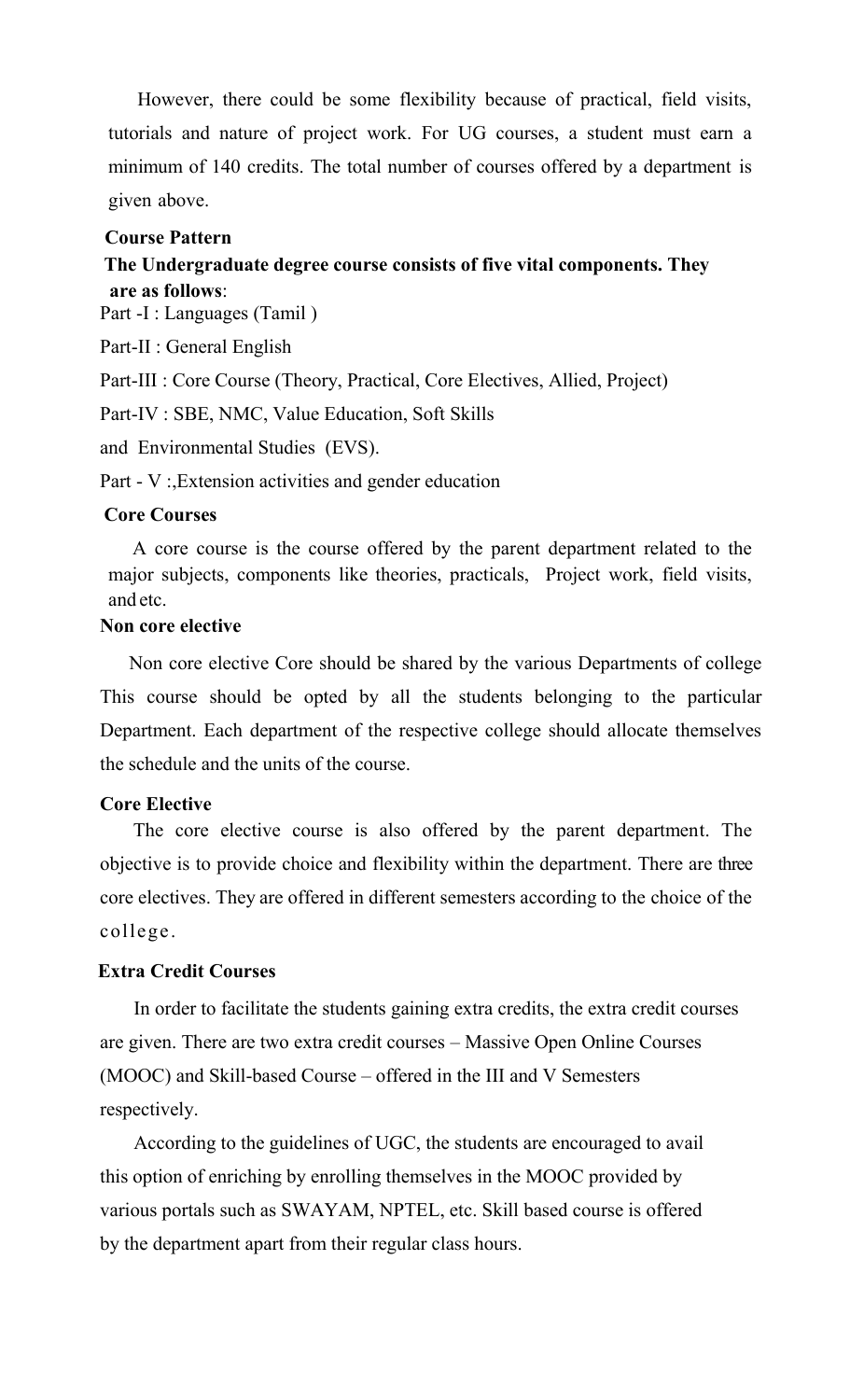However, there could be some flexibility because of practical, field visits, tutorials and nature of project work. For UG courses, a student must earn a minimum of 140 credits. The total number of courses offered by a department is given above.

**Course Pattern**

**The Undergraduate degree course consists of five vital components. They are as follows**:

Part -I : Languages (Tamil )

Part-II : General English

Part-III : Core Course (Theory, Practical, Core Electives, Allied, Project)

Part-IV : SBE, NMC, Value Education, Soft Skills

and Environmental Studies (EVS).

Part - V :,Extension activities and gender education

**Core Courses**

A core course is the course offered by the parent department related to the major subjects, components like theories, practicals, Project work, field visits, and etc.

**Non core elective**

Non core elective Core should be shared by the various Departments of college This course should be opted by all the students belonging to the particular Department. Each department of the respective college should allocate themselves the schedule and the units of the course.

**Core Elective**

The core elective course is also offered by the parent department. The objective is to provide choice and flexibility within the department. There are three core electives. They are offered in different semesters according to the choice of the college.

**Extra Credit Courses**

In order to facilitate the students gaining extra credits, the extra credit courses are given. There are two extra credit courses – Massive Open Online Courses (MOOC) and Skill-based Course – offered in the III and V Semesters respectively.

According to the guidelines of UGC, the students are encouraged to avail this option of enriching by enrolling themselves in the MOOC provided by various portals such as SWAYAM, NPTEL, etc. Skill based course is offered by the department apart from their regular class hours.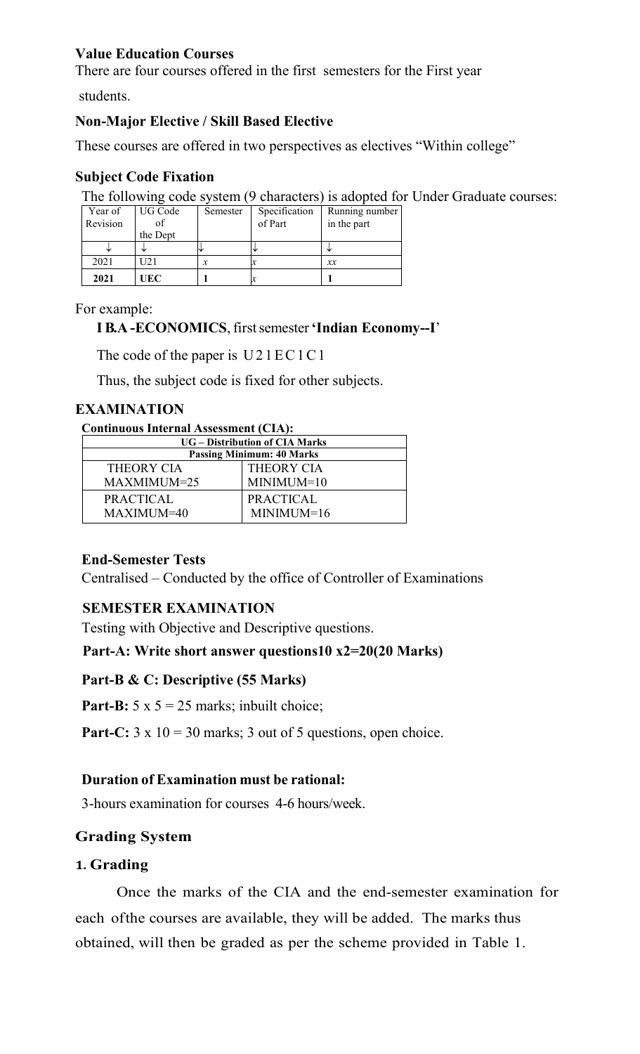**Value Education Courses**

There are four courses offered in the first semesters for the First year students.

**Non-Major Elective / Skill Based Elective**

These courses are offered in two perspectives as electives "Within college"

**Subject Code Fixation**

The following code system (9 characters) is adopted for Under Graduate courses:

| Year of Revision | UG Code of the Dept | Semester | Specification of Part | Running number in the part |
|---|---|---|---|---|
| ↓ | ↓ | ↓ | ↓ | ↓ |
| 2021 | U21 | *x* | *x* | *xx* |
| **2021** | **UEC** | **1** | *x* | **1** |

For example:

**I B.A -ECONOMICS**, first semester **'Indian Economy--I**'

The code of the paper is U21EC1C1

Thus, the subject code is fixed for other subjects.

## EXAMINATION

**Continuous Internal Assessment (CIA):**

| UG – Distribution of CIA Marks | |
|---|---|
| **Passing Minimum: 40 Marks** | |
| THEORY CIA MAXMIMUM=25 | THEORY CIA MINIMUM=10 |
| PRACTICAL MAXIMUM=40 | PRACTICAL MINIMUM=16 |

**End-Semester Tests**

Centralised – Conducted by the office of Controller of Examinations

**SEMESTER EXAMINATION**

Testing with Objective and Descriptive questions.

**Part-A: Write short answer questions10 x2=20(20 Marks)**

**Part-B & C: Descriptive (55 Marks)**

**Part-B:** 5 x 5 = 25 marks; inbuilt choice;

**Part-C:** 3 x 10 = 30 marks; 3 out of 5 questions, open choice.

**Duration of Examination must be rational:**

3-hours examination for courses 4-6 hours/week.

## Grading System

### 1. Grading

Once the marks of the CIA and the end-semester examination for each ofthe courses are available, they will be added. The marks thus obtained, will then be graded as per the scheme provided in Table 1.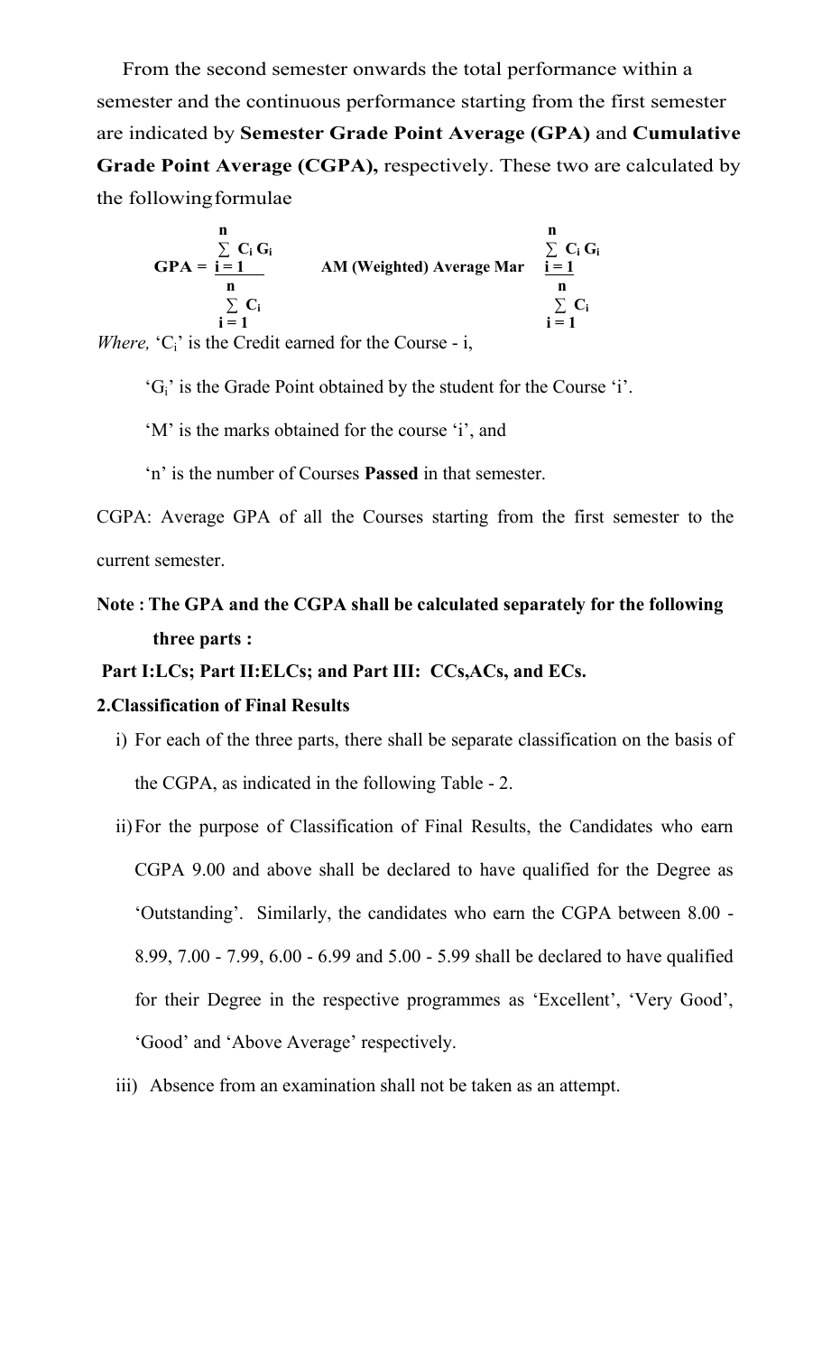From the second semester onwards the total performance within a semester and the continuous performance starting from the first semester are indicated by **Semester Grade Point Average (GPA)** and **Cumulative Grade Point Average (CGPA),** respectively. These two are calculated by the following formulae

$$\textbf{GPA} = \frac{\sum_{i=1}^{n} C_i G_i}{\sum_{i=1}^{n} C_i} \qquad \textbf{AM (Weighted) Average Mar} \quad \frac{\sum_{i=1}^{n} C_i G_i}{\sum_{i=1}^{n} C_i}$$

*Where,* '$C_i$' is the Credit earned for the Course - i,

'$G_i$' is the Grade Point obtained by the student for the Course 'i'.

'M' is the marks obtained for the course 'i', and

'n' is the number of Courses **Passed** in that semester.

CGPA: Average GPA of all the Courses starting from the first semester to the current semester.

**Note : The GPA and the CGPA shall be calculated separately for the following three parts :**

**Part I:LCs; Part II:ELCs; and Part III: CCs,ACs, and ECs.**

**2.Classification of Final Results**

i) For each of the three parts, there shall be separate classification on the basis of the CGPA, as indicated in the following Table - 2.

ii) For the purpose of Classification of Final Results, the Candidates who earn CGPA 9.00 and above shall be declared to have qualified for the Degree as 'Outstanding'. Similarly, the candidates who earn the CGPA between 8.00 - 8.99, 7.00 - 7.99, 6.00 - 6.99 and 5.00 - 5.99 shall be declared to have qualified for their Degree in the respective programmes as 'Excellent', 'Very Good', 'Good' and 'Above Average' respectively.

iii) Absence from an examination shall not be taken as an attempt.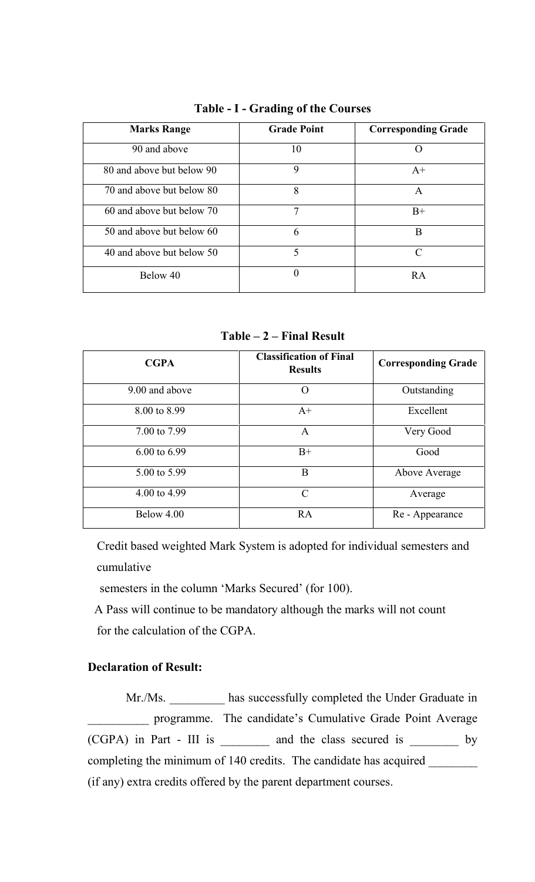**Table - I - Grading of the Courses**

| Marks Range | Grade Point | Corresponding Grade |
|---|---|---|
| 90 and above | 10 | O |
| 80 and above but below 90 | 9 | A+ |
| 70 and above but below 80 | 8 | A |
| 60 and above but below 70 | 7 | B+ |
| 50 and above but below 60 | 6 | B |
| 40 and above but below 50 | 5 | C |
| Below 40 | 0 | RA |

**Table – 2 – Final Result**

| CGPA | Classification of Final Results | Corresponding Grade |
|---|---|---|
| 9.00 and above | O | Outstanding |
| 8.00 to 8.99 | A+ | Excellent |
| 7.00 to 7.99 | A | Very Good |
| 6.00 to 6.99 | B+ | Good |
| 5.00 to 5.99 | B | Above Average |
| 4.00 to 4.99 | C | Average |
| Below 4.00 | RA | Re - Appearance |

Credit based weighted Mark System is adopted for individual semesters and cumulative semesters in the column 'Marks Secured' (for 100).

A Pass will continue to be mandatory although the marks will not count for the calculation of the CGPA.

**Declaration of Result:**

Mr./Ms. _________ has successfully completed the Under Graduate in __________ programme. The candidate's Cumulative Grade Point Average (CGPA) in Part - III is ________ and the class secured is ________ by completing the minimum of 140 credits. The candidate has acquired ________ (if any) extra credits offered by the parent department courses.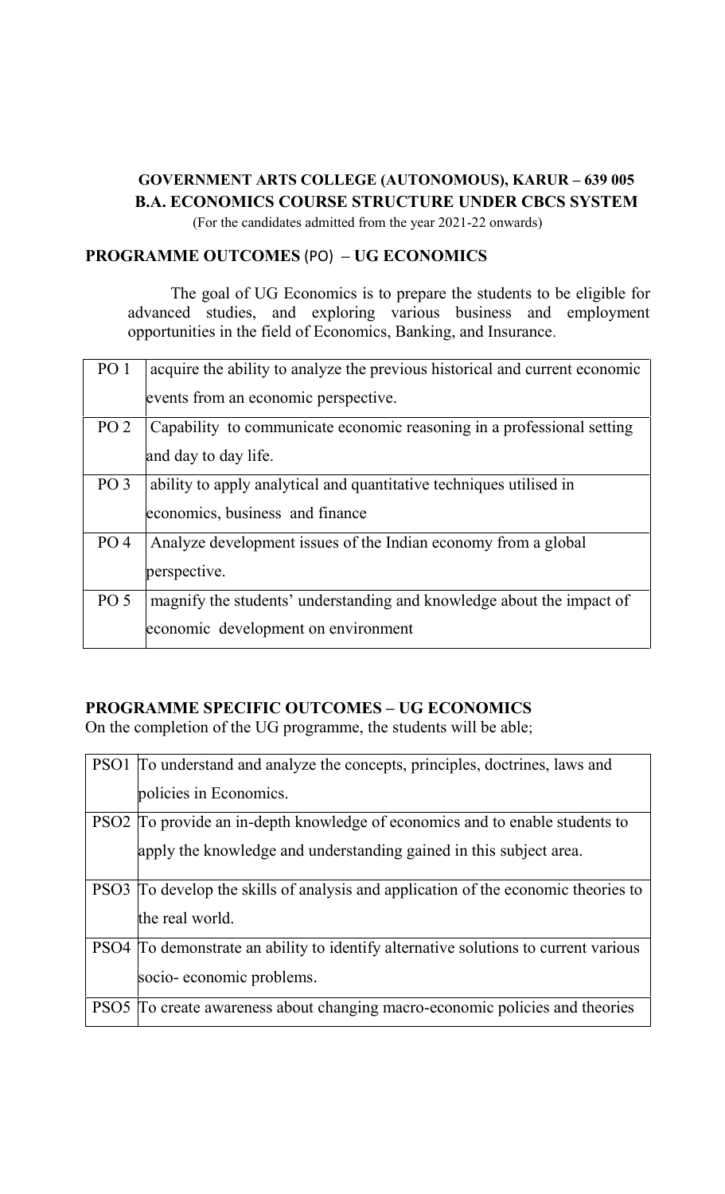**GOVERNMENT ARTS COLLEGE (AUTONOMOUS), KARUR – 639 005**

**B.A. ECONOMICS COURSE STRUCTURE UNDER CBCS SYSTEM**

(For the candidates admitted from the year 2021-22 onwards)

## PROGRAMME OUTCOMES (PO) – UG ECONOMICS

The goal of UG Economics is to prepare the students to be eligible for advanced studies, and exploring various business and employment opportunities in the field of Economics, Banking, and Insurance.

| | |
|---|---|
| PO 1 | acquire the ability to analyze the previous historical and current economic events from an economic perspective. |
| PO 2 | Capability to communicate economic reasoning in a professional setting and day to day life. |
| PO 3 | ability to apply analytical and quantitative techniques utilised in economics, business and finance |
| PO 4 | Analyze development issues of the Indian economy from a global perspective. |
| PO 5 | magnify the students' understanding and knowledge about the impact of economic development on environment |

## PROGRAMME SPECIFIC OUTCOMES – UG ECONOMICS

On the completion of the UG programme, the students will be able;

| | |
|---|---|
| PSO1 | To understand and analyze the concepts, principles, doctrines, laws and policies in Economics. |
| PSO2 | To provide an in-depth knowledge of economics and to enable students to apply the knowledge and understanding gained in this subject area. |
| PSO3 | To develop the skills of analysis and application of the economic theories to the real world. |
| PSO4 | To demonstrate an ability to identify alternative solutions to current various socio- economic problems. |
| PSO5 | To create awareness about changing macro-economic policies and theories |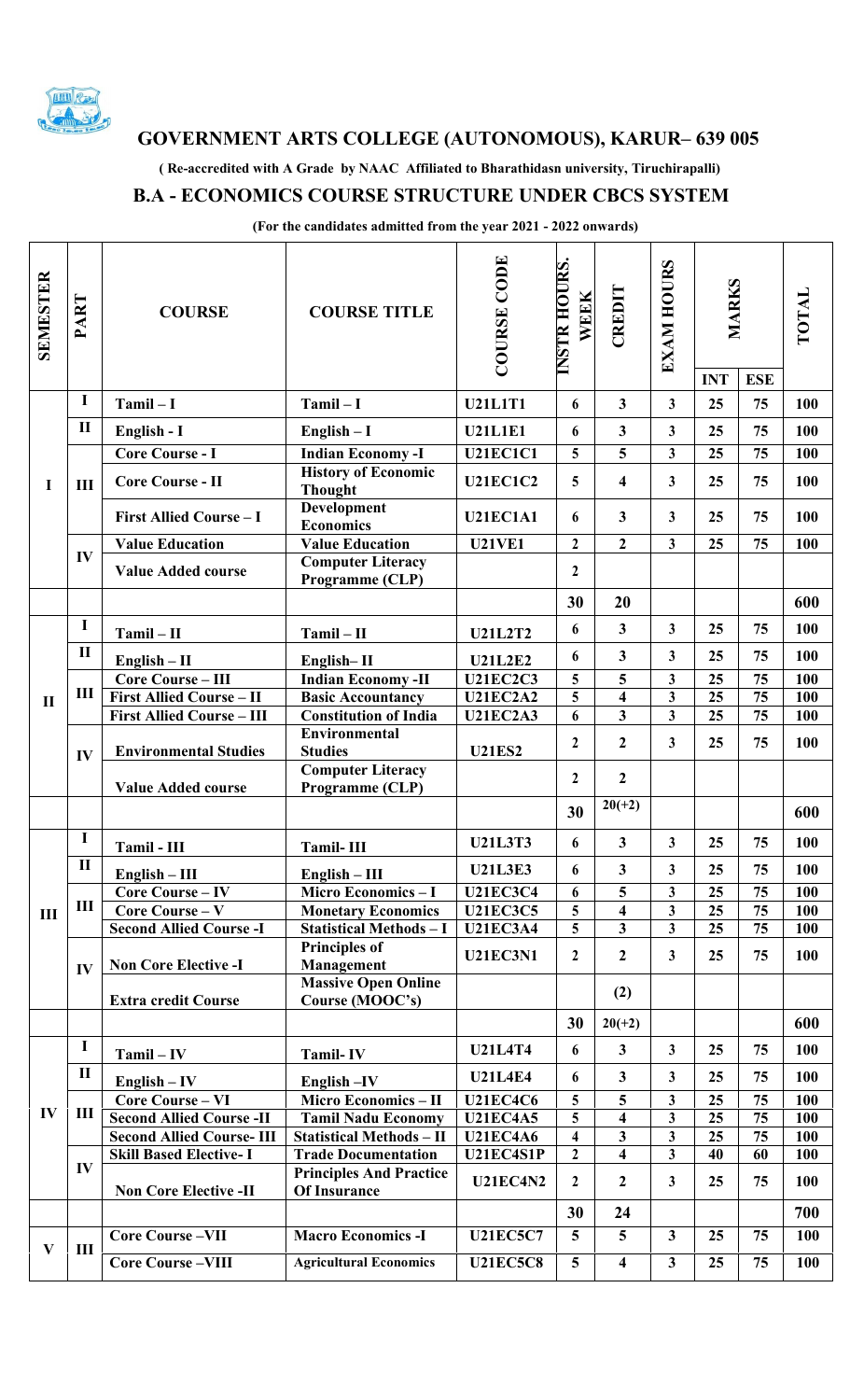## GOVERNMENT ARTS COLLEGE (AUTONOMOUS), KARUR– 639 005

**( Re-accredited with A Grade by NAAC Affiliated to Bharathidasn university, Tiruchirapalli)**

## B.A - ECONOMICS COURSE STRUCTURE UNDER CBCS SYSTEM

**(For the candidates admitted from the year 2021 - 2022 onwards)**

| SEMESTER | PART | COURSE | COURSE TITLE | COURSE CODE | INSTR HOURS. WEEK | CREDIT | EXAM HOURS | MARKS | | TOTAL |
|---|---|---|---|---|---|---|---|---|---|---|
| | | | | | | | | INT | ESE | |
| I | I | Tamil – I | Tamil – I | U21L1T1 | 6 | 3 | 3 | 25 | 75 | 100 |
| | II | English - I | English – I | U21L1E1 | 6 | 3 | 3 | 25 | 75 | 100 |
| | III | Core Course - I | Indian Economy -I | U21EC1C1 | 5 | 5 | 3 | 25 | 75 | 100 |
| | | Core Course - II | History of Economic Thought | U21EC1C2 | 5 | 4 | 3 | 25 | 75 | 100 |
| | | First Allied Course – I | Development Economics | U21EC1A1 | 6 | 3 | 3 | 25 | 75 | 100 |
| | IV | Value Education | Value Education | U21VE1 | 2 | 2 | 3 | 25 | 75 | 100 |
| | | Value Added course | Computer Literacy Programme (CLP) | | 2 | | | | | |
| | | | | | 30 | 20 | | | | 600 |
| II | I | Tamil – II | Tamil – II | U21L2T2 | 6 | 3 | 3 | 25 | 75 | 100 |
| | II | English – II | English– II | U21L2E2 | 6 | 3 | 3 | 25 | 75 | 100 |
| | III | Core Course – III | Indian Economy -II | U21EC2C3 | 5 | 5 | 3 | 25 | 75 | 100 |
| | | First Allied Course – II | Basic Accountancy | U21EC2A2 | 5 | 4 | 3 | 25 | 75 | 100 |
| | | First Allied Course – III | Constitution of India | U21EC2A3 | 6 | 3 | 3 | 25 | 75 | 100 |
| | IV | Environmental Studies | Environmental Studies | U21ES2 | 2 | 2 | 3 | 25 | 75 | 100 |
| | | Value Added course | Computer Literacy Programme (CLP) | | 2 | 2 | | | | |
| | | | | | 30 | 20(+2) | | | | 600 |
| III | I | Tamil - III | Tamil- III | U21L3T3 | 6 | 3 | 3 | 25 | 75 | 100 |
| | II | English – III | English – III | U21L3E3 | 6 | 3 | 3 | 25 | 75 | 100 |
| | III | Core Course – IV | Micro Economics – I | U21EC3C4 | 6 | 5 | 3 | 25 | 75 | 100 |
| | | Core Course – V | Monetary Economics | U21EC3C5 | 5 | 4 | 3 | 25 | 75 | 100 |
| | | Second Allied Course -I | Statistical Methods – I | U21EC3A4 | 5 | 3 | 3 | 25 | 75 | 100 |
| | IV | Non Core Elective -I | Principles of Management | U21EC3N1 | 2 | 2 | 3 | 25 | 75 | 100 |
| | | Extra credit Course | Massive Open Online Course (MOOC's) | | | (2) | | | | |
| | | | | | 30 | 20(+2) | | | | 600 |
| IV | I | Tamil – IV | Tamil- IV | U21L4T4 | 6 | 3 | 3 | 25 | 75 | 100 |
| | II | English – IV | English –IV | U21L4E4 | 6 | 3 | 3 | 25 | 75 | 100 |
| | III | Core Course – VI | Micro Economics – II | U21EC4C6 | 5 | 5 | 3 | 25 | 75 | 100 |
| | | Second Allied Course -II | Tamil Nadu Economy | U21EC4A5 | 5 | 4 | 3 | 25 | 75 | 100 |
| | | Second Allied Course- III | Statistical Methods – II | U21EC4A6 | 4 | 3 | 3 | 25 | 75 | 100 |
| | IV | Skill Based Elective- I | Trade Documentation | U21EC4S1P | 2 | 4 | 3 | 40 | 60 | 100 |
| | | Non Core Elective -II | Principles And Practice Of Insurance | U21EC4N2 | 2 | 2 | 3 | 25 | 75 | 100 |
| | | | | | 30 | 24 | | | | 700 |
| V | III | Core Course –VII | Macro Economics -I | U21EC5C7 | 5 | 5 | 3 | 25 | 75 | 100 |
| | | Core Course –VIII | Agricultural Economics | U21EC5C8 | 5 | 4 | 3 | 25 | 75 | 100 |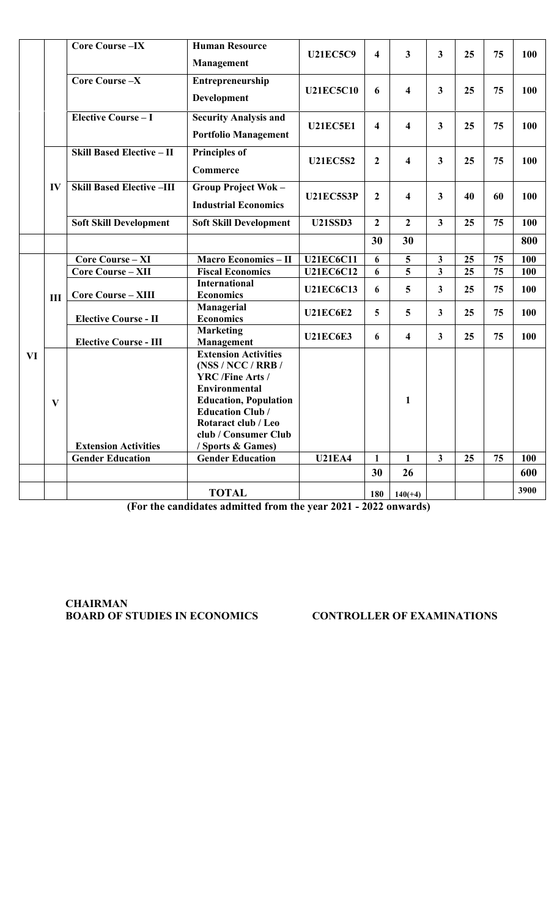| | | Core Course –IX | Human Resource Management | U21EC5C9 | 4 | 3 | 3 | 25 | 75 | 100 |
|---|---|---|---|---|---|---|---|---|---|---|
| | | Core Course –X | Entrepreneurship Development | U21EC5C10 | 6 | 4 | 3 | 25 | 75 | 100 |
| | | Elective Course – I | Security Analysis and Portfolio Management | U21EC5E1 | 4 | 4 | 3 | 25 | 75 | 100 |
| | IV | Skill Based Elective – II | Principles of Commerce | U21EC5S2 | 2 | 4 | 3 | 25 | 75 | 100 |
| | | Skill Based Elective –III | Group Project Wok – Industrial Economics | U21EC5S3P | 2 | 4 | 3 | 40 | 60 | 100 |
| | | Soft Skill Development | Soft Skill Development | U21SSD3 | 2 | 2 | 3 | 25 | 75 | 100 |
| | | | | | 30 | 30 | | | | 800 |
| VI | III | Core Course – XI | Macro Economics – II | U21EC6C11 | 6 | 5 | 3 | 25 | 75 | 100 |
| | | Core Course – XII | Fiscal Economics | U21EC6C12 | 6 | 5 | 3 | 25 | 75 | 100 |
| | | Core Course – XIII | International Economics | U21EC6C13 | 6 | 5 | 3 | 25 | 75 | 100 |
| | | Elective Course - II | Managerial Economics | U21EC6E2 | 5 | 5 | 3 | 25 | 75 | 100 |
| | | Elective Course - III | Marketing Management | U21EC6E3 | 6 | 4 | 3 | 25 | 75 | 100 |
| | V | Extension Activities | Extension Activities (NSS / NCC / RRB / YRC /Fine Arts / Environmental Education, Population Education Club / Rotaract club / Leo club / Consumer Club / Sports & Games) | | | 1 | | | | |
| | | Gender Education | Gender Education | U21EA4 | 1 | 1 | 3 | 25 | 75 | 100 |
| | | | | | 30 | 26 | | | | 600 |
| | | | TOTAL | | 180 | 140(+4) | | | | 3900 |

**(For the candidates admitted from the year 2021 - 2022 onwards)**

**CHAIRMAN**
**BOARD OF STUDIES IN ECONOMICS**

**CONTROLLER OF EXAMINATIONS**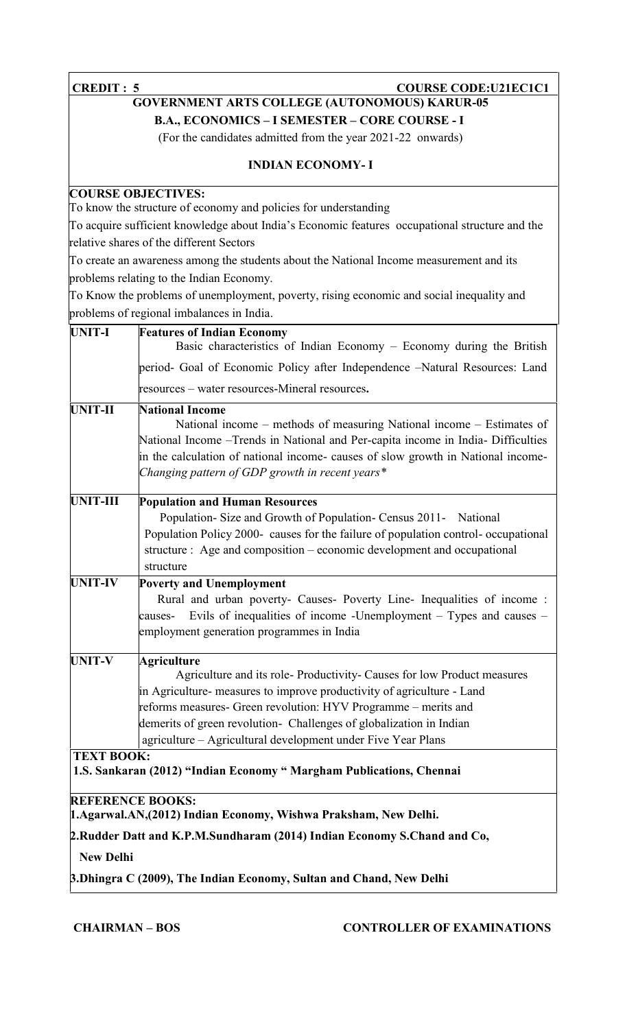**CREDIT : 5** **COURSE CODE:U21EC1C1**

**GOVERNMENT ARTS COLLEGE (AUTONOMOUS) KARUR-05**

**B.A., ECONOMICS – I SEMESTER – CORE COURSE - I**

(For the candidates admitted from the year 2021-22 onwards)

**INDIAN ECONOMY- I**

**COURSE OBJECTIVES:**

To know the structure of economy and policies for understanding

To acquire sufficient knowledge about India's Economic features occupational structure and the relative shares of the different Sectors

To create an awareness among the students about the National Income measurement and its problems relating to the Indian Economy.

To Know the problems of unemployment, poverty, rising economic and social inequality and problems of regional imbalances in India.

| | |
|---|---|
| **UNIT-I** | **Features of Indian Economy**<br>Basic characteristics of Indian Economy – Economy during the British period- Goal of Economic Policy after Independence –Natural Resources: Land resources – water resources-Mineral resources**.** |
| **UNIT-II** | **National Income**<br>National income – methods of measuring National income – Estimates of National Income –Trends in National and Per-capita income in India- Difficulties in the calculation of national income- causes of slow growth in National income- *Changing pattern of GDP growth in recent years\** |
| **UNIT-III** | **Population and Human Resources**<br>Population- Size and Growth of Population- Census 2011- National Population Policy 2000- causes for the failure of population control- occupational structure : Age and composition – economic development and occupational structure |
| **UNIT-IV** | **Poverty and Unemployment**<br>Rural and urban poverty- Causes- Poverty Line- Inequalities of income : causes- Evils of inequalities of income -Unemployment – Types and causes – employment generation programmes in India |
| **UNIT-V** | **Agriculture**<br>Agriculture and its role- Productivity- Causes for low Product measures in Agriculture- measures to improve productivity of agriculture - Land reforms measures- Green revolution: HYV Programme – merits and demerits of green revolution- Challenges of globalization in Indian agriculture – Agricultural development under Five Year Plans |

**TEXT BOOK:**

**1.S. Sankaran (2012) "Indian Economy " Margham Publications, Chennai**

**REFERENCE BOOKS:**

**1.Agarwal.AN,(2012) Indian Economy, Wishwa Praksham, New Delhi.**

**2.Rudder Datt and K.P.M.Sundharam (2014) Indian Economy S.Chand and Co, New Delhi**

**3.Dhingra C (2009), The Indian Economy, Sultan and Chand, New Delhi**

**CHAIRMAN – BOS** **CONTROLLER OF EXAMINATIONS**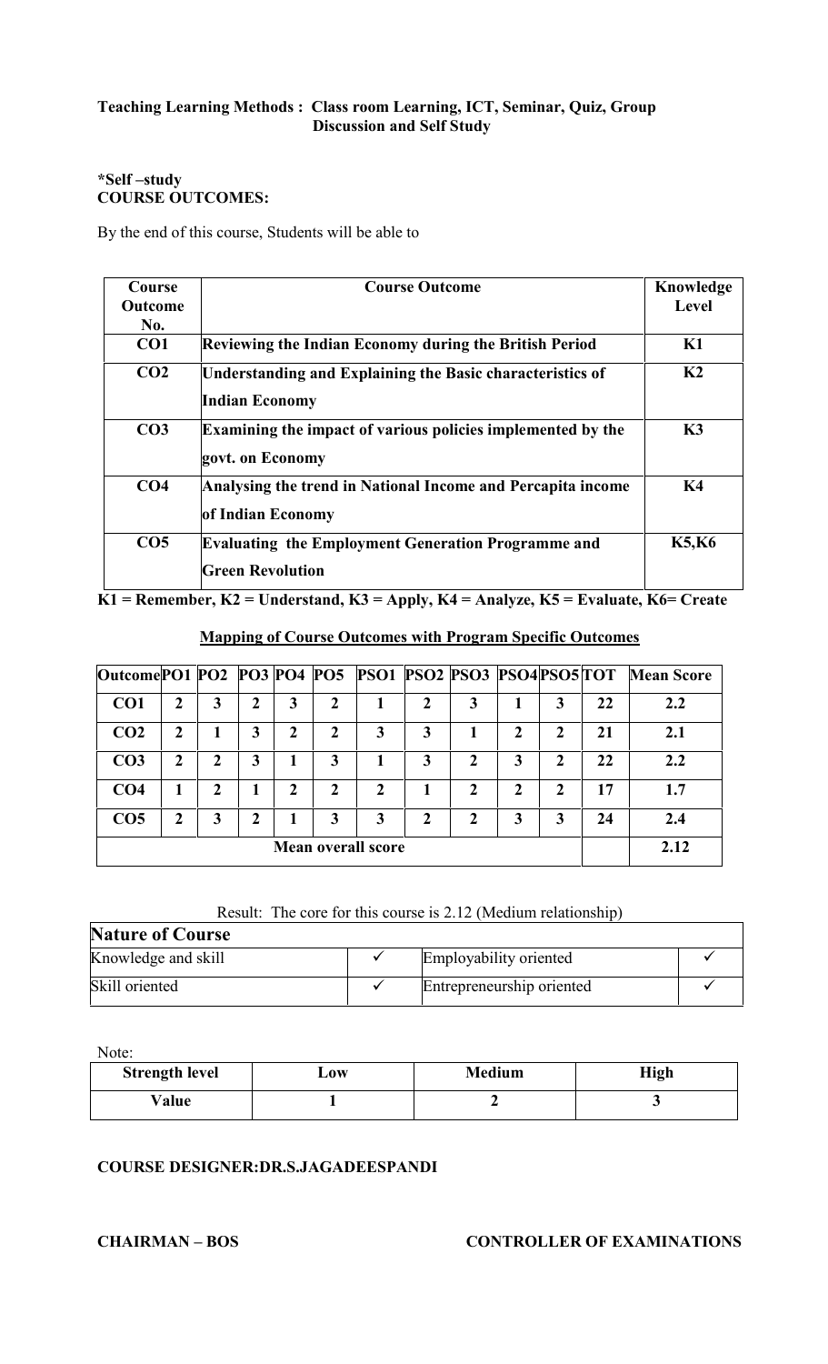**Teaching Learning Methods : Class room Learning, ICT, Seminar, Quiz, Group Discussion and Self Study**

***Self –study**

**COURSE OUTCOMES:**

By the end of this course, Students will be able to

| Course Outcome No. | Course Outcome | Knowledge Level |
|---|---|---|
| CO1 | Reviewing the Indian Economy during the British Period | K1 |
| CO2 | Understanding and Explaining the Basic characteristics of Indian Economy | K2 |
| CO3 | Examining the impact of various policies implemented by the govt. on Economy | K3 |
| CO4 | Analysing the trend in National Income and Percapita income of Indian Economy | K4 |
| CO5 | Evaluating the Employment Generation Programme and Green Revolution | K5,K6 |

**K1 = Remember, K2 = Understand, K3 = Apply, K4 = Analyze, K5 = Evaluate, K6= Create**

**Mapping of Course Outcomes with Program Specific Outcomes**

| Outcome | PO1 | PO2 | PO3 | PO4 | PO5 | PSO1 | PSO2 | PSO3 | PSO4 | PSO5 | TOT | Mean Score |
|---|---|---|---|---|---|---|---|---|---|---|---|---|
| CO1 | 2 | 3 | 2 | 3 | 2 | 1 | 2 | 3 | 1 | 3 | 22 | 2.2 |
| CO2 | 2 | 1 | 3 | 2 | 2 | 3 | 3 | 1 | 2 | 2 | 21 | 2.1 |
| CO3 | 2 | 2 | 3 | 1 | 3 | 1 | 3 | 2 | 3 | 2 | 22 | 2.2 |
| CO4 | 1 | 2 | 1 | 2 | 2 | 2 | 1 | 2 | 2 | 2 | 17 | 1.7 |
| CO5 | 2 | 3 | 2 | 1 | 3 | 3 | 2 | 2 | 3 | 3 | 24 | 2.4 |
| Mean overall score | | | | | | | | | | | | 2.12 |

Result: The core for this course is 2.12 (Medium relationship)

| Nature of Course | | | |
|---|---|---|---|
| Knowledge and skill | ✓ | Employability oriented | ✓ |
| Skill oriented | ✓ | Entrepreneurship oriented | ✓ |

Note:

| Strength level | Low | Medium | High |
|---|---|---|---|
| Value | 1 | 2 | 3 |

**COURSE DESIGNER:DR.S.JAGADEESPANDI**

**CHAIRMAN – BOS** **CONTROLLER OF EXAMINATIONS**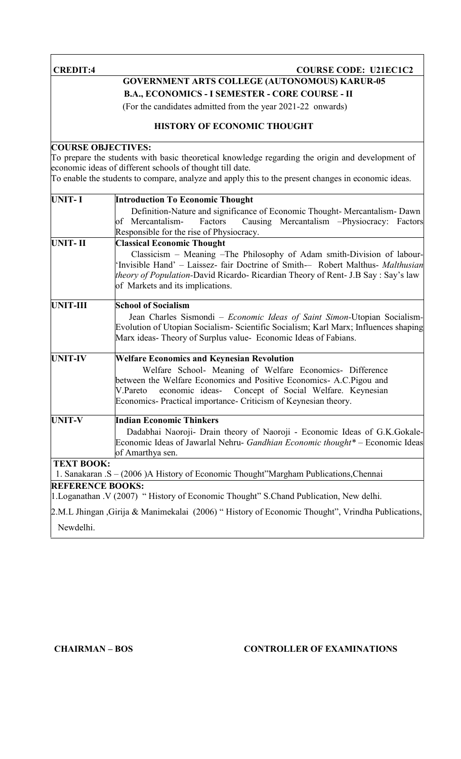**CREDIT:4** **COURSE CODE: U21EC1C2**

**GOVERNMENT ARTS COLLEGE (AUTONOMOUS) KARUR-05**

**B.A., ECONOMICS - I SEMESTER - CORE COURSE - II**

(For the candidates admitted from the year 2021-22 onwards)

## HISTORY OF ECONOMIC THOUGHT

**COURSE OBJECTIVES:**

To prepare the students with basic theoretical knowledge regarding the origin and development of economic ideas of different schools of thought till date.

To enable the students to compare, analyze and apply this to the present changes in economic ideas.

| | |
|---|---|
| **UNIT- I** | **Introduction To Economic Thought**<br>Definition-Nature and significance of Economic Thought- Mercantalism- Dawn of Mercantalism- Factors Causing Mercantalism –Physiocracy: Factors Responsible for the rise of Physiocracy. |
| **UNIT- II** | **Classical Economic Thought**<br>Classicism – Meaning –The Philosophy of Adam smith-Division of labour-'Invisible Hand' – Laissez- fair Doctrine of Smith-– Robert Malthus- *Malthusian theory of Population*-David Ricardo- Ricardian Theory of Rent- J.B Say : Say's law of Markets and its implications. |
| **UNIT-III** | **School of Socialism**<br>Jean Charles Sismondi – *Economic Ideas of Saint Simon*-Utopian Socialism-Evolution of Utopian Socialism- Scientific Socialism; Karl Marx; Influences shaping Marx ideas- Theory of Surplus value- Economic Ideas of Fabians. |
| **UNIT-IV** | **Welfare Economics and Keynesian Revolution**<br>Welfare School- Meaning of Welfare Economics- Difference between the Welfare Economics and Positive Economics- A.C.Pigou and V.Pareto economic ideas- Concept of Social Welfare. Keynesian Economics- Practical importance- Criticism of Keynesian theory. |
| **UNIT-V** | **Indian Economic Thinkers**<br>Dadabhai Naoroji- Drain theory of Naoroji - Economic Ideas of G.K.Gokale-Economic Ideas of Jawarlal Nehru- *Gandhian Economic thought** – Economic Ideas of Amarthya sen. |

**TEXT BOOK:**

1. Sanakaran .S – (2006 )A History of Economic Thought"Margham Publications,Chennai

**REFERENCE BOOKS:**

1.Loganathan .V (2007) " History of Economic Thought" S.Chand Publication, New delhi.

2.M.L Jhingan ,Girija & Manimekalai (2006) " History of Economic Thought", Vrindha Publications, Newdelhi.

**CHAIRMAN – BOS** **CONTROLLER OF EXAMINATIONS**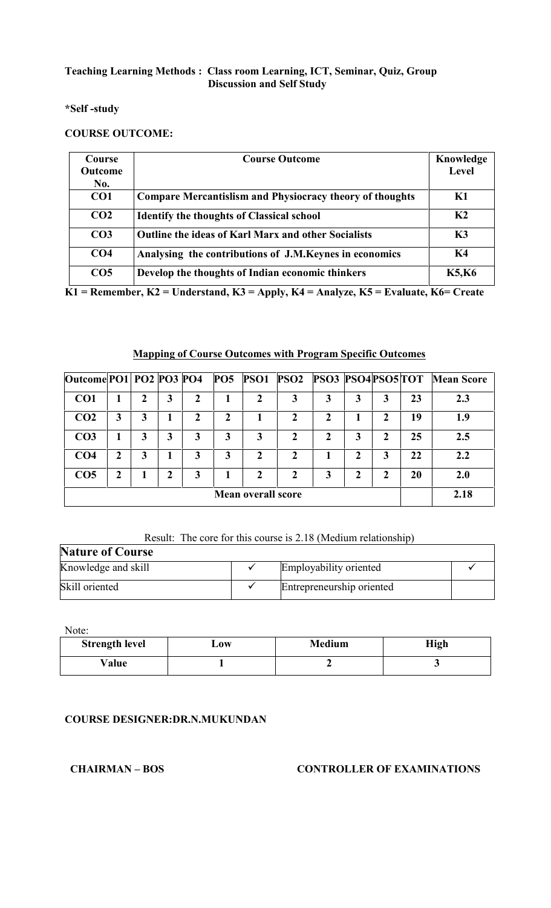**Teaching Learning Methods : Class room Learning, ICT, Seminar, Quiz, Group Discussion and Self Study**

***Self -study**

**COURSE OUTCOME:**

| Course Outcome No. | Course Outcome | Knowledge Level |
|---|---|---|
| CO1 | Compare Mercantislism and Physiocracy theory of thoughts | K1 |
| CO2 | Identify the thoughts of Classical school | K2 |
| CO3 | Outline the ideas of Karl Marx and other Socialists | K3 |
| CO4 | Analysing the contributions of J.M.Keynes in economics | K4 |
| CO5 | Develop the thoughts of Indian economic thinkers | K5,K6 |

**K1 = Remember, K2 = Understand, K3 = Apply, K4 = Analyze, K5 = Evaluate, K6= Create**

**Mapping of Course Outcomes with Program Specific Outcomes**

| Outcome | PO1 | PO2 | PO3 | PO4 | PO5 | PSO1 | PSO2 | PSO3 | PSO4 | PSO5 | TOT | Mean Score |
|---|---|---|---|---|---|---|---|---|---|---|---|---|
| CO1 | 1 | 2 | 3 | 2 | 1 | 2 | 3 | 3 | 3 | 3 | 23 | 2.3 |
| CO2 | 3 | 3 | 1 | 2 | 2 | 1 | 2 | 2 | 1 | 2 | 19 | 1.9 |
| CO3 | 1 | 3 | 3 | 3 | 3 | 3 | 2 | 2 | 3 | 2 | 25 | 2.5 |
| CO4 | 2 | 3 | 1 | 3 | 3 | 2 | 2 | 1 | 2 | 3 | 22 | 2.2 |
| CO5 | 2 | 1 | 2 | 3 | 1 | 2 | 2 | 3 | 2 | 2 | 20 | 2.0 |
| Mean overall score | | | | | | | | | | | | 2.18 |

Result: The core for this course is 2.18 (Medium relationship)

| **Nature of Course** | | | |
|---|---|---|---|
| Knowledge and skill | ✓ | Employability oriented | ✓ |
| Skill oriented | ✓ | Entrepreneurship oriented | |

Note:

| Strength level | Low | Medium | High |
|---|---|---|---|
| Value | 1 | 2 | 3 |

**COURSE DESIGNER:DR.N.MUKUNDAN**

**CHAIRMAN – BOS** **CONTROLLER OF EXAMINATIONS**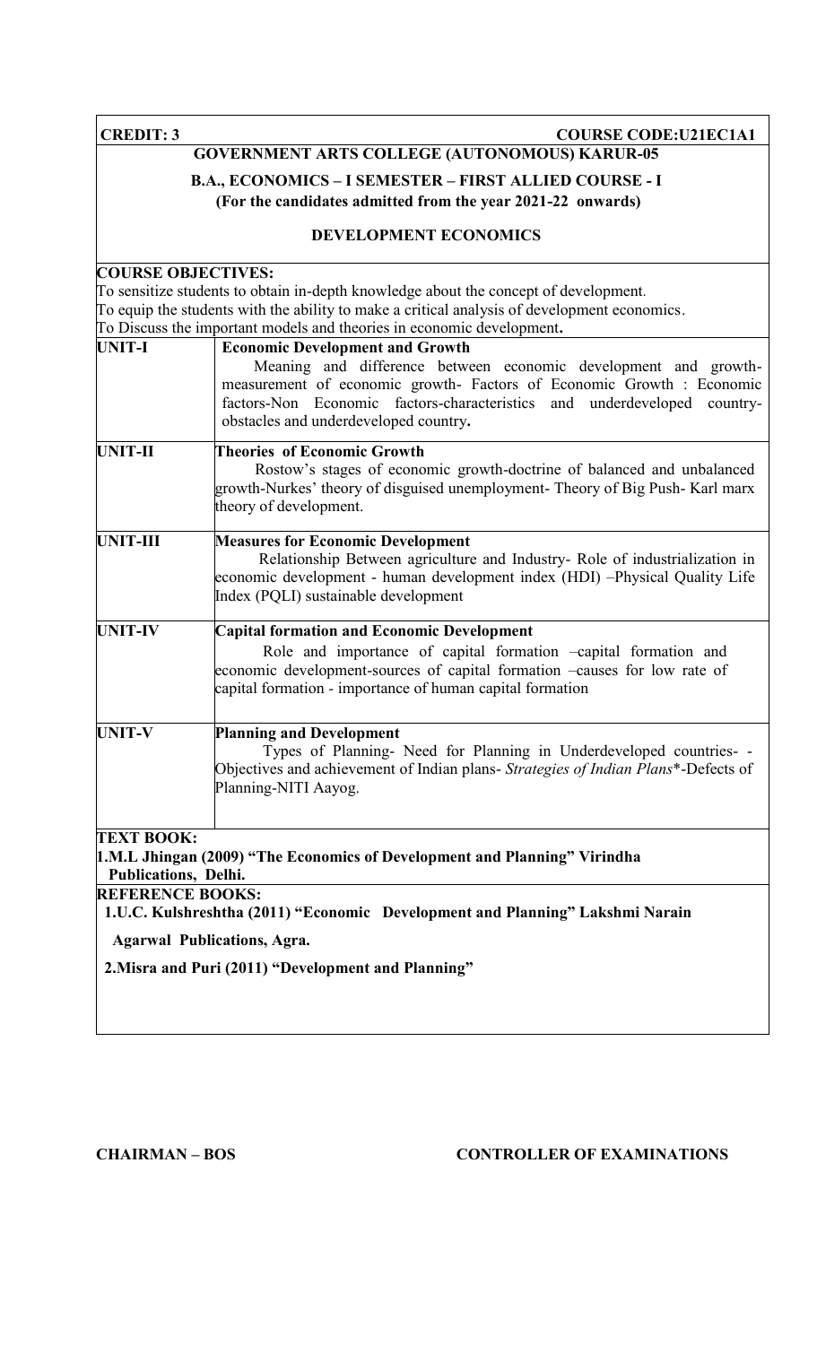**CREDIT: 3** **COURSE CODE:U21EC1A1**

**GOVERNMENT ARTS COLLEGE (AUTONOMOUS) KARUR-05**

**B.A., ECONOMICS – I SEMESTER – FIRST ALLIED COURSE - I**

**(For the candidates admitted from the year 2021-22 onwards)**

**DEVELOPMENT ECONOMICS**

**COURSE OBJECTIVES:**

To sensitize students to obtain in-depth knowledge about the concept of development.
To equip the students with the ability to make a critical analysis of development economics.
To Discuss the important models and theories in economic development**.**

| | |
|---|---|
| **UNIT-I** | **Economic Development and Growth**<br>Meaning and difference between economic development and growth- measurement of economic growth- Factors of Economic Growth : Economic factors-Non Economic factors-characteristics and underdeveloped country- obstacles and underdeveloped country**.** |
| **UNIT-II** | **Theories of Economic Growth**<br>Rostow's stages of economic growth-doctrine of balanced and unbalanced growth-Nurkes' theory of disguised unemployment- Theory of Big Push- Karl marx theory of development. |
| **UNIT-III** | **Measures for Economic Development**<br>Relationship Between agriculture and Industry- Role of industrialization in economic development - human development index (HDI) –Physical Quality Life Index (PQLI) sustainable development |
| **UNIT-IV** | **Capital formation and Economic Development**<br>Role and importance of capital formation –capital formation and economic development-sources of capital formation –causes for low rate of capital formation - importance of human capital formation |
| **UNIT-V** | **Planning and Development**<br>Types of Planning- Need for Planning in Underdeveloped countries- - Objectives and achievement of Indian plans- *Strategies of Indian Plans*\*-Defects of Planning-NITI Aayog. |

**TEXT BOOK:**

**1.M.L Jhingan (2009) "The Economics of Development and Planning" Virindha Publications, Delhi.**

**REFERENCE BOOKS:**

**1.U.C. Kulshreshtha (2011) "Economic Development and Planning" Lakshmi Narain Agarwal Publications, Agra.**

**2.Misra and Puri (2011) "Development and Planning"**

**CHAIRMAN – BOS** **CONTROLLER OF EXAMINATIONS**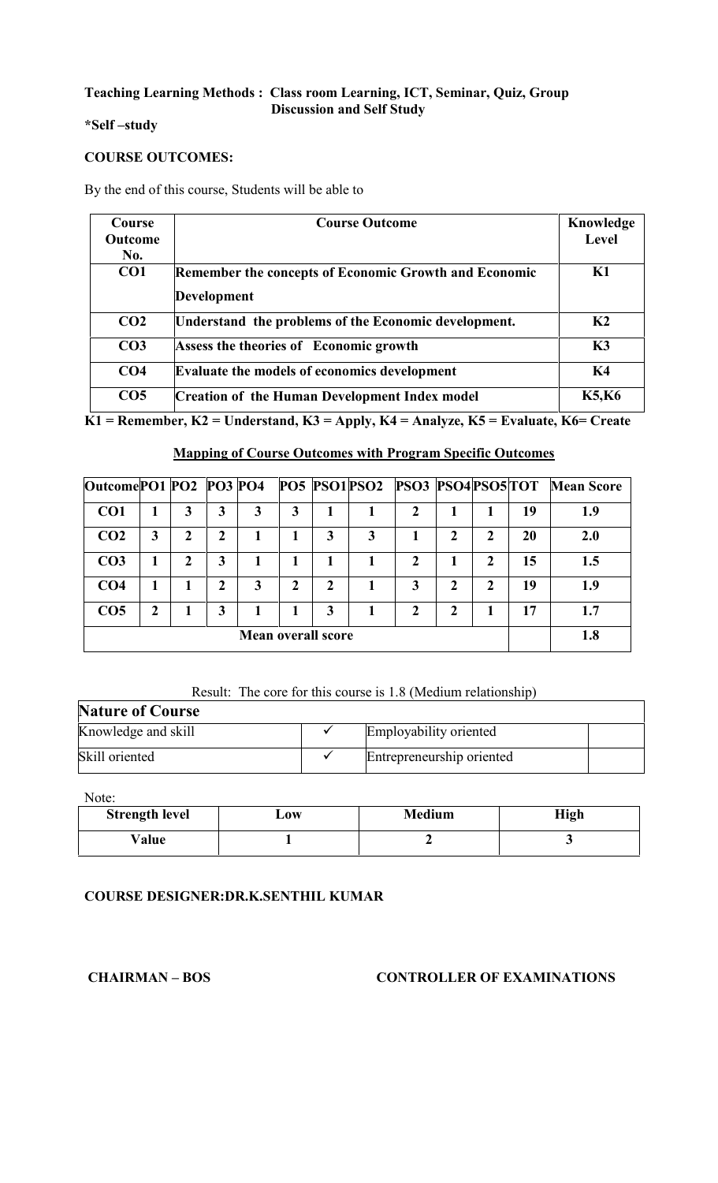**Teaching Learning Methods : Class room Learning, ICT, Seminar, Quiz, Group Discussion and Self Study**

***Self –study**

**COURSE OUTCOMES:**

By the end of this course, Students will be able to

| Course Outcome No. | Course Outcome | Knowledge Level |
|---|---|---|
| **CO1** | **Remember the concepts of Economic Growth and Economic Development** | **K1** |
| **CO2** | **Understand the problems of the Economic development.** | **K2** |
| **CO3** | **Assess the theories of Economic growth** | **K3** |
| **CO4** | **Evaluate the models of economics development** | **K4** |
| **CO5** | **Creation of the Human Development Index model** | **K5,K6** |

**K1 = Remember, K2 = Understand, K3 = Apply, K4 = Analyze, K5 = Evaluate, K6= Create**

**Mapping of Course Outcomes with Program Specific Outcomes**

| Outcome | PO1 | PO2 | PO3 | PO4 | PO5 | PSO1 | PSO2 | PSO3 | PSO4 | PSO5 | TOT | Mean Score |
|---|---|---|---|---|---|---|---|---|---|---|---|---|
| **CO1** | 1 | 3 | 3 | 3 | 3 | 1 | 1 | 2 | 1 | 1 | 19 | 1.9 |
| **CO2** | 3 | 2 | 2 | 1 | 1 | 3 | 3 | 1 | 2 | 2 | 20 | 2.0 |
| **CO3** | 1 | 2 | 3 | 1 | 1 | 1 | 1 | 2 | 1 | 2 | 15 | 1.5 |
| **CO4** | 1 | 1 | 2 | 3 | 2 | 2 | 1 | 3 | 2 | 2 | 19 | 1.9 |
| **CO5** | 2 | 1 | 3 | 1 | 1 | 3 | 1 | 2 | 2 | 1 | 17 | 1.7 |
| **Mean overall score** | | | | | | | | | | | | **1.8** |

Result: The core for this course is 1.8 (Medium relationship)

| **Nature of Course** | | | |
|---|---|---|---|
| Knowledge and skill | ✓ | Employability oriented | |
| Skill oriented | ✓ | Entrepreneurship oriented | |

Note:

| Strength level | Low | Medium | High |
|---|---|---|---|
| **Value** | **1** | **2** | **3** |

**COURSE DESIGNER:DR.K.SENTHIL KUMAR**

**CHAIRMAN – BOS** **CONTROLLER OF EXAMINATIONS**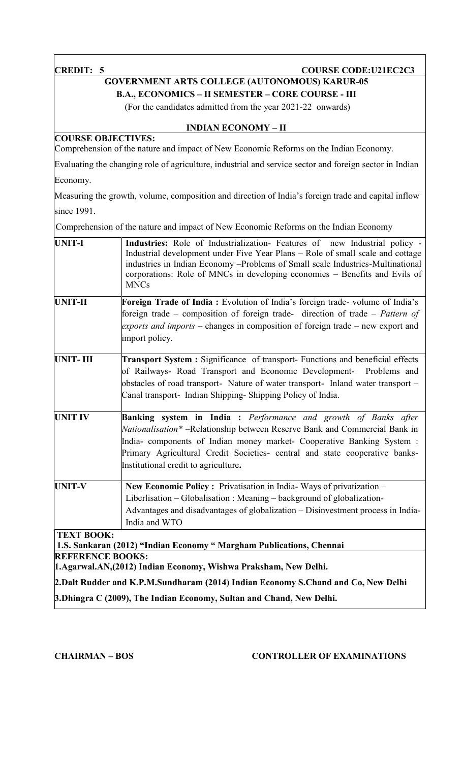**CREDIT: 5** **COURSE CODE:U21EC2C3**

**GOVERNMENT ARTS COLLEGE (AUTONOMOUS) KARUR-05**

**B.A., ECONOMICS – II SEMESTER – CORE COURSE - III**

(For the candidates admitted from the year 2021-22 onwards)

**INDIAN ECONOMY – II**

**COURSE OBJECTIVES:**

Comprehension of the nature and impact of New Economic Reforms on the Indian Economy.

Evaluating the changing role of agriculture, industrial and service sector and foreign sector in Indian Economy.

Measuring the growth, volume, composition and direction of India's foreign trade and capital inflow since 1991.

Comprehension of the nature and impact of New Economic Reforms on the Indian Economy

| | |
|---|---|
| **UNIT-I** | **Industries:** Role of Industrialization- Features of new Industrial policy - Industrial development under Five Year Plans – Role of small scale and cottage industries in Indian Economy –Problems of Small scale Industries-Multinational corporations: Role of MNCs in developing economies – Benefits and Evils of MNCs |
| **UNIT-II** | **Foreign Trade of India :** Evolution of India's foreign trade- volume of India's foreign trade – composition of foreign trade- direction of trade – *Pattern of exports and imports* – changes in composition of foreign trade – new export and import policy. |
| **UNIT- III** | **Transport System :** Significance of transport- Functions and beneficial effects of Railways- Road Transport and Economic Development- Problems and obstacles of road transport- Nature of water transport- Inland water transport – Canal transport- Indian Shipping- Shipping Policy of India. |
| **UNIT IV** | **Banking system in India :** *Performance and growth of Banks after Nationalisation\** –Relationship between Reserve Bank and Commercial Bank in India- components of Indian money market- Cooperative Banking System : Primary Agricultural Credit Societies- central and state cooperative banks-Institutional credit to agriculture**.** |
| **UNIT-V** | **New Economic Policy :** Privatisation in India- Ways of privatization – Liberlisation – Globalisation : Meaning – background of globalization- Advantages and disadvantages of globalization – Disinvestment process in India-India and WTO |

**TEXT BOOK:**

**1.S. Sankaran (2012) "Indian Economy " Margham Publications, Chennai**

**REFERENCE BOOKS:**

**1.Agarwal.AN,(2012) Indian Economy, Wishwa Praksham, New Delhi.**

**2.Dalt Rudder and K.P.M.Sundharam (2014) Indian Economy S.Chand and Co, New Delhi**

**3.Dhingra C (2009), The Indian Economy, Sultan and Chand, New Delhi.**

**CHAIRMAN – BOS** **CONTROLLER OF EXAMINATIONS**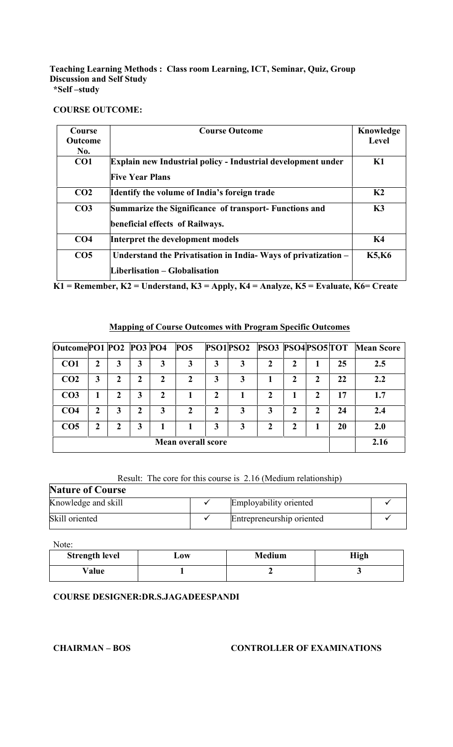**Teaching Learning Methods : Class room Learning, ICT, Seminar, Quiz, Group Discussion and Self Study**
**\*Self –study**

**COURSE OUTCOME:**

| Course Outcome No. | Course Outcome | Knowledge Level |
|---|---|---|
| CO1 | Explain new Industrial policy - Industrial development under Five Year Plans | K1 |
| CO2 | Identify the volume of India's foreign trade | K2 |
| CO3 | Summarize the Significance of transport- Functions and beneficial effects of Railways. | K3 |
| CO4 | Interpret the development models | K4 |
| CO5 | Understand the Privatisation in India- Ways of privatization – Liberlisation – Globalisation | K5,K6 |

**K1 = Remember, K2 = Understand, K3 = Apply, K4 = Analyze, K5 = Evaluate, K6= Create**

**Mapping of Course Outcomes with Program Specific Outcomes**

| Outcome | PO1 | PO2 | PO3 | PO4 | PO5 | PSO1 | PSO2 | PSO3 | PSO4 | PSO5 | TOT | Mean Score |
|---|---|---|---|---|---|---|---|---|---|---|---|---|
| CO1 | 2 | 3 | 3 | 3 | 3 | 3 | 3 | 2 | 2 | 1 | 25 | 2.5 |
| CO2 | 3 | 2 | 2 | 2 | 2 | 3 | 3 | 1 | 2 | 2 | 22 | 2.2 |
| CO3 | 1 | 2 | 3 | 2 | 1 | 2 | 1 | 2 | 1 | 2 | 17 | 1.7 |
| CO4 | 2 | 3 | 2 | 3 | 2 | 2 | 3 | 3 | 2 | 2 | 24 | 2.4 |
| CO5 | 2 | 2 | 3 | 1 | 1 | 3 | 3 | 2 | 2 | 1 | 20 | 2.0 |
| Mean overall score | | | | | | | | | | | | 2.16 |

Result: The core for this course is 2.16 (Medium relationship)

| Nature of Course | | | |
|---|---|---|---|
| Knowledge and skill | ✓ | Employability oriented | ✓ |
| Skill oriented | ✓ | Entrepreneurship oriented | ✓ |

Note:

| Strength level | Low | Medium | High |
|---|---|---|---|
| Value | 1 | 2 | 3 |

**COURSE DESIGNER:DR.S.JAGADEESPANDI**

**CHAIRMAN – BOS** **CONTROLLER OF EXAMINATIONS**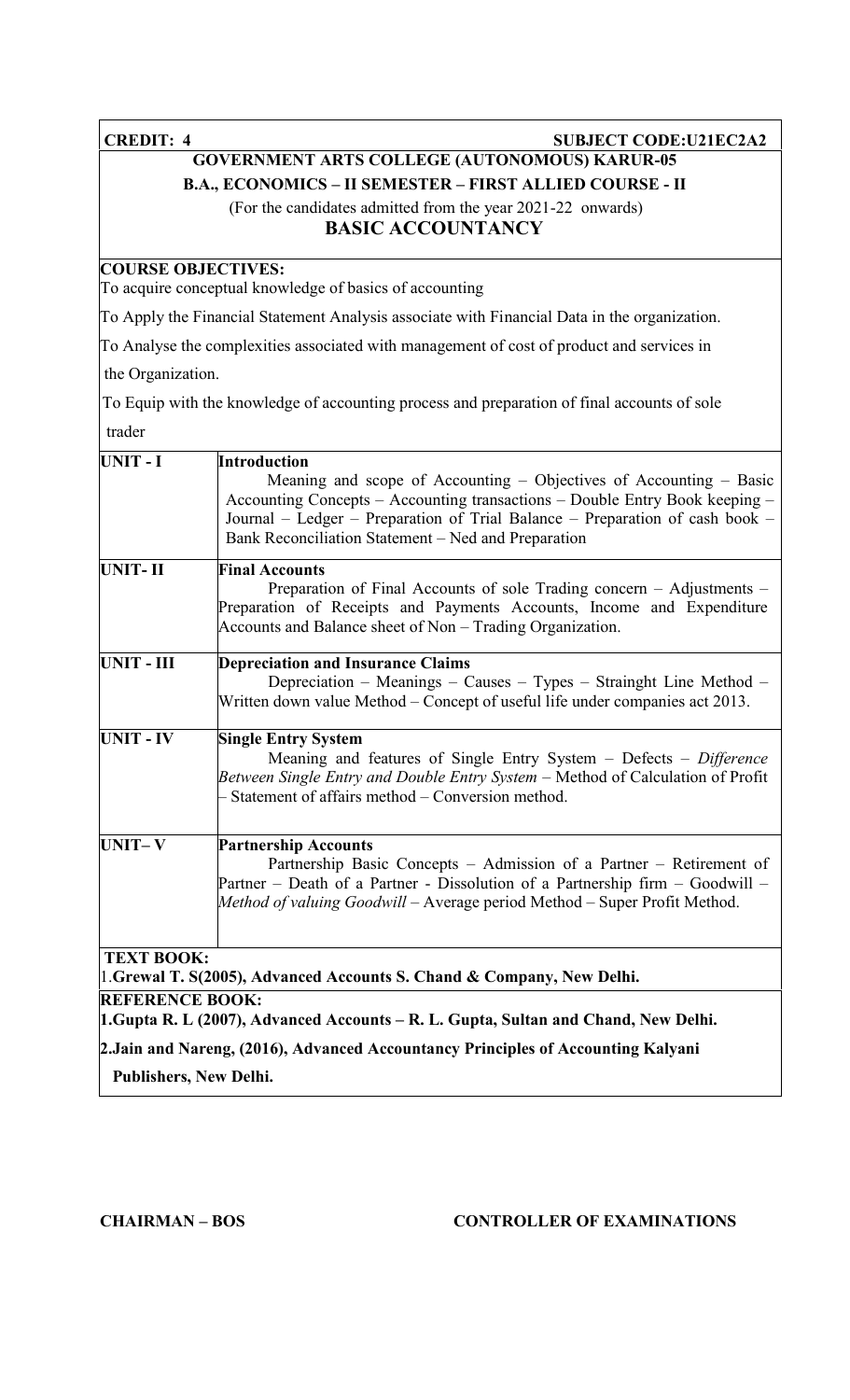**CREDIT: 4** **SUBJECT CODE:U21EC2A2**

**GOVERNMENT ARTS COLLEGE (AUTONOMOUS) KARUR-05**

**B.A., ECONOMICS – II SEMESTER – FIRST ALLIED COURSE - II**

(For the candidates admitted from the year 2021-22 onwards)

## BASIC ACCOUNTANCY

**COURSE OBJECTIVES:**

To acquire conceptual knowledge of basics of accounting

To Apply the Financial Statement Analysis associate with Financial Data in the organization.

To Analyse the complexities associated with management of cost of product and services in the Organization.

To Equip with the knowledge of accounting process and preparation of final accounts of sole trader

| | |
|---|---|
| **UNIT - I** | **Introduction**<br>Meaning and scope of Accounting – Objectives of Accounting – Basic Accounting Concepts – Accounting transactions – Double Entry Book keeping – Journal – Ledger – Preparation of Trial Balance – Preparation of cash book – Bank Reconciliation Statement – Ned and Preparation |
| **UNIT- II** | **Final Accounts**<br>Preparation of Final Accounts of sole Trading concern – Adjustments – Preparation of Receipts and Payments Accounts, Income and Expenditure Accounts and Balance sheet of Non – Trading Organization. |
| **UNIT - III** | **Depreciation and Insurance Claims**<br>Depreciation – Meanings – Causes – Types – Strainght Line Method – Written down value Method – Concept of useful life under companies act 2013. |
| **UNIT - IV** | **Single Entry System**<br>Meaning and features of Single Entry System – Defects – *Difference Between Single Entry and Double Entry System* – Method of Calculation of Profit – Statement of affairs method – Conversion method. |
| **UNIT– V** | **Partnership Accounts**<br>Partnership Basic Concepts – Admission of a Partner – Retirement of Partner – Death of a Partner - Dissolution of a Partnership firm – Goodwill – *Method of valuing Goodwill* – Average period Method – Super Profit Method. |

**TEXT BOOK:**

1.**Grewal T. S(2005), Advanced Accounts S. Chand & Company, New Delhi.**

**REFERENCE BOOK:**

**1.Gupta R. L (2007), Advanced Accounts – R. L. Gupta, Sultan and Chand, New Delhi.**

**2.Jain and Nareng, (2016), Advanced Accountancy Principles of Accounting Kalyani Publishers, New Delhi.**

**CHAIRMAN – BOS** **CONTROLLER OF EXAMINATIONS**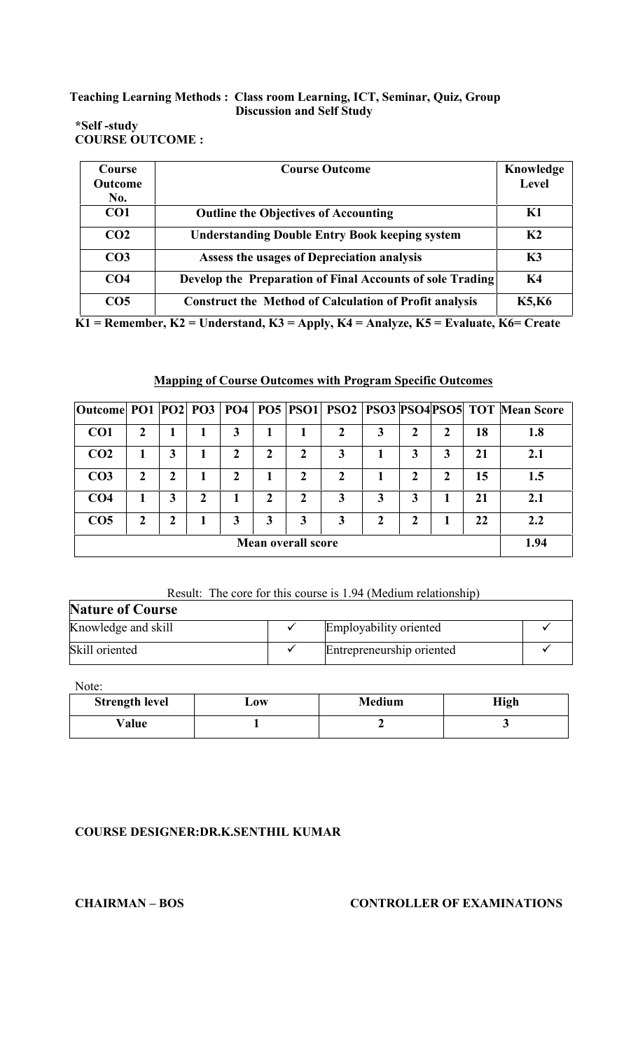**Teaching Learning Methods : Class room Learning, ICT, Seminar, Quiz, Group Discussion and Self Study**

**\*Self -study**

**COURSE OUTCOME :**

| Course Outcome No. | Course Outcome | Knowledge Level |
|---|---|---|
| CO1 | Outline the Objectives of Accounting | K1 |
| CO2 | Understanding Double Entry Book keeping system | K2 |
| CO3 | Assess the usages of Depreciation analysis | K3 |
| CO4 | Develop the Preparation of Final Accounts of sole Trading | K4 |
| CO5 | Construct the Method of Calculation of Profit analysis | K5,K6 |

**K1 = Remember, K2 = Understand, K3 = Apply, K4 = Analyze, K5 = Evaluate, K6= Create**

**Mapping of Course Outcomes with Program Specific Outcomes**

| Outcome | PO1 | PO2 | PO3 | PO4 | PO5 | PSO1 | PSO2 | PSO3 | PSO4 | PSO5 | TOT | Mean Score |
|---|---|---|---|---|---|---|---|---|---|---|---|---|
| CO1 | 2 | 1 | 1 | 3 | 1 | 1 | 2 | 3 | 2 | 2 | 18 | 1.8 |
| CO2 | 1 | 3 | 1 | 2 | 2 | 2 | 3 | 1 | 3 | 3 | 21 | 2.1 |
| CO3 | 2 | 2 | 1 | 2 | 1 | 2 | 2 | 1 | 2 | 2 | 15 | 1.5 |
| CO4 | 1 | 3 | 2 | 1 | 2 | 2 | 3 | 3 | 3 | 1 | 21 | 2.1 |
| CO5 | 2 | 2 | 1 | 3 | 3 | 3 | 3 | 2 | 2 | 1 | 22 | 2.2 |
| Mean overall score | | | | | | | | | | | | 1.94 |

Result: The core for this course is 1.94 (Medium relationship)

| Nature of Course | | | |
|---|---|---|---|
| Knowledge and skill | ✓ | Employability oriented | ✓ |
| Skill oriented | ✓ | Entrepreneurship oriented | ✓ |

Note:

| Strength level | Low | Medium | High |
|---|---|---|---|
| Value | 1 | 2 | 3 |

**COURSE DESIGNER:DR.K.SENTHIL KUMAR**

**CHAIRMAN – BOS** **CONTROLLER OF EXAMINATIONS**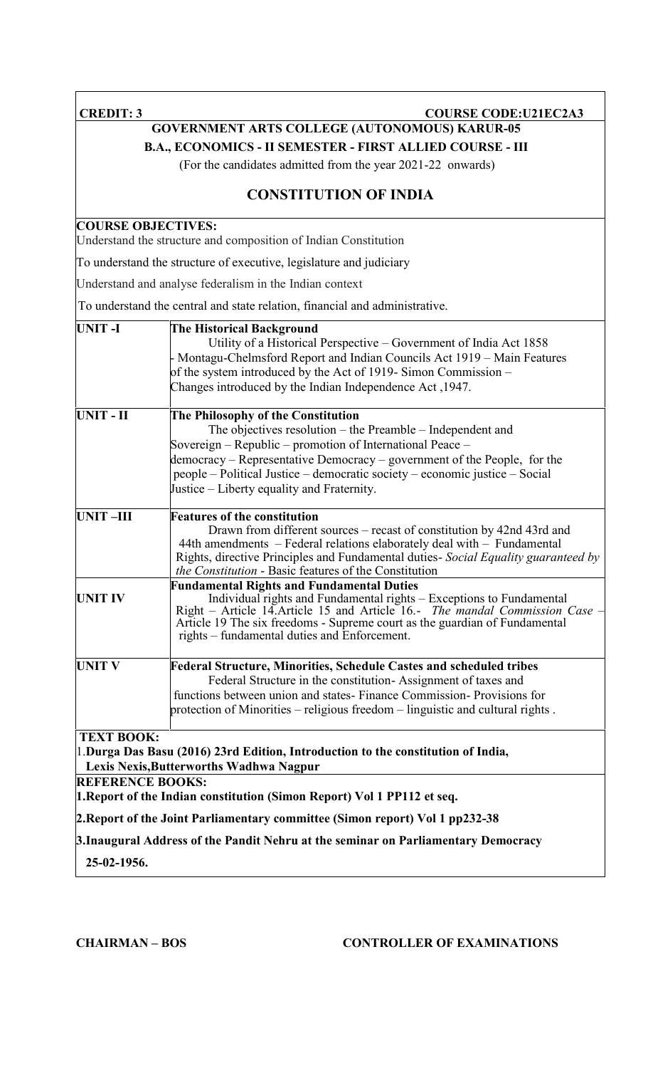**CREDIT: 3** **COURSE CODE:U21EC2A3**

**GOVERNMENT ARTS COLLEGE (AUTONOMOUS) KARUR-05**

**B.A., ECONOMICS - II SEMESTER - FIRST ALLIED COURSE - III**

(For the candidates admitted from the year 2021-22 onwards)

## CONSTITUTION OF INDIA

**COURSE OBJECTIVES:**

Understand the structure and composition of Indian Constitution

To understand the structure of executive, legislature and judiciary

Understand and analyse federalism in the Indian context

To understand the central and state relation, financial and administrative.

| | |
|---|---|
| **UNIT -I** | **The Historical Background**<br>Utility of a Historical Perspective – Government of India Act 1858 - Montagu-Chelmsford Report and Indian Councils Act 1919 – Main Features of the system introduced by the Act of 1919- Simon Commission – Changes introduced by the Indian Independence Act ,1947. |
| **UNIT - II** | **The Philosophy of the Constitution**<br>The objectives resolution – the Preamble – Independent and Sovereign – Republic – promotion of International Peace – democracy – Representative Democracy – government of the People, for the people – Political Justice – democratic society – economic justice – Social Justice – Liberty equality and Fraternity. |
| **UNIT –III** | **Features of the constitution**<br>Drawn from different sources – recast of constitution by 42nd 43rd and 44th amendments – Federal relations elaborately deal with – Fundamental Rights, directive Principles and Fundamental duties- *Social Equality guaranteed by the Constitution* - Basic features of the Constitution |
| **UNIT IV** | **Fundamental Rights and Fundamental Duties**<br>Individual rights and Fundamental rights – Exceptions to Fundamental Right – Article 14.Article 15 and Article 16.- *The mandal Commission Case* – Article 19 The six freedoms - Supreme court as the guardian of Fundamental rights – fundamental duties and Enforcement. |
| **UNIT V** | **Federal Structure, Minorities, Schedule Castes and scheduled tribes**<br>Federal Structure in the constitution- Assignment of taxes and functions between union and states- Finance Commission- Provisions for protection of Minorities – religious freedom – linguistic and cultural rights . |

**TEXT BOOK:**

1.**Durga Das Basu (2016) 23rd Edition, Introduction to the constitution of India, Lexis Nexis,Butterworths Wadhwa Nagpur**

**REFERENCE BOOKS:**

**1.Report of the Indian constitution (Simon Report) Vol 1 PP112 et seq.**

**2.Report of the Joint Parliamentary committee (Simon report) Vol 1 pp232-38**

**3.Inaugural Address of the Pandit Nehru at the seminar on Parliamentary Democracy 25-02-1956.**

**CHAIRMAN – BOS** **CONTROLLER OF EXAMINATIONS**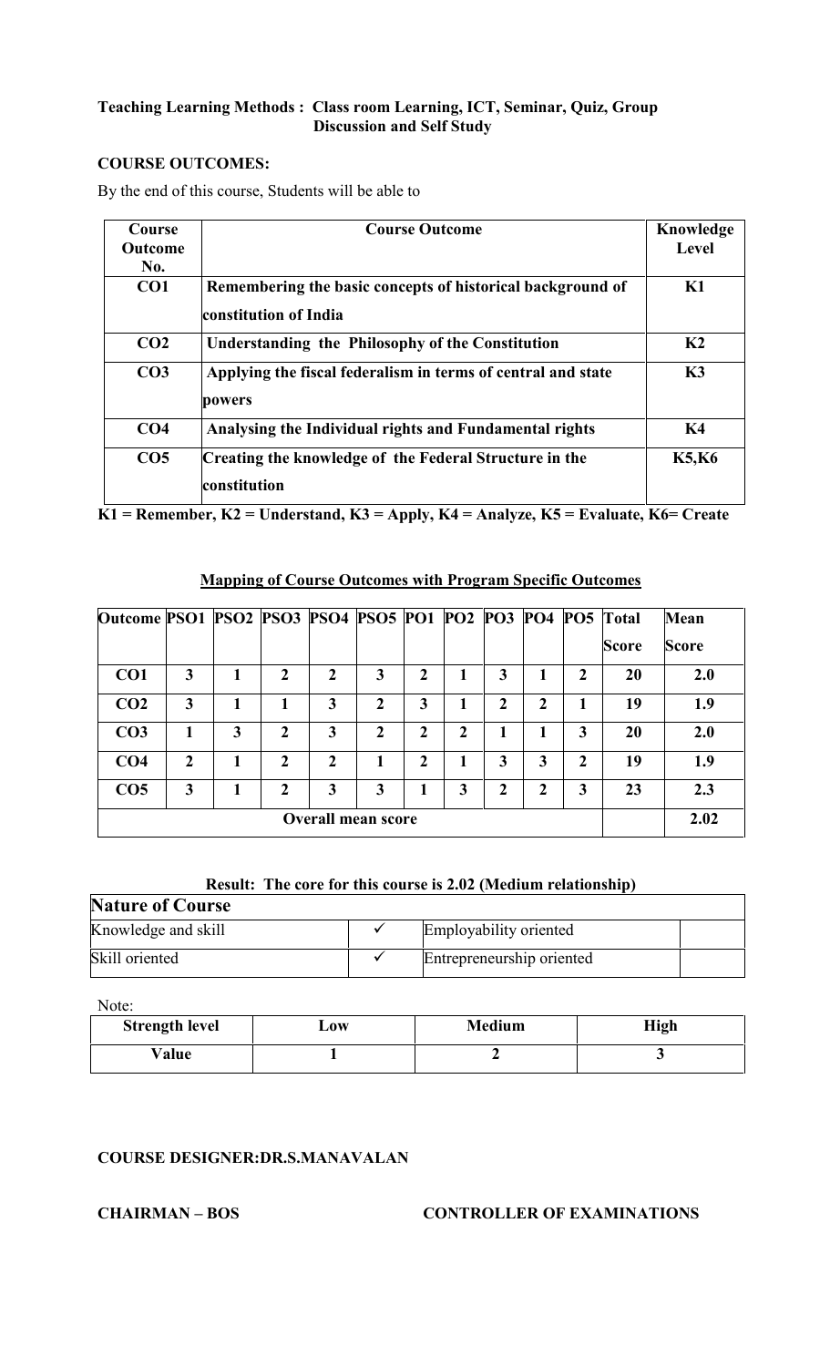**Teaching Learning Methods : Class room Learning, ICT, Seminar, Quiz, Group Discussion and Self Study**

**COURSE OUTCOMES:**

By the end of this course, Students will be able to

| Course Outcome No. | Course Outcome | Knowledge Level |
|---|---|---|
| **CO1** | **Remembering the basic concepts of historical background of constitution of India** | **K1** |
| **CO2** | **Understanding the Philosophy of the Constitution** | **K2** |
| **CO3** | **Applying the fiscal federalism in terms of central and state powers** | **K3** |
| **CO4** | **Analysing the Individual rights and Fundamental rights** | **K4** |
| **CO5** | **Creating the knowledge of the Federal Structure in the constitution** | **K5,K6** |

**K1 = Remember, K2 = Understand, K3 = Apply, K4 = Analyze, K5 = Evaluate, K6= Create**

**Mapping of Course Outcomes with Program Specific Outcomes**

| Outcome | PSO1 | PSO2 | PSO3 | PSO4 | PSO5 | PO1 | PO2 | PO3 | PO4 | PO5 | Total Score | Mean Score |
|---|---|---|---|---|---|---|---|---|---|---|---|---|
| **CO1** | 3 | 1 | 2 | 2 | 3 | 2 | 1 | 3 | 1 | 2 | 20 | 2.0 |
| **CO2** | 3 | 1 | 1 | 3 | 2 | 3 | 1 | 2 | 2 | 1 | 19 | 1.9 |
| **CO3** | 1 | 3 | 2 | 3 | 2 | 2 | 2 | 1 | 1 | 3 | 20 | 2.0 |
| **CO4** | 2 | 1 | 2 | 2 | 1 | 2 | 1 | 3 | 3 | 2 | 19 | 1.9 |
| **CO5** | 3 | 1 | 2 | 3 | 3 | 1 | 3 | 2 | 2 | 3 | 23 | 2.3 |
| **Overall mean score** | | | | | | | | | | | | 2.02 |

**Result: The core for this course is 2.02 (Medium relationship)**

| **Nature of Course** | | | |
|---|---|---|---|
| Knowledge and skill | ✓ | Employability oriented | |
| Skill oriented | ✓ | Entrepreneurship oriented | |

Note:

| Strength level | Low | Medium | High |
|---|---|---|---|
| **Value** | **1** | **2** | **3** |

**COURSE DESIGNER:DR.S.MANAVALAN**

**CHAIRMAN – BOS** **CONTROLLER OF EXAMINATIONS**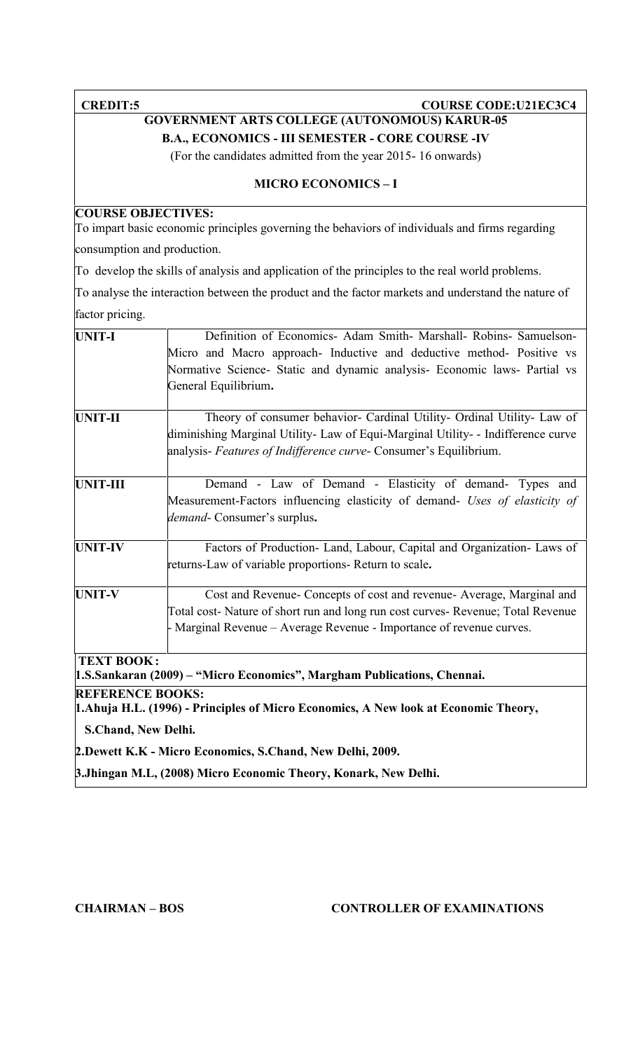**CREDIT:5** **COURSE CODE:U21EC3C4**

**GOVERNMENT ARTS COLLEGE (AUTONOMOUS) KARUR-05**

**B.A., ECONOMICS - III SEMESTER - CORE COURSE -IV**

(For the candidates admitted from the year 2015- 16 onwards)

**MICRO ECONOMICS – I**

**COURSE OBJECTIVES:**

To impart basic economic principles governing the behaviors of individuals and firms regarding consumption and production.

To develop the skills of analysis and application of the principles to the real world problems.

To analyse the interaction between the product and the factor markets and understand the nature of factor pricing.

| | |
|---|---|
| **UNIT-I** | Definition of Economics- Adam Smith- Marshall- Robins- Samuelson- Micro and Macro approach- Inductive and deductive method- Positive vs Normative Science- Static and dynamic analysis- Economic laws- Partial vs General Equilibrium**.** |
| **UNIT-II** | Theory of consumer behavior- Cardinal Utility- Ordinal Utility- Law of diminishing Marginal Utility- Law of Equi-Marginal Utility- - Indifference curve analysis- *Features of Indifference curve*- Consumer's Equilibrium. |
| **UNIT-III** | Demand - Law of Demand - Elasticity of demand- Types and Measurement-Factors influencing elasticity of demand- *Uses of elasticity of demand*- Consumer's surplus**.** |
| **UNIT-IV** | Factors of Production- Land, Labour, Capital and Organization- Laws of returns-Law of variable proportions- Return to scale**.** |
| **UNIT-V** | Cost and Revenue- Concepts of cost and revenue- Average, Marginal and Total cost- Nature of short run and long run cost curves- Revenue; Total Revenue - Marginal Revenue – Average Revenue - Importance of revenue curves. |

**TEXT BOOK:**

**1.S.Sankaran (2009) – "Micro Economics", Margham Publications, Chennai.**

**REFERENCE BOOKS:**

**1.Ahuja H.L. (1996) - Principles of Micro Economics, A New look at Economic Theory, S.Chand, New Delhi.**

**2.Dewett K.K - Micro Economics, S.Chand, New Delhi, 2009.**

**3.Jhingan M.L, (2008) Micro Economic Theory, Konark, New Delhi.**

**CHAIRMAN – BOS** **CONTROLLER OF EXAMINATIONS**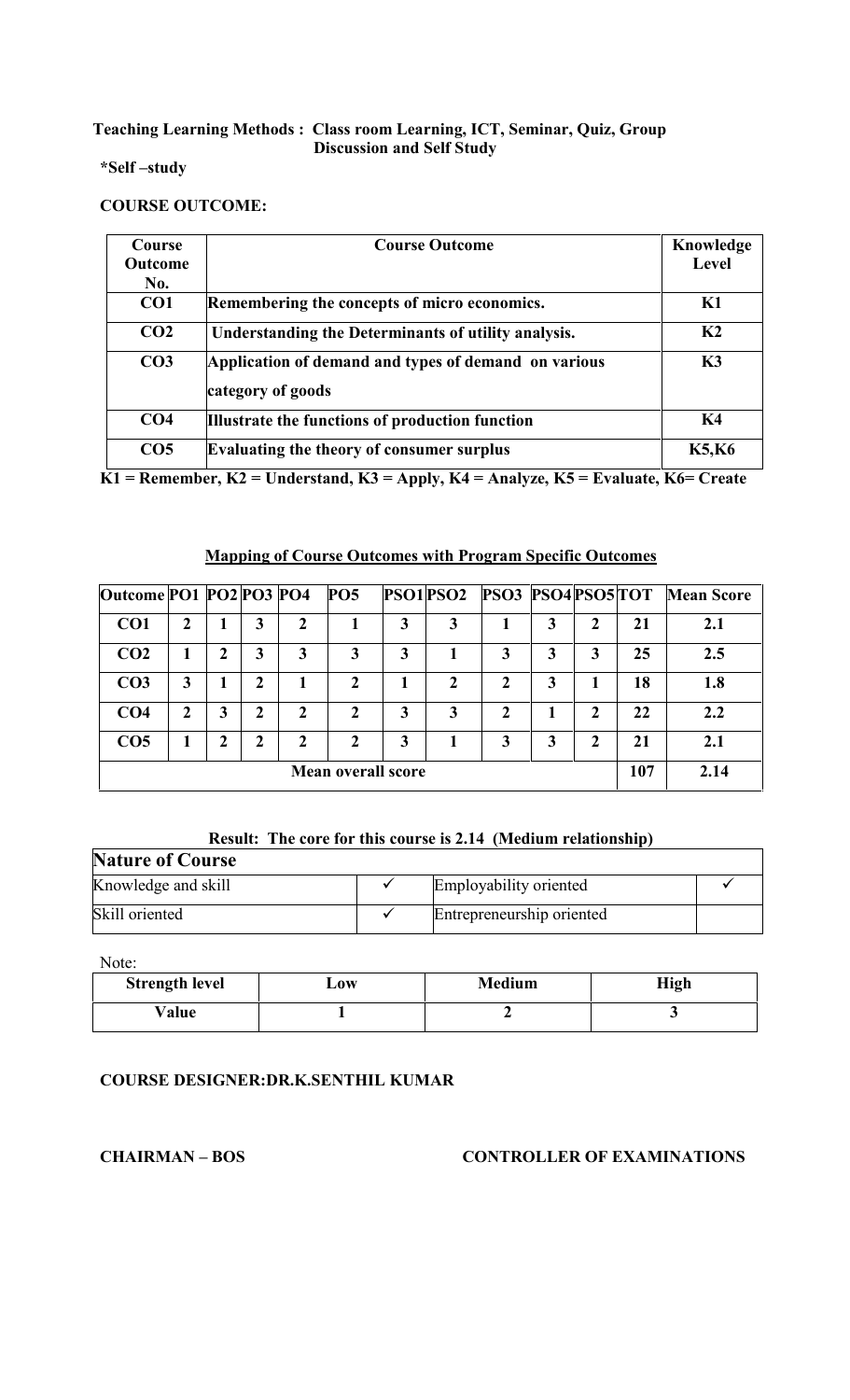**Teaching Learning Methods : Class room Learning, ICT, Seminar, Quiz, Group Discussion and Self Study**

***Self –study**

**COURSE OUTCOME:**

| Course Outcome No. | Course Outcome | Knowledge Level |
|---|---|---|
| CO1 | Remembering the concepts of micro economics. | K1 |
| CO2 | Understanding the Determinants of utility analysis. | K2 |
| CO3 | Application of demand and types of demand on various category of goods | K3 |
| CO4 | Illustrate the functions of production function | K4 |
| CO5 | Evaluating the theory of consumer surplus | K5,K6 |

**K1 = Remember, K2 = Understand, K3 = Apply, K4 = Analyze, K5 = Evaluate, K6= Create**

**Mapping of Course Outcomes with Program Specific Outcomes**

| Outcome | PO1 | PO2 | PO3 | PO4 | PO5 | PSO1 | PSO2 | PSO3 | PSO4 | PSO5 | TOT | Mean Score |
|---|---|---|---|---|---|---|---|---|---|---|---|---|
| CO1 | 2 | 1 | 3 | 2 | 1 | 3 | 3 | 1 | 3 | 2 | 21 | 2.1 |
| CO2 | 1 | 2 | 3 | 3 | 3 | 3 | 1 | 3 | 3 | 3 | 25 | 2.5 |
| CO3 | 3 | 1 | 2 | 1 | 2 | 1 | 2 | 2 | 3 | 1 | 18 | 1.8 |
| CO4 | 2 | 3 | 2 | 2 | 2 | 3 | 3 | 2 | 1 | 2 | 22 | 2.2 |
| CO5 | 1 | 2 | 2 | 2 | 2 | 3 | 1 | 3 | 3 | 2 | 21 | 2.1 |
| Mean overall score | | | | | | | | | | | 107 | 2.14 |

**Result: The core for this course is 2.14 (Medium relationship)**

| Nature of Course | | | |
|---|---|---|---|
| Knowledge and skill | ✓ | Employability oriented | ✓ |
| Skill oriented | ✓ | Entrepreneurship oriented | |

Note:

| Strength level | Low | Medium | High |
|---|---|---|---|
| Value | 1 | 2 | 3 |

**COURSE DESIGNER:DR.K.SENTHIL KUMAR**

**CHAIRMAN – BOS** **CONTROLLER OF EXAMINATIONS**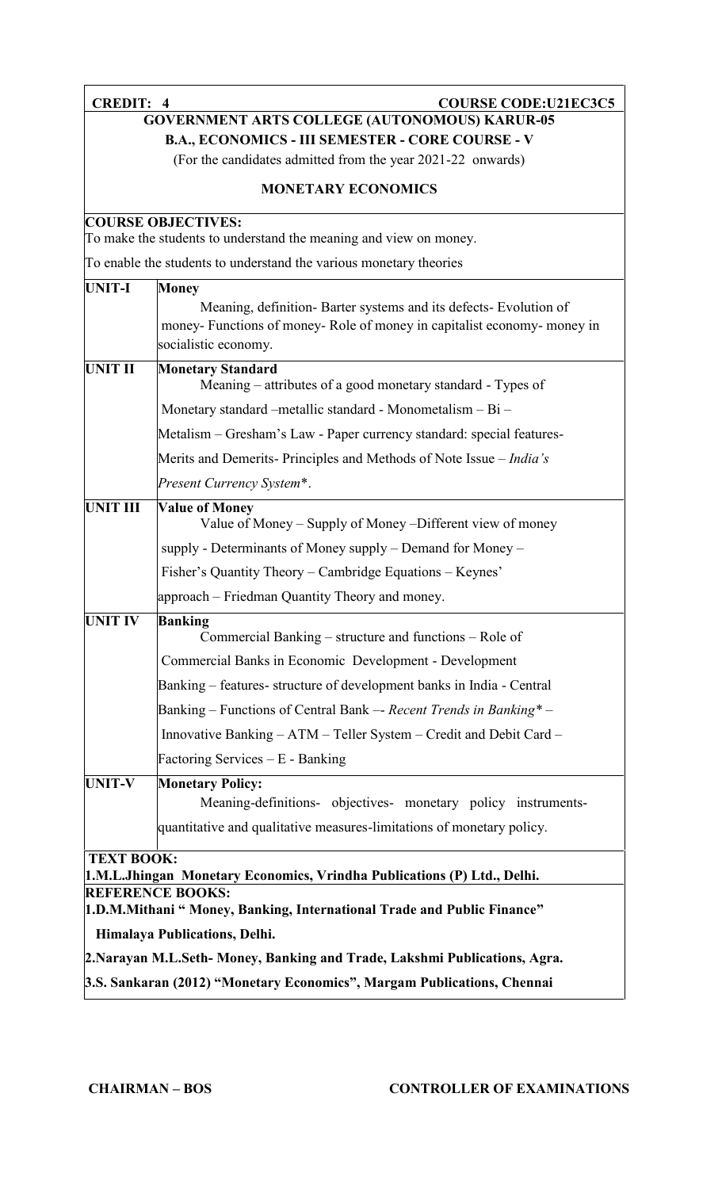**CREDIT: 4** **COURSE CODE:U21EC3C5**

**GOVERNMENT ARTS COLLEGE (AUTONOMOUS) KARUR-05**

**B.A., ECONOMICS - III SEMESTER - CORE COURSE - V**

(For the candidates admitted from the year 2021-22 onwards)

**MONETARY ECONOMICS**

**COURSE OBJECTIVES:**

To make the students to understand the meaning and view on money.

To enable the students to understand the various monetary theories

| | |
|---|---|
| **UNIT-I** | **Money**<br>Meaning, definition- Barter systems and its defects- Evolution of money- Functions of money- Role of money in capitalist economy- money in socialistic economy. |
| **UNIT II** | **Monetary Standard**<br>Meaning – attributes of a good monetary standard - Types of Monetary standard –metallic standard - Monometalism – Bi – Metalism – Gresham's Law - Paper currency standard: special features- Merits and Demerits- Principles and Methods of Note Issue – *India's Present Currency System*\*. |
| **UNIT III** | **Value of Money**<br>Value of Money – Supply of Money –Different view of money supply - Determinants of Money supply – Demand for Money – Fisher's Quantity Theory – Cambridge Equations – Keynes' approach – Friedman Quantity Theory and money. |
| **UNIT IV** | **Banking**<br>Commercial Banking – structure and functions – Role of Commercial Banks in Economic Development - Development Banking – features- structure of development banks in India - Central Banking – Functions of Central Bank –- *Recent Trends in Banking*\* – Innovative Banking – ATM – Teller System – Credit and Debit Card – Factoring Services – E - Banking |
| **UNIT-V** | **Monetary Policy:**<br>Meaning-definitions- objectives- monetary policy instruments-quantitative and qualitative measures-limitations of monetary policy. |

**TEXT BOOK:**

**1.M.L.Jhingan Monetary Economics, Vrindha Publications (P) Ltd., Delhi.**

**REFERENCE BOOKS:**

**1.D.M.Mithani " Money, Banking, International Trade and Public Finance" Himalaya Publications, Delhi.**

**2.Narayan M.L.Seth- Money, Banking and Trade, Lakshmi Publications, Agra.**

**3.S. Sankaran (2012) "Monetary Economics", Margam Publications, Chennai**

**CHAIRMAN – BOS** **CONTROLLER OF EXAMINATIONS**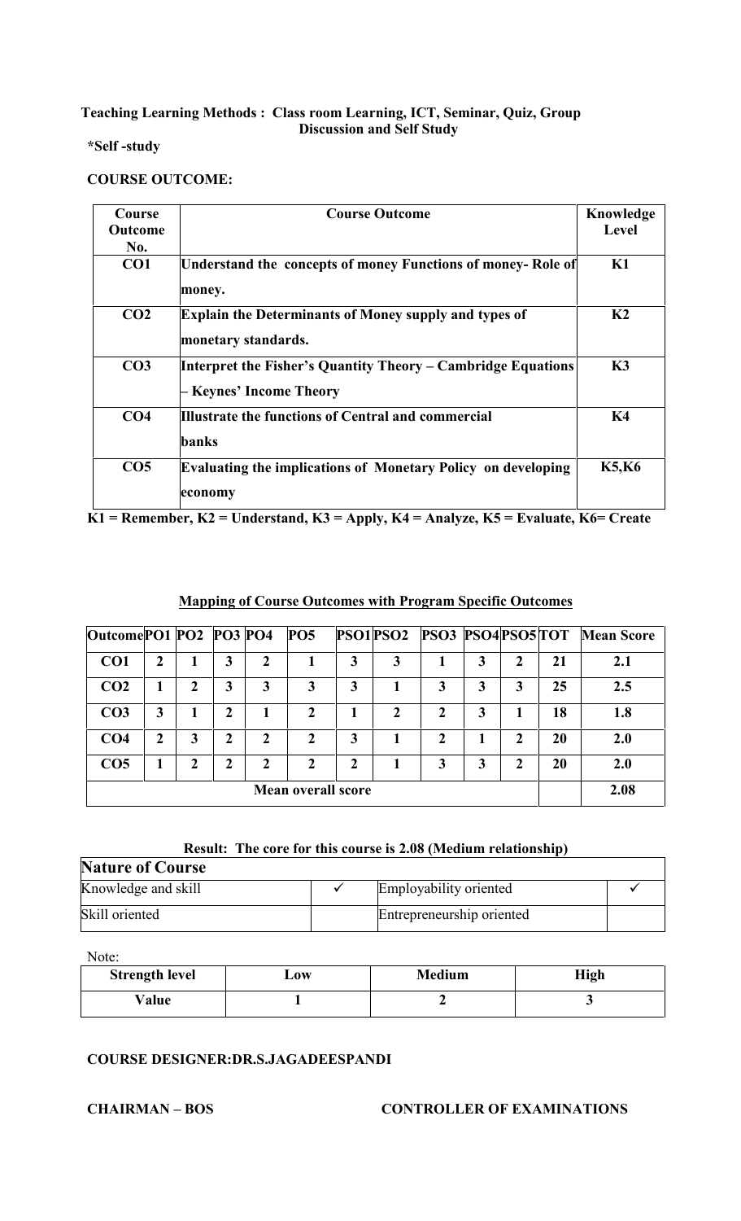**Teaching Learning Methods : Class room Learning, ICT, Seminar, Quiz, Group Discussion and Self Study**

***Self -study**

**COURSE OUTCOME:**

| Course Outcome No. | Course Outcome | Knowledge Level |
|---|---|---|
| **CO1** | **Understand the concepts of money Functions of money- Role of money.** | **K1** |
| **CO2** | **Explain the Determinants of Money supply and types of monetary standards.** | **K2** |
| **CO3** | **Interpret the Fisher's Quantity Theory – Cambridge Equations – Keynes' Income Theory** | **K3** |
| **CO4** | **Illustrate the functions of Central and commercial banks** | **K4** |
| **CO5** | **Evaluating the implications of Monetary Policy on developing economy** | **K5,K6** |

**K1 = Remember, K2 = Understand, K3 = Apply, K4 = Analyze, K5 = Evaluate, K6= Create**

**Mapping of Course Outcomes with Program Specific Outcomes**

| Outcome | PO1 | PO2 | PO3 | PO4 | PO5 | PSO1 | PSO2 | PSO3 | PSO4 | PSO5 | TOT | Mean Score |
|---|---|---|---|---|---|---|---|---|---|---|---|---|
| CO1 | 2 | 1 | 3 | 2 | 1 | 3 | 3 | 1 | 3 | 2 | 21 | 2.1 |
| CO2 | 1 | 2 | 3 | 3 | 3 | 3 | 1 | 3 | 3 | 3 | 25 | 2.5 |
| CO3 | 3 | 1 | 2 | 1 | 2 | 1 | 2 | 2 | 3 | 1 | 18 | 1.8 |
| CO4 | 2 | 3 | 2 | 2 | 2 | 3 | 1 | 2 | 1 | 2 | 20 | 2.0 |
| CO5 | 1 | 2 | 2 | 2 | 2 | 2 | 1 | 3 | 3 | 2 | 20 | 2.0 |
| **Mean overall score** | | | | | | | | | | | | 2.08 |

**Result: The core for this course is 2.08 (Medium relationship)**

| **Nature of Course** | | | |
|---|---|---|---|
| Knowledge and skill | ✓ | Employability oriented | ✓ |
| Skill oriented | | Entrepreneurship oriented | |

Note:

| Strength level | Low | Medium | High |
|---|---|---|---|
| **Value** | **1** | **2** | **3** |

**COURSE DESIGNER:DR.S.JAGADEESPANDI**

**CHAIRMAN – BOS** **CONTROLLER OF EXAMINATIONS**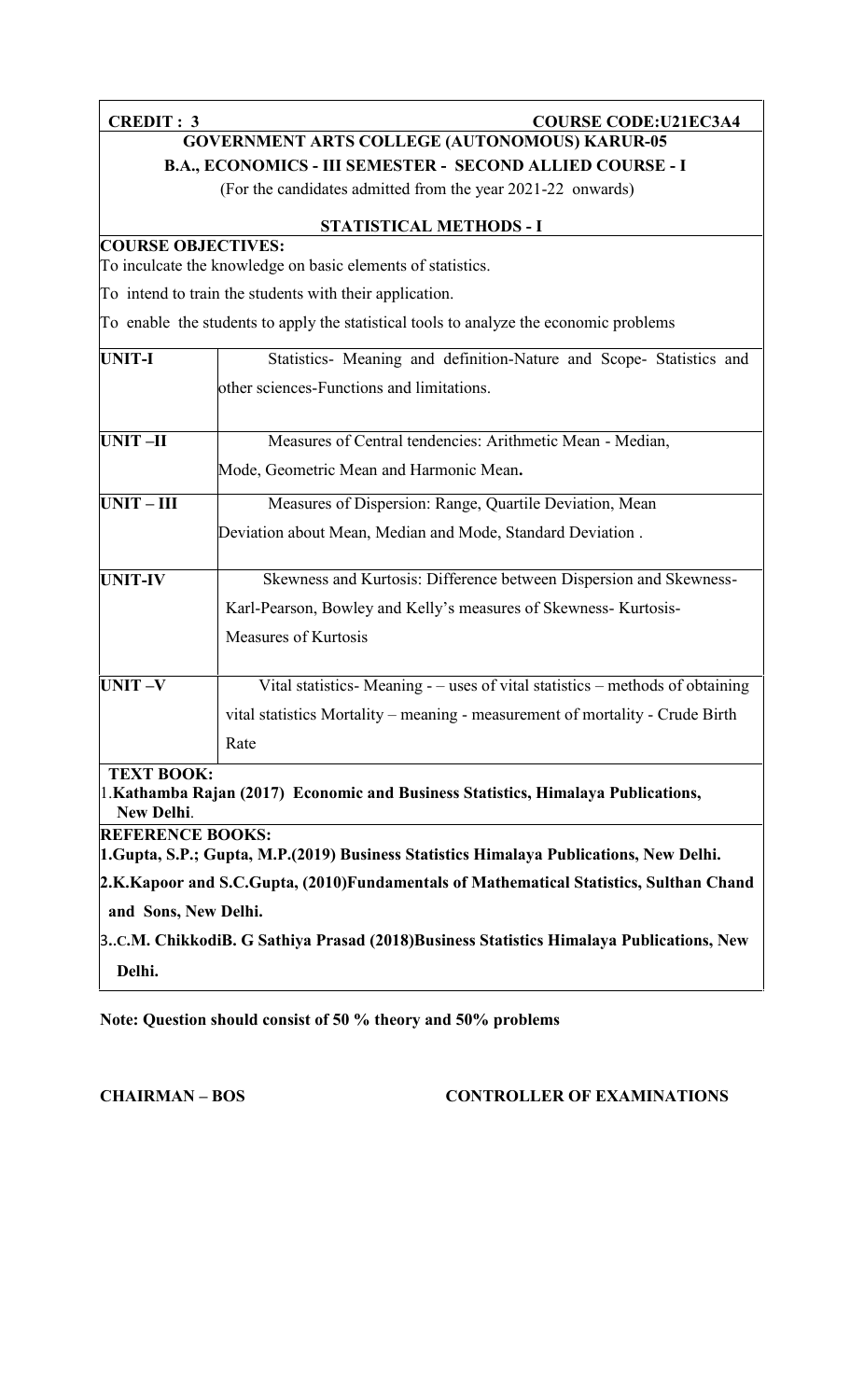**CREDIT : 3** **COURSE CODE:U21EC3A4**

**GOVERNMENT ARTS COLLEGE (AUTONOMOUS) KARUR-05**

**B.A., ECONOMICS - III SEMESTER - SECOND ALLIED COURSE - I**

(For the candidates admitted from the year 2021-22 onwards)

**STATISTICAL METHODS - I**

**COURSE OBJECTIVES:**

To inculcate the knowledge on basic elements of statistics.

To intend to train the students with their application.

To enable the students to apply the statistical tools to analyze the economic problems

| | |
|---|---|
| **UNIT-I** | Statistics- Meaning and definition-Nature and Scope- Statistics and other sciences-Functions and limitations. |
| **UNIT –II** | Measures of Central tendencies: Arithmetic Mean - Median, Mode, Geometric Mean and Harmonic Mean**.** |
| **UNIT – III** | Measures of Dispersion: Range, Quartile Deviation, Mean Deviation about Mean, Median and Mode, Standard Deviation . |
| **UNIT-IV** | Skewness and Kurtosis: Difference between Dispersion and Skewness- Karl-Pearson, Bowley and Kelly's measures of Skewness- Kurtosis- Measures of Kurtosis |
| **UNIT –V** | Vital statistics- Meaning - – uses of vital statistics – methods of obtaining vital statistics Mortality – meaning - measurement of mortality - Crude Birth Rate |

**TEXT BOOK:**

1.**Kathamba Rajan (2017) Economic and Business Statistics, Himalaya Publications, New Delhi**.

**REFERENCE BOOKS:**

**1.Gupta, S.P.; Gupta, M.P.(2019) Business Statistics Himalaya Publications, New Delhi.**

**2.K.Kapoor and S.C.Gupta, (2010)Fundamentals of Mathematical Statistics, Sulthan Chand and Sons, New Delhi.**

3..**C.M. ChikkodiB. G Sathiya Prasad (2018)Business Statistics Himalaya Publications, New Delhi.**

**Note: Question should consist of 50 % theory and 50% problems**

**CHAIRMAN – BOS** **CONTROLLER OF EXAMINATIONS**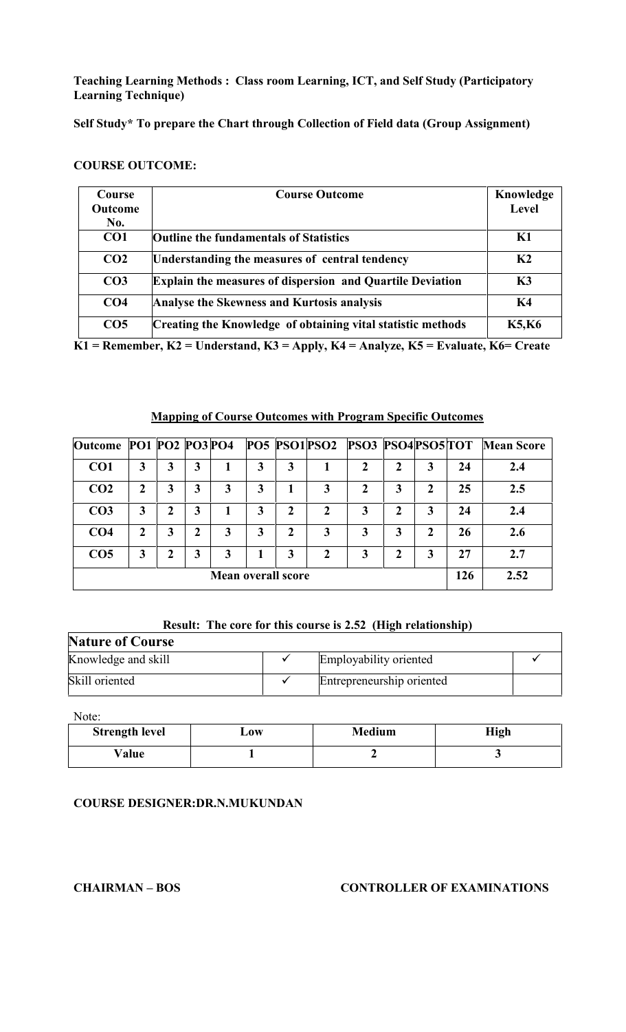**Teaching Learning Methods : Class room Learning, ICT, and Self Study (Participatory Learning Technique)**

**Self Study* To prepare the Chart through Collection of Field data (Group Assignment)**

**COURSE OUTCOME:**

| Course Outcome No. | Course Outcome | Knowledge Level |
|---|---|---|
| CO1 | Outline the fundamentals of Statistics | K1 |
| CO2 | Understanding the measures of central tendency | K2 |
| CO3 | Explain the measures of dispersion and Quartile Deviation | K3 |
| CO4 | Analyse the Skewness and Kurtosis analysis | K4 |
| CO5 | Creating the Knowledge of obtaining vital statistic methods | K5,K6 |

**K1 = Remember, K2 = Understand, K3 = Apply, K4 = Analyze, K5 = Evaluate, K6= Create**

**Mapping of Course Outcomes with Program Specific Outcomes**

| Outcome | PO1 | PO2 | PO3 | PO4 | PO5 | PSO1 | PSO2 | PSO3 | PSO4 | PSO5 | TOT | Mean Score |
|---|---|---|---|---|---|---|---|---|---|---|---|---|
| CO1 | 3 | 3 | 3 | 1 | 3 | 3 | 1 | 2 | 2 | 3 | 24 | 2.4 |
| CO2 | 2 | 3 | 3 | 3 | 3 | 1 | 3 | 2 | 3 | 2 | 25 | 2.5 |
| CO3 | 3 | 2 | 3 | 1 | 3 | 2 | 2 | 3 | 2 | 3 | 24 | 2.4 |
| CO4 | 2 | 3 | 2 | 3 | 3 | 2 | 3 | 3 | 3 | 2 | 26 | 2.6 |
| CO5 | 3 | 2 | 3 | 3 | 1 | 3 | 2 | 3 | 2 | 3 | 27 | 2.7 |
| Mean overall score | | | | | | | | | | | 126 | 2.52 |

**Result: The core for this course is 2.52 (High relationship)**

| **Nature of Course** | | | |
|---|---|---|---|
| Knowledge and skill | ✓ | Employability oriented | ✓ |
| Skill oriented | ✓ | Entrepreneurship oriented | |

Note:

| Strength level | Low | Medium | High |
|---|---|---|---|
| Value | 1 | 2 | 3 |

**COURSE DESIGNER:DR.N.MUKUNDAN**

**CHAIRMAN – BOS** **CONTROLLER OF EXAMINATIONS**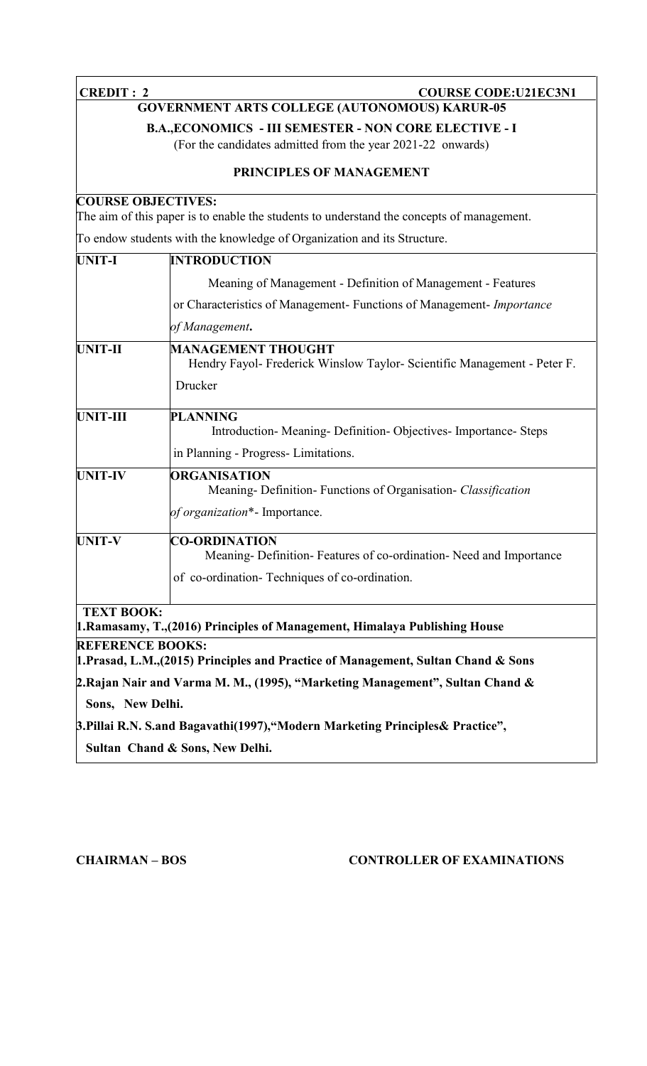**CREDIT : 2** **COURSE CODE:U21EC3N1**

**GOVERNMENT ARTS COLLEGE (AUTONOMOUS) KARUR-05**

**B.A.,ECONOMICS - III SEMESTER - NON CORE ELECTIVE - I**

(For the candidates admitted from the year 2021-22 onwards)

**PRINCIPLES OF MANAGEMENT**

**COURSE OBJECTIVES:**

The aim of this paper is to enable the students to understand the concepts of management.

To endow students with the knowledge of Organization and its Structure.

| | |
|---|---|
| **UNIT-I** | **INTRODUCTION**<br>Meaning of Management - Definition of Management - Features or Characteristics of Management- Functions of Management- *Importance of Management***.** |
| **UNIT-II** | **MANAGEMENT THOUGHT**<br>Hendry Fayol- Frederick Winslow Taylor- Scientific Management - Peter F. Drucker |
| **UNIT-III** | **PLANNING**<br>Introduction- Meaning- Definition- Objectives- Importance- Steps in Planning - Progress- Limitations. |
| **UNIT-IV** | **ORGANISATION**<br>Meaning- Definition- Functions of Organisation- *Classification of organization*\*- Importance. |
| **UNIT-V** | **CO-ORDINATION**<br>Meaning- Definition- Features of co-ordination- Need and Importance of co-ordination- Techniques of co-ordination. |

**TEXT BOOK:**

**1.Ramasamy, T.,(2016) Principles of Management, Himalaya Publishing House**

**REFERENCE BOOKS:**

**1.Prasad, L.M.,(2015) Principles and Practice of Management, Sultan Chand & Sons**

**2.Rajan Nair and Varma M. M., (1995), "Marketing Management", Sultan Chand & Sons, New Delhi.**

**3.Pillai R.N. S.and Bagavathi(1997),"Modern Marketing Principles& Practice", Sultan Chand & Sons, New Delhi.**

**CHAIRMAN – BOS** **CONTROLLER OF EXAMINATIONS**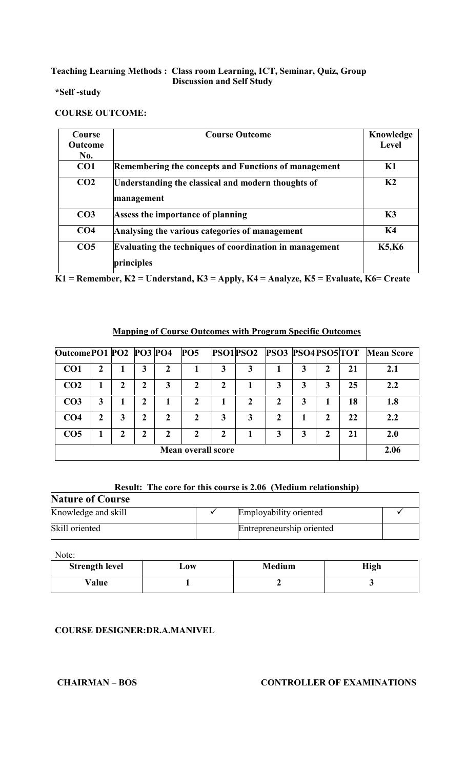**Teaching Learning Methods : Class room Learning, ICT, Seminar, Quiz, Group Discussion and Self Study**

**\*Self -study**

**COURSE OUTCOME:**

| Course Outcome No. | Course Outcome | Knowledge Level |
|---|---|---|
| CO1 | Remembering the concepts and Functions of management | K1 |
| CO2 | Understanding the classical and modern thoughts of management | K2 |
| CO3 | Assess the importance of planning | K3 |
| CO4 | Analysing the various categories of management | K4 |
| CO5 | Evaluating the techniques of coordination in management principles | K5,K6 |

**K1 = Remember, K2 = Understand, K3 = Apply, K4 = Analyze, K5 = Evaluate, K6= Create**

**Mapping of Course Outcomes with Program Specific Outcomes**

| Outcome | PO1 | PO2 | PO3 | PO4 | PO5 | PSO1 | PSO2 | PSO3 | PSO4 | PSO5 | TOT | Mean Score |
|---|---|---|---|---|---|---|---|---|---|---|---|---|
| CO1 | 2 | 1 | 3 | 2 | 1 | 3 | 3 | 1 | 3 | 2 | 21 | 2.1 |
| CO2 | 1 | 2 | 2 | 3 | 2 | 2 | 1 | 3 | 3 | 3 | 25 | 2.2 |
| CO3 | 3 | 1 | 2 | 1 | 2 | 1 | 2 | 2 | 3 | 1 | 18 | 1.8 |
| CO4 | 2 | 3 | 2 | 2 | 2 | 3 | 3 | 2 | 1 | 2 | 22 | 2.2 |
| CO5 | 1 | 2 | 2 | 2 | 2 | 2 | 1 | 3 | 3 | 2 | 21 | 2.0 |
| Mean overall score | | | | | | | | | | | | 2.06 |

**Result: The core for this course is 2.06 (Medium relationship)**

| Nature of Course | | | |
|---|---|---|---|
| Knowledge and skill | ✓ | Employability oriented | ✓ |
| Skill oriented | | Entrepreneurship oriented | |

Note:

| Strength level | Low | Medium | High |
|---|---|---|---|
| Value | 1 | 2 | 3 |

**COURSE DESIGNER:DR.A.MANIVEL**

**CHAIRMAN – BOS** **CONTROLLER OF EXAMINATIONS**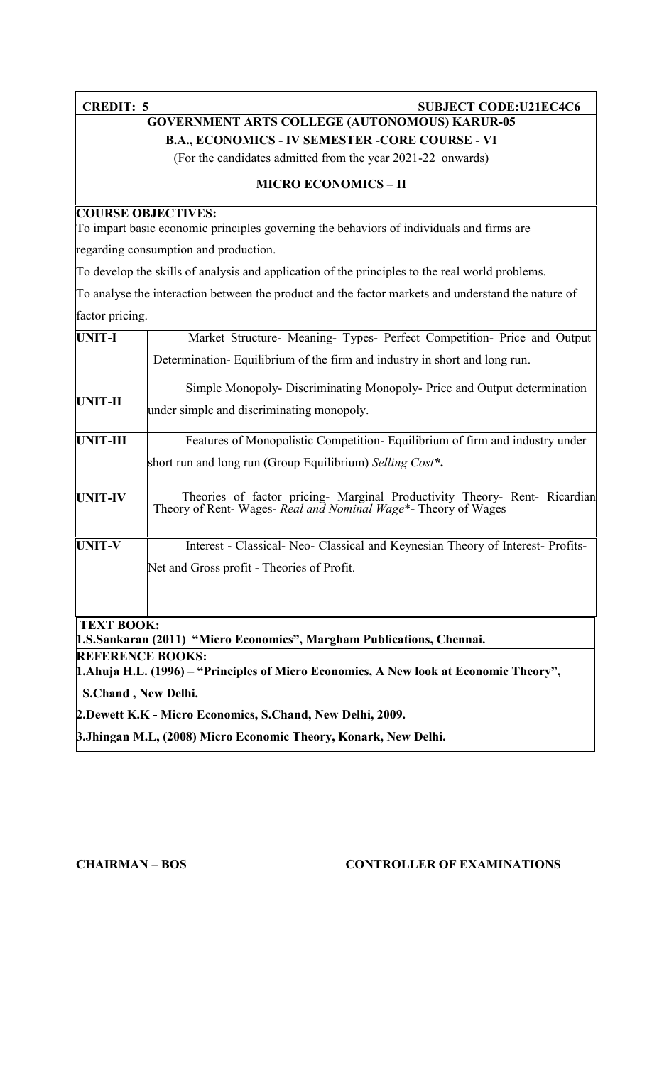**CREDIT: 5** **SUBJECT CODE:U21EC4C6**

**GOVERNMENT ARTS COLLEGE (AUTONOMOUS) KARUR-05**

**B.A., ECONOMICS - IV SEMESTER -CORE COURSE - VI**

(For the candidates admitted from the year 2021-22 onwards)

**MICRO ECONOMICS – II**

**COURSE OBJECTIVES:**

To impart basic economic principles governing the behaviors of individuals and firms are regarding consumption and production.

To develop the skills of analysis and application of the principles to the real world problems.

To analyse the interaction between the product and the factor markets and understand the nature of factor pricing.

| | |
|---|---|
| **UNIT-I** | Market Structure- Meaning- Types- Perfect Competition- Price and Output Determination- Equilibrium of the firm and industry in short and long run. |
| **UNIT-II** | Simple Monopoly- Discriminating Monopoly- Price and Output determination under simple and discriminating monopoly. |
| **UNIT-III** | Features of Monopolistic Competition- Equilibrium of firm and industry under short run and long run (Group Equilibrium) *Selling Cost**. |
| **UNIT-IV** | Theories of factor pricing- Marginal Productivity Theory- Rent- Ricardian Theory of Rent- Wages- *Real and Nominal Wage**- Theory of Wages |
| **UNIT-V** | Interest - Classical- Neo- Classical and Keynesian Theory of Interest- Profits- Net and Gross profit - Theories of Profit. |

**TEXT BOOK:**

**1.S.Sankaran (2011) "Micro Economics", Margham Publications, Chennai.**

**REFERENCE BOOKS:**

**1.Ahuja H.L. (1996) – "Principles of Micro Economics, A New look at Economic Theory", S.Chand , New Delhi.**

**2.Dewett K.K - Micro Economics, S.Chand, New Delhi, 2009.**

**3.Jhingan M.L, (2008) Micro Economic Theory, Konark, New Delhi.**

**CHAIRMAN – BOS** **CONTROLLER OF EXAMINATIONS**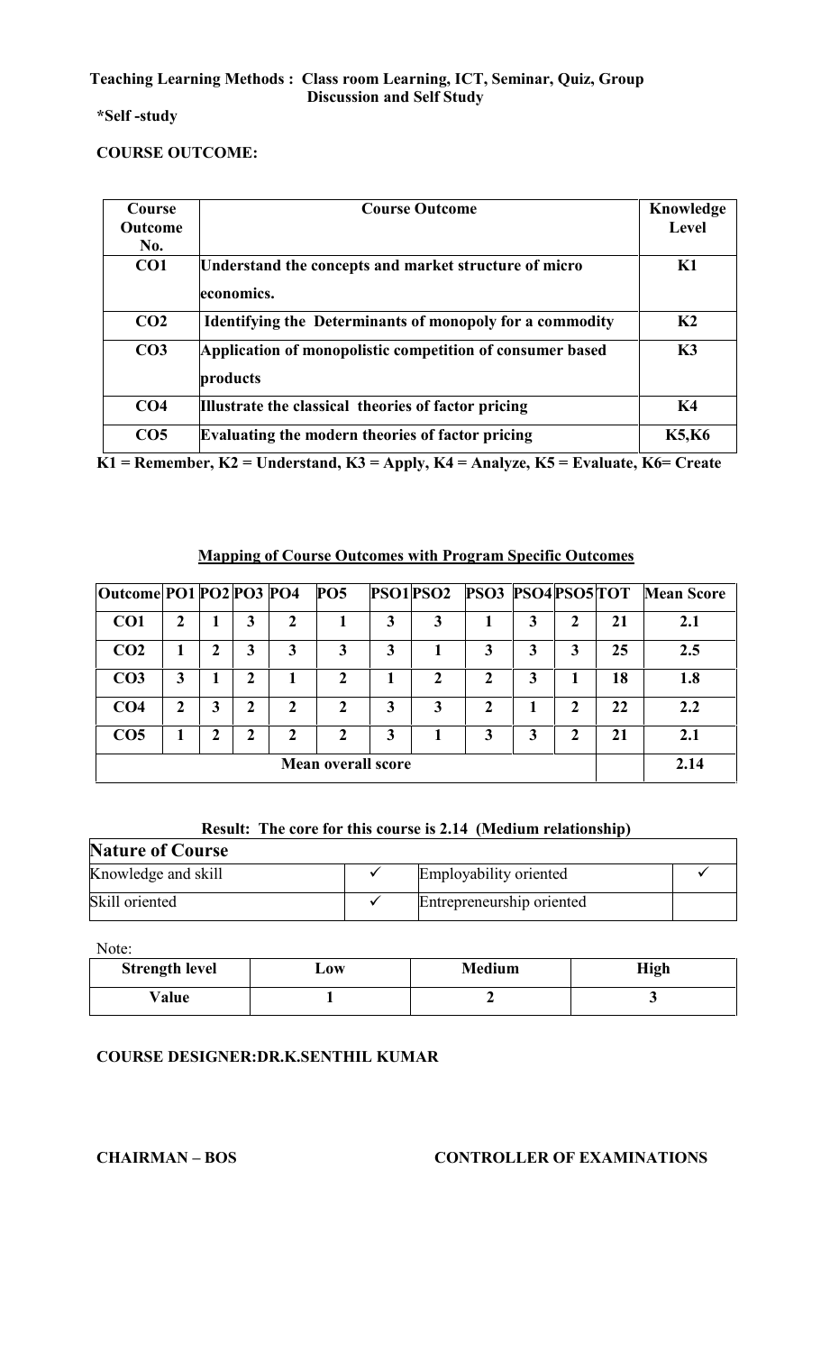**Teaching Learning Methods : Class room Learning, ICT, Seminar, Quiz, Group Discussion and Self Study**

***Self -study**

**COURSE OUTCOME:**

| Course Outcome No. | Course Outcome | Knowledge Level |
|---|---|---|
| CO1 | Understand the concepts and market structure of micro economics. | K1 |
| CO2 | Identifying the Determinants of monopoly for a commodity | K2 |
| CO3 | Application of monopolistic competition of consumer based products | K3 |
| CO4 | Illustrate the classical theories of factor pricing | K4 |
| CO5 | Evaluating the modern theories of factor pricing | K5,K6 |

**K1 = Remember, K2 = Understand, K3 = Apply, K4 = Analyze, K5 = Evaluate, K6= Create**

**Mapping of Course Outcomes with Program Specific Outcomes**

| Outcome | PO1 | PO2 | PO3 | PO4 | PO5 | PSO1 | PSO2 | PSO3 | PSO4 | PSO5 | TOT | Mean Score |
|---|---|---|---|---|---|---|---|---|---|---|---|---|
| CO1 | 2 | 1 | 3 | 2 | 1 | 3 | 3 | 1 | 3 | 2 | 21 | 2.1 |
| CO2 | 1 | 2 | 3 | 3 | 3 | 3 | 1 | 3 | 3 | 3 | 25 | 2.5 |
| CO3 | 3 | 1 | 2 | 1 | 2 | 1 | 2 | 2 | 3 | 1 | 18 | 1.8 |
| CO4 | 2 | 3 | 2 | 2 | 2 | 3 | 3 | 2 | 1 | 2 | 22 | 2.2 |
| CO5 | 1 | 2 | 2 | 2 | 2 | 3 | 1 | 3 | 3 | 2 | 21 | 2.1 |
| Mean overall score | | | | | | | | | | | | 2.14 |

**Result: The core for this course is 2.14 (Medium relationship)**

| Nature of Course | | | |
|---|---|---|---|
| Knowledge and skill | ✓ | Employability oriented | ✓ |
| Skill oriented | ✓ | Entrepreneurship oriented | |

Note:

| Strength level | Low | Medium | High |
|---|---|---|---|
| Value | 1 | 2 | 3 |

**COURSE DESIGNER:DR.K.SENTHIL KUMAR**

**CHAIRMAN – BOS** **CONTROLLER OF EXAMINATIONS**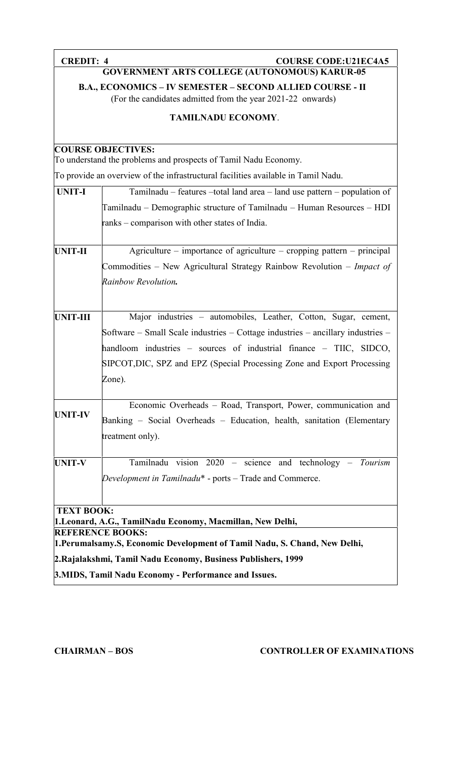**CREDIT: 4** **COURSE CODE:U21EC4A5**

**GOVERNMENT ARTS COLLEGE (AUTONOMOUS) KARUR-05**

**B.A., ECONOMICS – IV SEMESTER – SECOND ALLIED COURSE - II**

(For the candidates admitted from the year 2021-22 onwards)

**TAMILNADU ECONOMY**.

**COURSE OBJECTIVES:**

To understand the problems and prospects of Tamil Nadu Economy.

To provide an overview of the infrastructural facilities available in Tamil Nadu.

| | |
|---|---|
| **UNIT-I** | Tamilnadu – features –total land area – land use pattern – population of Tamilnadu – Demographic structure of Tamilnadu – Human Resources – HDI ranks – comparison with other states of India. |
| **UNIT-II** | Agriculture – importance of agriculture – cropping pattern – principal Commodities – New Agricultural Strategy Rainbow Revolution – *Impact of Rainbow Revolution.* |
| **UNIT-III** | Major industries – automobiles, Leather, Cotton, Sugar, cement, Software – Small Scale industries – Cottage industries – ancillary industries – handloom industries – sources of industrial finance – TIIC, SIDCO, SIPCOT,DIC, SPZ and EPZ (Special Processing Zone and Export Processing Zone). |
| **UNIT-IV** | Economic Overheads – Road, Transport, Power, communication and Banking – Social Overheads – Education, health, sanitation (Elementary treatment only). |
| **UNIT-V** | Tamilnadu vision 2020 – science and technology – *Tourism Development in Tamilnadu** - ports – Trade and Commerce. |

**TEXT BOOK:**

**1.Leonard, A.G., TamilNadu Economy, Macmillan, New Delhi,**

**REFERENCE BOOKS:**

**1.Perumalsamy.S, Economic Development of Tamil Nadu, S. Chand, New Delhi,**

**2.Rajalakshmi, Tamil Nadu Economy, Business Publishers, 1999**

**3.MIDS, Tamil Nadu Economy - Performance and Issues.**

**CHAIRMAN – BOS** **CONTROLLER OF EXAMINATIONS**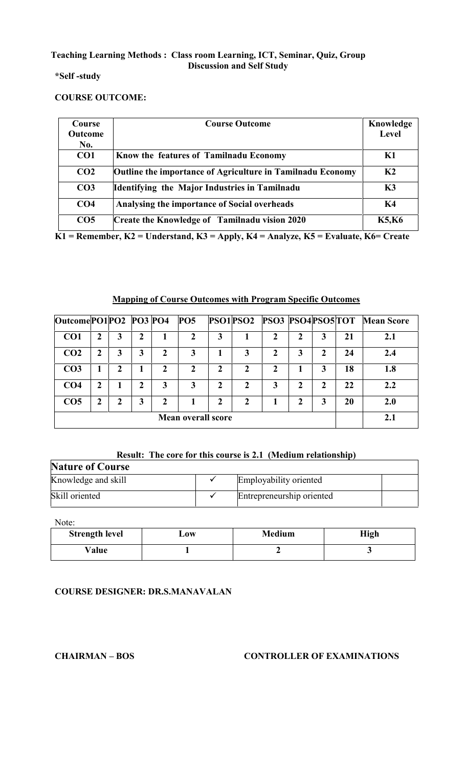**Teaching Learning Methods : Class room Learning, ICT, Seminar, Quiz, Group Discussion and Self Study**

***Self -study**

**COURSE OUTCOME:**

| Course Outcome No. | Course Outcome | Knowledge Level |
|---|---|---|
| **CO1** | **Know the features of Tamilnadu Economy** | **K1** |
| **CO2** | **Outline the importance of Agriculture in Tamilnadu Economy** | **K2** |
| **CO3** | **Identifying the Major Industries in Tamilnadu** | **K3** |
| **CO4** | **Analysing the importance of Social overheads** | **K4** |
| **CO5** | **Create the Knowledge of Tamilnadu vision 2020** | **K5,K6** |

**K1 = Remember, K2 = Understand, K3 = Apply, K4 = Analyze, K5 = Evaluate, K6= Create**

**Mapping of Course Outcomes with Program Specific Outcomes**

| Outcome | PO1 | PO2 | PO3 | PO4 | PO5 | PSO1 | PSO2 | PSO3 | PSO4 | PSO5 | TOT | Mean Score |
|---|---|---|---|---|---|---|---|---|---|---|---|---|
| **CO1** | 2 | 3 | 2 | 1 | 2 | 3 | 1 | 2 | 2 | 3 | 21 | 2.1 |
| **CO2** | 2 | 3 | 3 | 2 | 3 | 1 | 3 | 2 | 3 | 2 | 24 | 2.4 |
| **CO3** | 1 | 2 | 1 | 2 | 2 | 2 | 2 | 2 | 1 | 3 | 18 | 1.8 |
| **CO4** | 2 | 1 | 2 | 3 | 3 | 2 | 2 | 3 | 2 | 2 | 22 | 2.2 |
| **CO5** | 2 | 2 | 3 | 2 | 1 | 2 | 2 | 1 | 2 | 3 | 20 | 2.0 |
| **Mean overall score** | | | | | | | | | | | | 2.1 |

**Result: The core for this course is 2.1 (Medium relationship)**

| **Nature of Course** | | | |
|---|---|---|---|
| Knowledge and skill | ✓ | Employability oriented | |
| Skill oriented | ✓ | Entrepreneurship oriented | |

Note:

| Strength level | Low | Medium | High |
|---|---|---|---|
| **Value** | **1** | **2** | **3** |

**COURSE DESIGNER: DR.S.MANAVALAN**

**CHAIRMAN – BOS** **CONTROLLER OF EXAMINATIONS**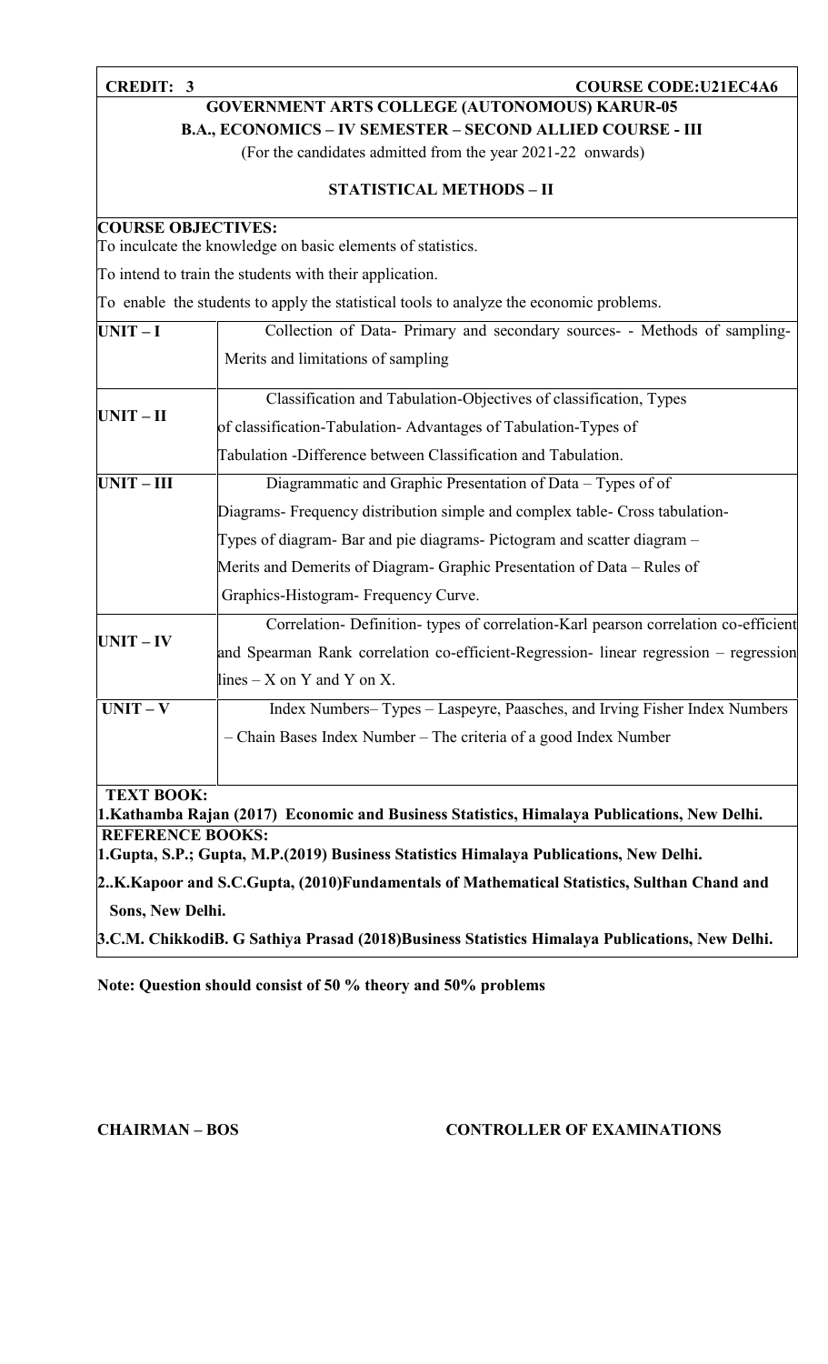**CREDIT: 3** **COURSE CODE:U21EC4A6**

**GOVERNMENT ARTS COLLEGE (AUTONOMOUS) KARUR-05**

**B.A., ECONOMICS – IV SEMESTER – SECOND ALLIED COURSE - III**

(For the candidates admitted from the year 2021-22 onwards)

**STATISTICAL METHODS – II**

**COURSE OBJECTIVES:**

To inculcate the knowledge on basic elements of statistics.

To intend to train the students with their application.

To enable the students to apply the statistical tools to analyze the economic problems.

| | |
|---|---|
| **UNIT – I** | Collection of Data- Primary and secondary sources- - Methods of sampling-Merits and limitations of sampling |
| **UNIT – II** | Classification and Tabulation-Objectives of classification, Types of classification-Tabulation- Advantages of Tabulation-Types of Tabulation -Difference between Classification and Tabulation. |
| **UNIT – III** | Diagrammatic and Graphic Presentation of Data – Types of of Diagrams- Frequency distribution simple and complex table- Cross tabulation-Types of diagram- Bar and pie diagrams- Pictogram and scatter diagram – Merits and Demerits of Diagram- Graphic Presentation of Data – Rules of Graphics-Histogram- Frequency Curve. |
| **UNIT – IV** | Correlation- Definition- types of correlation-Karl pearson correlation co-efficient and Spearman Rank correlation co-efficient-Regression- linear regression – regression lines – X on Y and Y on X. |
| **UNIT – V** | Index Numbers– Types – Laspeyre, Paasches, and Irving Fisher Index Numbers – Chain Bases Index Number – The criteria of a good Index Number |

**TEXT BOOK:**

**1.Kathamba Rajan (2017) Economic and Business Statistics, Himalaya Publications, New Delhi.**

**REFERENCE BOOKS:**

**1.Gupta, S.P.; Gupta, M.P.(2019) Business Statistics Himalaya Publications, New Delhi.**

**2..K.Kapoor and S.C.Gupta, (2010)Fundamentals of Mathematical Statistics, Sulthan Chand and Sons, New Delhi.**

**3.C.M. ChikkodiB. G Sathiya Prasad (2018)Business Statistics Himalaya Publications, New Delhi.**

**Note: Question should consist of 50 % theory and 50% problems**

**CHAIRMAN – BOS** **CONTROLLER OF EXAMINATIONS**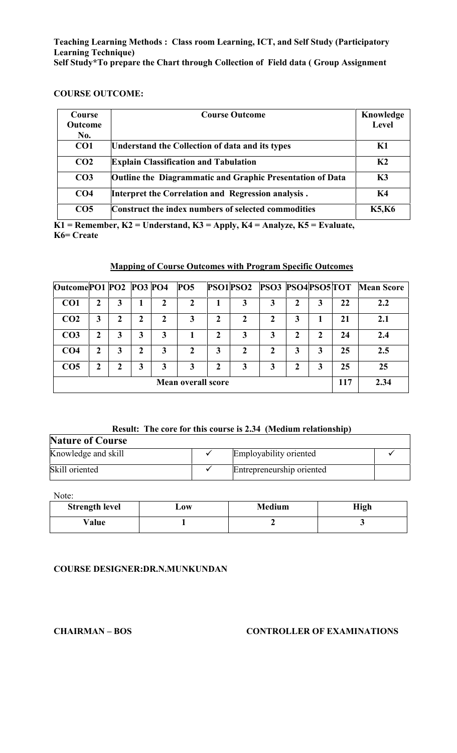**Teaching Learning Methods : Class room Learning, ICT, and Self Study (Participatory Learning Technique)**
**Self Study*To prepare the Chart through Collection of Field data ( Group Assignment**

**COURSE OUTCOME:**

| Course Outcome No. | Course Outcome | Knowledge Level |
|---|---|---|
| CO1 | Understand the Collection of data and its types | K1 |
| CO2 | Explain Classification and Tabulation | K2 |
| CO3 | Outline the Diagrammatic and Graphic Presentation of Data | K3 |
| CO4 | Interpret the Correlation and Regression analysis . | K4 |
| CO5 | Construct the index numbers of selected commodities | K5,K6 |

**K1 = Remember, K2 = Understand, K3 = Apply, K4 = Analyze, K5 = Evaluate, K6= Create**

**Mapping of Course Outcomes with Program Specific Outcomes**

| Outcome | PO1 | PO2 | PO3 | PO4 | PO5 | PSO1 | PSO2 | PSO3 | PSO4 | PSO5 | TOT | Mean Score |
|---|---|---|---|---|---|---|---|---|---|---|---|---|
| CO1 | 2 | 3 | 1 | 2 | 2 | 1 | 3 | 3 | 2 | 3 | 22 | 2.2 |
| CO2 | 3 | 2 | 2 | 2 | 3 | 2 | 2 | 2 | 3 | 1 | 21 | 2.1 |
| CO3 | 2 | 3 | 3 | 3 | 1 | 2 | 3 | 3 | 2 | 2 | 24 | 2.4 |
| CO4 | 2 | 3 | 2 | 3 | 2 | 3 | 2 | 2 | 3 | 3 | 25 | 2.5 |
| CO5 | 2 | 2 | 3 | 3 | 3 | 2 | 3 | 3 | 2 | 3 | 25 | 25 |
| Mean overall score | | | | | | | | | | | 117 | 2.34 |

**Result: The core for this course is 2.34 (Medium relationship)**

| Nature of Course | | | |
|---|---|---|---|
| Knowledge and skill | ✓ | Employability oriented | ✓ |
| Skill oriented | ✓ | Entrepreneurship oriented | |

Note:

| Strength level | Low | Medium | High |
|---|---|---|---|
| Value | 1 | 2 | 3 |

**COURSE DESIGNER:DR.N.MUNKUNDAN**

**CHAIRMAN – BOS** **CONTROLLER OF EXAMINATIONS**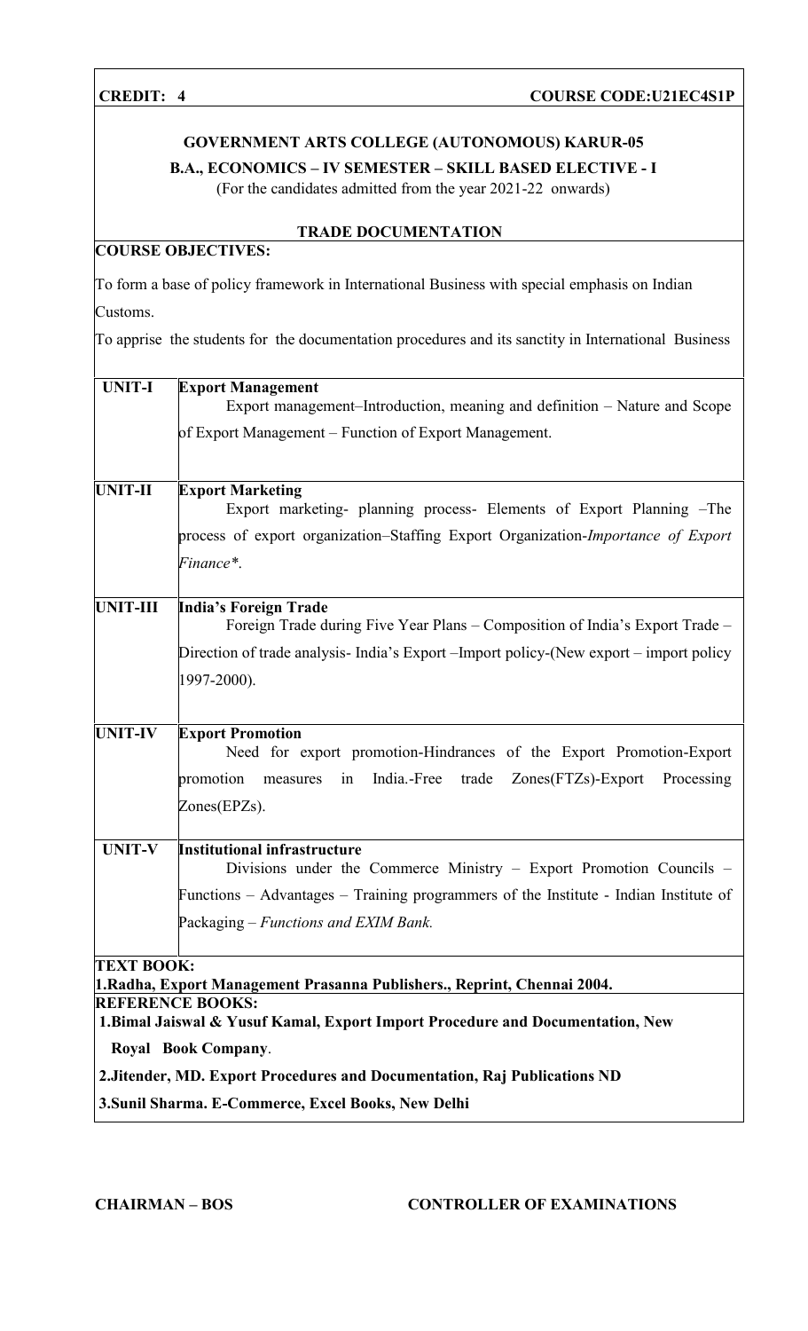| **CREDIT: 4** | **COURSE CODE:U21EC4S1P** |
|---|---|

**GOVERNMENT ARTS COLLEGE (AUTONOMOUS) KARUR-05**

**B.A., ECONOMICS – IV SEMESTER – SKILL BASED ELECTIVE - I**

(For the candidates admitted from the year 2021-22 onwards)

**TRADE DOCUMENTATION**

**COURSE OBJECTIVES:**

To form a base of policy framework in International Business with special emphasis on Indian Customs.

To apprise the students for the documentation procedures and its sanctity in International Business

| | |
|---|---|
| **UNIT-I** | **Export Management**<br>Export management–Introduction, meaning and definition – Nature and Scope of Export Management – Function of Export Management. |
| **UNIT-II** | **Export Marketing**<br>Export marketing- planning process- Elements of Export Planning –The process of export organization–Staffing Export Organization-*Importance of Export Finance**. |
| **UNIT-III** | **India's Foreign Trade**<br>Foreign Trade during Five Year Plans – Composition of India's Export Trade – Direction of trade analysis- India's Export –Import policy-(New export – import policy 1997-2000). |
| **UNIT-IV** | **Export Promotion**<br>Need for export promotion-Hindrances of the Export Promotion-Export promotion measures in India.-Free trade Zones(FTZs)-Export Processing Zones(EPZs). |
| **UNIT-V** | **Institutional infrastructure**<br>Divisions under the Commerce Ministry – Export Promotion Councils – Functions – Advantages – Training programmers of the Institute - Indian Institute of Packaging – *Functions and EXIM Bank.* |

**TEXT BOOK:**

**1.Radha, Export Management Prasanna Publishers., Reprint, Chennai 2004.**

**REFERENCE BOOKS:**

**1.Bimal Jaiswal & Yusuf Kamal, Export Import Procedure and Documentation, New Royal Book Company**.

**2.Jitender, MD. Export Procedures and Documentation, Raj Publications ND**

**3.Sunil Sharma. E-Commerce, Excel Books, New Delhi**

**CHAIRMAN – BOS** **CONTROLLER OF EXAMINATIONS**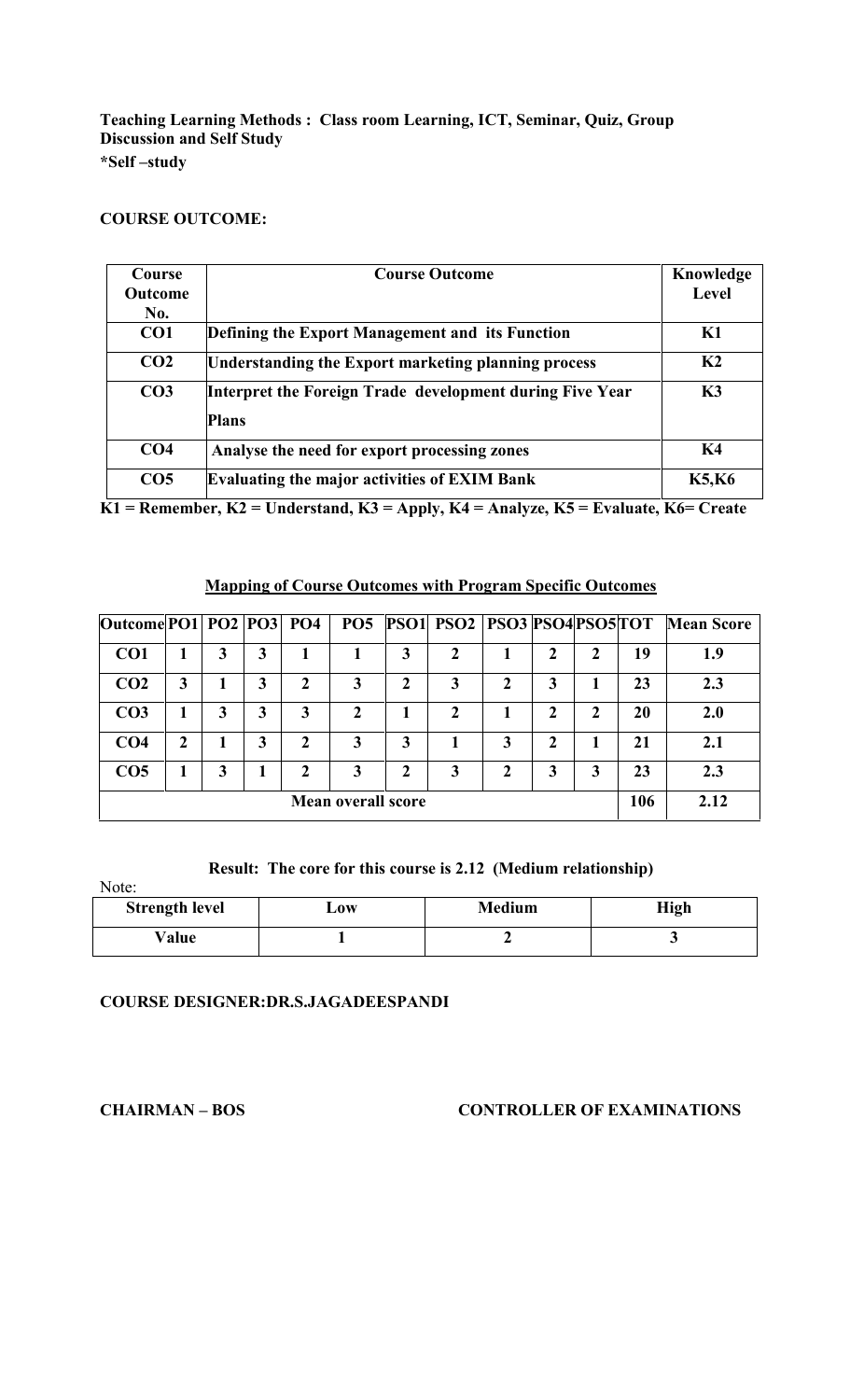**Teaching Learning Methods : Class room Learning, ICT, Seminar, Quiz, Group Discussion and Self Study**

***Self –study**

**COURSE OUTCOME:**

| Course Outcome No. | Course Outcome | Knowledge Level |
|---|---|---|
| CO1 | Defining the Export Management and its Function | K1 |
| CO2 | Understanding the Export marketing planning process | K2 |
| CO3 | Interpret the Foreign Trade development during Five Year Plans | K3 |
| CO4 | Analyse the need for export processing zones | K4 |
| CO5 | Evaluating the major activities of EXIM Bank | K5,K6 |

**K1 = Remember, K2 = Understand, K3 = Apply, K4 = Analyze, K5 = Evaluate, K6= Create**

**Mapping of Course Outcomes with Program Specific Outcomes**

| Outcome | PO1 | PO2 | PO3 | PO4 | PO5 | PSO1 | PSO2 | PSO3 | PSO4 | PSO5 | TOT | Mean Score |
|---|---|---|---|---|---|---|---|---|---|---|---|---|
| CO1 | 1 | 3 | 3 | 1 | 1 | 3 | 2 | 1 | 2 | 2 | 19 | 1.9 |
| CO2 | 3 | 1 | 3 | 2 | 3 | 2 | 3 | 2 | 3 | 1 | 23 | 2.3 |
| CO3 | 1 | 3 | 3 | 3 | 2 | 1 | 2 | 1 | 2 | 2 | 20 | 2.0 |
| CO4 | 2 | 1 | 3 | 2 | 3 | 3 | 1 | 3 | 2 | 1 | 21 | 2.1 |
| CO5 | 1 | 3 | 1 | 2 | 3 | 2 | 3 | 2 | 3 | 3 | 23 | 2.3 |
| Mean overall score | | | | | | | | | | | 106 | 2.12 |

**Result: The core for this course is 2.12 (Medium relationship)**

Note:

| Strength level | Low | Medium | High |
|---|---|---|---|
| Value | 1 | 2 | 3 |

**COURSE DESIGNER:DR.S.JAGADEESPANDI**

**CHAIRMAN – BOS** **CONTROLLER OF EXAMINATIONS**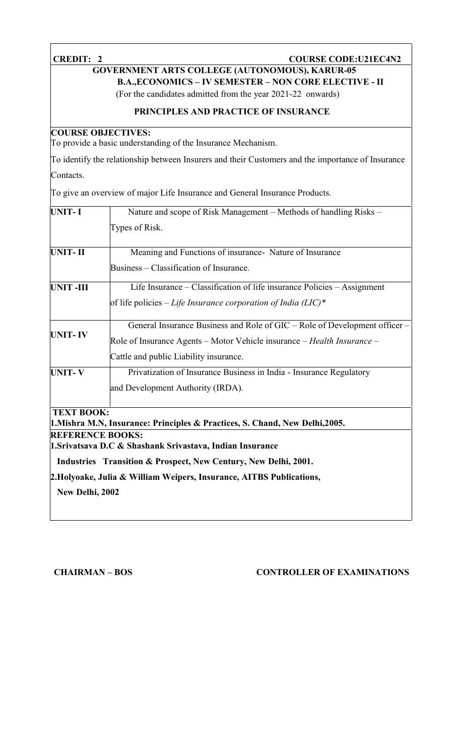**CREDIT: 2** **COURSE CODE:U21EC4N2**

**GOVERNMENT ARTS COLLEGE (AUTONOMOUS), KARUR-05**

**B.A.,ECONOMICS – IV SEMESTER – NON CORE ELECTIVE - II**

(For the candidates admitted from the year 2021-22 onwards)

**PRINCIPLES AND PRACTICE OF INSURANCE**

**COURSE OBJECTIVES:**

To provide a basic understanding of the Insurance Mechanism.

To identify the relationship between Insurers and their Customers and the importance of Insurance Contacts.

To give an overview of major Life Insurance and General Insurance Products.

| | |
|---|---|
| **UNIT- I** | Nature and scope of Risk Management – Methods of handling Risks – Types of Risk. |
| **UNIT- II** | Meaning and Functions of insurance- Nature of Insurance Business – Classification of Insurance. |
| **UNIT -III** | Life Insurance – Classification of life insurance Policies – Assignment of life policies – *Life Insurance corporation of India (LIC)** |
| **UNIT- IV** | General Insurance Business and Role of GIC – Role of Development officer – Role of Insurance Agents – Motor Vehicle insurance – *Health Insurance* – Cattle and public Liability insurance. |
| **UNIT- V** | Privatization of Insurance Business in India - Insurance Regulatory and Development Authority (IRDA). |

**TEXT BOOK:**

**1.Mishra M.N, Insurance: Principles & Practices, S. Chand, New Delhi,2005.**

**REFERENCE BOOKS:**

**1.Srivatsava D.C & Shashank Srivastava, Indian Insurance Industries Transition & Prospect, New Century, New Delhi, 2001.**

**2.Holyoake, Julia & William Weipers, Insurance, AITBS Publications, New Delhi, 2002**

**CHAIRMAN – BOS** **CONTROLLER OF EXAMINATIONS**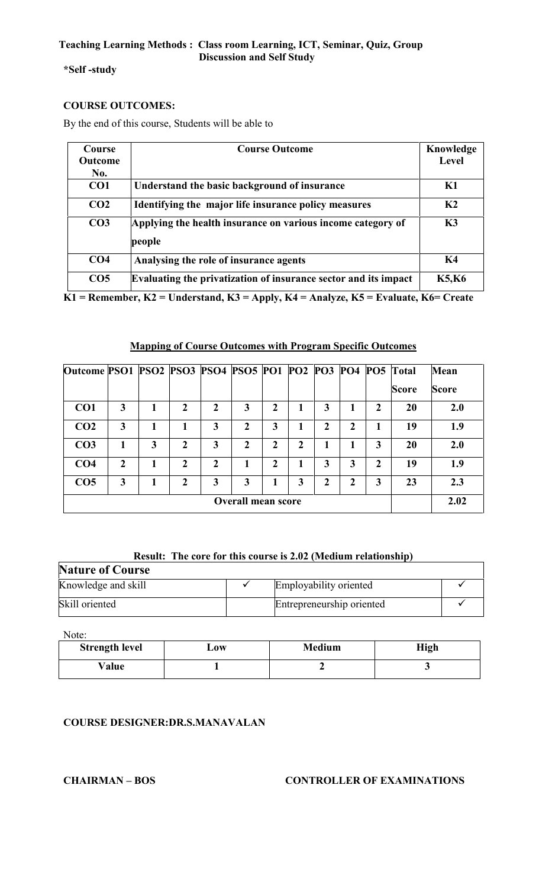**Teaching Learning Methods : Class room Learning, ICT, Seminar, Quiz, Group Discussion and Self Study**

**\*Self -study**

**COURSE OUTCOMES:**

By the end of this course, Students will be able to

| Course Outcome No. | Course Outcome | Knowledge Level |
|---|---|---|
| **CO1** | **Understand the basic background of insurance** | **K1** |
| **CO2** | **Identifying the major life insurance policy measures** | **K2** |
| **CO3** | **Applying the health insurance on various income category of people** | **K3** |
| **CO4** | **Analysing the role of insurance agents** | **K4** |
| **CO5** | **Evaluating the privatization of insurance sector and its impact** | **K5,K6** |

**K1 = Remember, K2 = Understand, K3 = Apply, K4 = Analyze, K5 = Evaluate, K6= Create**

**Mapping of Course Outcomes with Program Specific Outcomes**

| Outcome | PSO1 | PSO2 | PSO3 | PSO4 | PSO5 | PO1 | PO2 | PO3 | PO4 | PO5 | Total Score | Mean Score |
|---|---|---|---|---|---|---|---|---|---|---|---|---|
| **CO1** | 3 | 1 | 2 | 2 | 3 | 2 | 1 | 3 | 1 | 2 | 20 | 2.0 |
| **CO2** | 3 | 1 | 1 | 3 | 2 | 3 | 1 | 2 | 2 | 1 | 19 | 1.9 |
| **CO3** | 1 | 3 | 2 | 3 | 2 | 2 | 2 | 1 | 1 | 3 | 20 | 2.0 |
| **CO4** | 2 | 1 | 2 | 2 | 1 | 2 | 1 | 3 | 3 | 2 | 19 | 1.9 |
| **CO5** | 3 | 1 | 2 | 3 | 3 | 1 | 3 | 2 | 2 | 3 | 23 | 2.3 |
| **Overall mean score** | | | | | | | | | | | | 2.02 |

**Result: The core for this course is 2.02 (Medium relationship)**

| **Nature of Course** | | | |
|---|---|---|---|
| Knowledge and skill | ✓ | Employability oriented | ✓ |
| Skill oriented | | Entrepreneurship oriented | ✓ |

Note:

| Strength level | Low | Medium | High |
|---|---|---|---|
| **Value** | 1 | 2 | 3 |

**COURSE DESIGNER:DR.S.MANAVALAN**

**CHAIRMAN – BOS** **CONTROLLER OF EXAMINATIONS**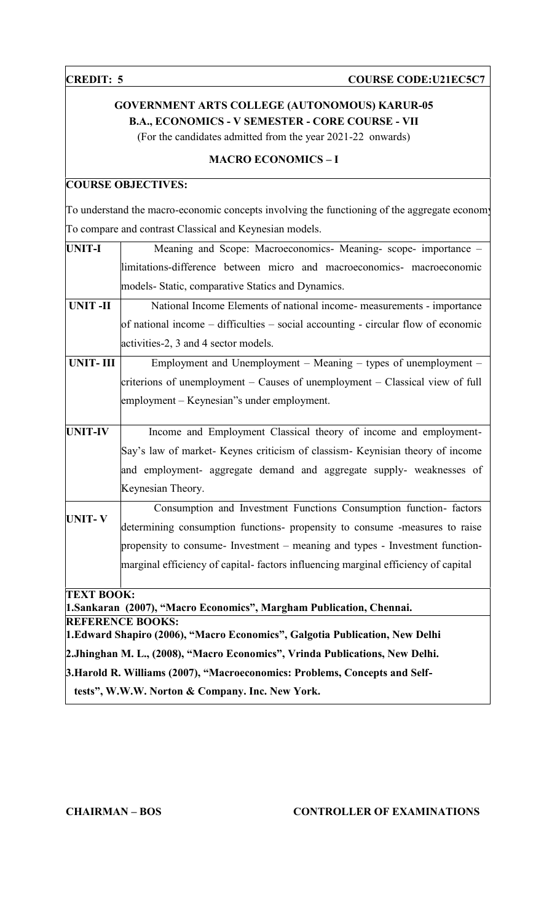**CREDIT: 5** **COURSE CODE:U21EC5C7**

## GOVERNMENT ARTS COLLEGE (AUTONOMOUS) KARUR-05
### B.A., ECONOMICS - V SEMESTER - CORE COURSE - VII

(For the candidates admitted from the year 2021-22 onwards)

### MACRO ECONOMICS – I

**COURSE OBJECTIVES:**

To understand the macro-economic concepts involving the functioning of the aggregate economy
To compare and contrast Classical and Keynesian models.

| | |
|---|---|
| **UNIT-I** | Meaning and Scope: Macroeconomics- Meaning- scope- importance – limitations-difference between micro and macroeconomics- macroeconomic models- Static, comparative Statics and Dynamics. |
| **UNIT -II** | National Income Elements of national income- measurements - importance of national income – difficulties – social accounting - circular flow of economic activities-2, 3 and 4 sector models. |
| **UNIT- III** | Employment and Unemployment – Meaning – types of unemployment – criterions of unemployment – Causes of unemployment – Classical view of full employment – Keynesian"s under employment. |
| **UNIT-IV** | Income and Employment Classical theory of income and employment- Say's law of market- Keynes criticism of classism- Keynisian theory of income and employment- aggregate demand and aggregate supply- weaknesses of Keynesian Theory. |
| **UNIT- V** | Consumption and Investment Functions Consumption function- factors determining consumption functions- propensity to consume -measures to raise propensity to consume- Investment – meaning and types - Investment function- marginal efficiency of capital- factors influencing marginal efficiency of capital |

**TEXT BOOK:**

**1.Sankaran (2007), "Macro Economics", Margham Publication, Chennai.**

**REFERENCE BOOKS:**

**1.Edward Shapiro (2006), "Macro Economics", Galgotia Publication, New Delhi**

**2.Jhinghan M. L., (2008), "Macro Economics", Vrinda Publications, New Delhi.**

**3.Harold R. Williams (2007), "Macroeconomics: Problems, Concepts and Self-tests", W.W.W. Norton & Company. Inc. New York.**

**CHAIRMAN – BOS** **CONTROLLER OF EXAMINATIONS**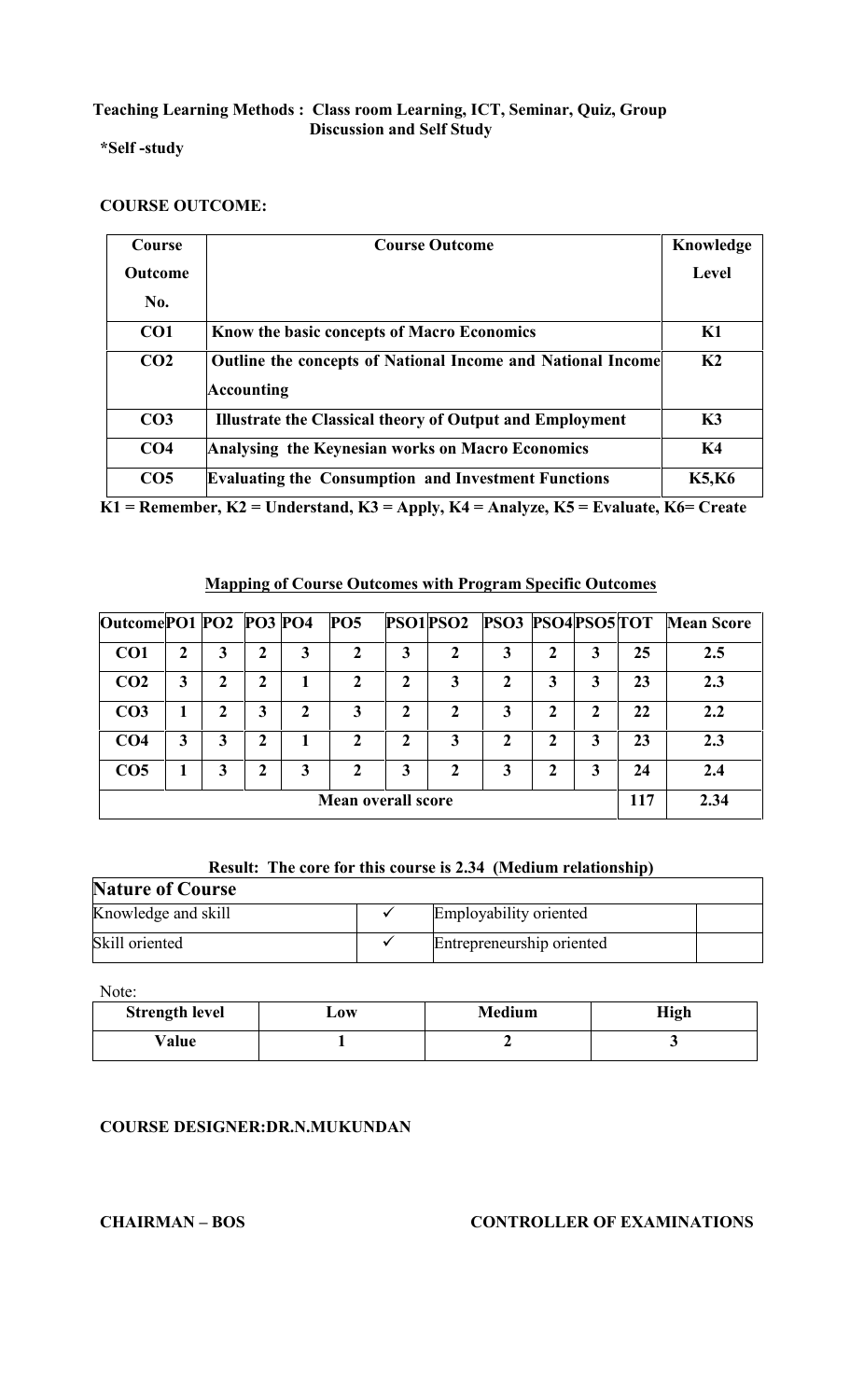**Teaching Learning Methods : Class room Learning, ICT, Seminar, Quiz, Group Discussion and Self Study**

***Self -study**

**COURSE OUTCOME:**

| Course Outcome No. | Course Outcome | Knowledge Level |
|---|---|---|
| CO1 | Know the basic concepts of Macro Economics | K1 |
| CO2 | Outline the concepts of National Income and National Income Accounting | K2 |
| CO3 | Illustrate the Classical theory of Output and Employment | K3 |
| CO4 | Analysing the Keynesian works on Macro Economics | K4 |
| CO5 | Evaluating the Consumption and Investment Functions | K5,K6 |

**K1 = Remember, K2 = Understand, K3 = Apply, K4 = Analyze, K5 = Evaluate, K6= Create**

**Mapping of Course Outcomes with Program Specific Outcomes**

| Outcome | PO1 | PO2 | PO3 | PO4 | PO5 | PSO1 | PSO2 | PSO3 | PSO4 | PSO5 | TOT | Mean Score |
|---|---|---|---|---|---|---|---|---|---|---|---|---|
| CO1 | 2 | 3 | 2 | 3 | 2 | 3 | 2 | 3 | 2 | 3 | 25 | 2.5 |
| CO2 | 3 | 2 | 2 | 1 | 2 | 2 | 3 | 2 | 3 | 3 | 23 | 2.3 |
| CO3 | 1 | 2 | 3 | 2 | 3 | 2 | 2 | 3 | 2 | 2 | 22 | 2.2 |
| CO4 | 3 | 3 | 2 | 1 | 2 | 2 | 3 | 2 | 2 | 3 | 23 | 2.3 |
| CO5 | 1 | 3 | 2 | 3 | 2 | 3 | 2 | 3 | 2 | 3 | 24 | 2.4 |
| Mean overall score | | | | | | | | | | | 117 | 2.34 |

**Result: The core for this course is 2.34 (Medium relationship)**

| **Nature of Course** | | | |
|---|---|---|---|
| Knowledge and skill | ✓ | Employability oriented | |
| Skill oriented | ✓ | Entrepreneurship oriented | |

Note:

| Strength level | Low | Medium | High |
|---|---|---|---|
| Value | 1 | 2 | 3 |

**COURSE DESIGNER:DR.N.MUKUNDAN**

**CHAIRMAN – BOS** **CONTROLLER OF EXAMINATIONS**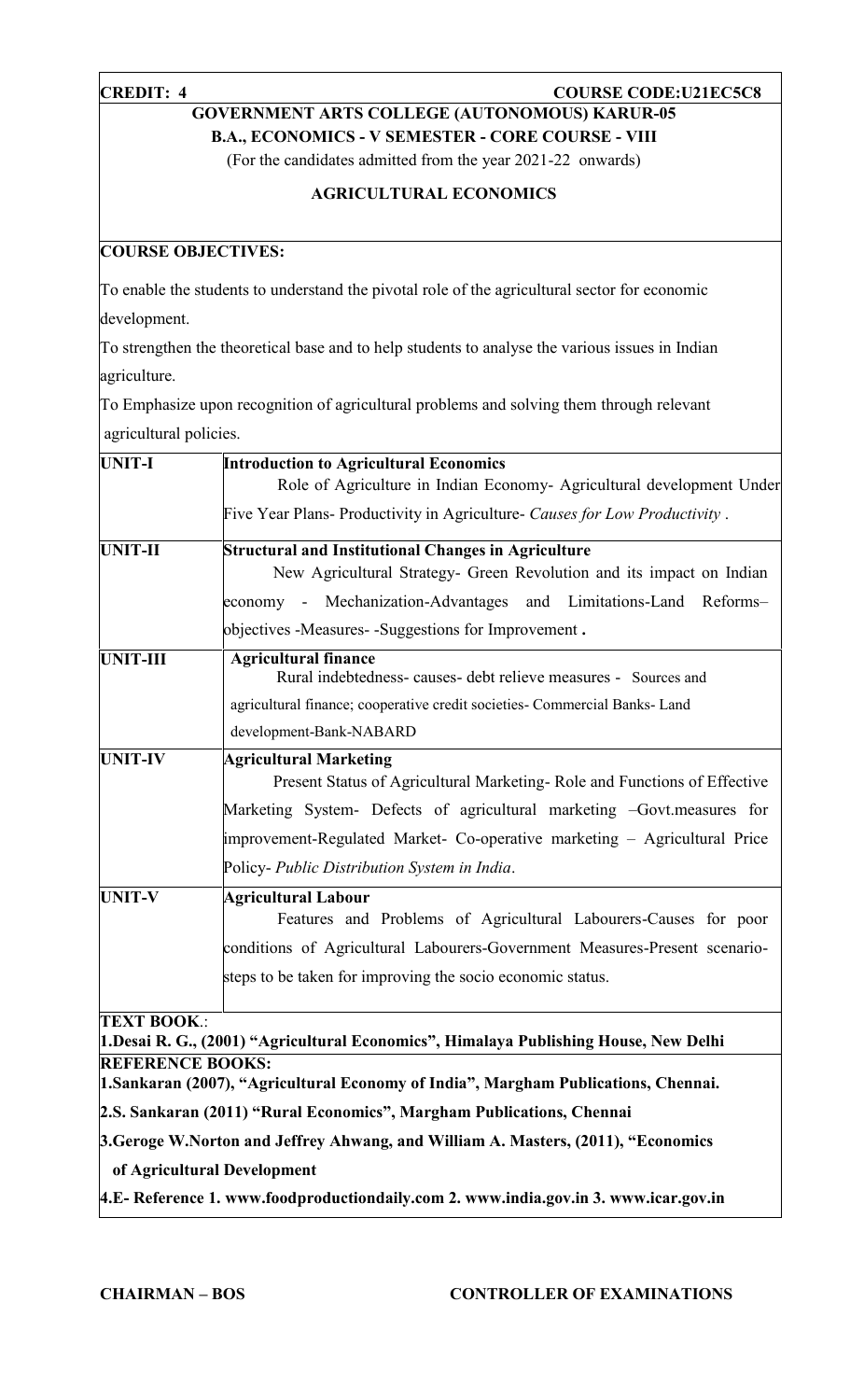**CREDIT: 4** **COURSE CODE:U21EC5C8**

**GOVERNMENT ARTS COLLEGE (AUTONOMOUS) KARUR-05**

**B.A., ECONOMICS - V SEMESTER - CORE COURSE - VIII**

(For the candidates admitted from the year 2021-22 onwards)

**AGRICULTURAL ECONOMICS**

**COURSE OBJECTIVES:**

To enable the students to understand the pivotal role of the agricultural sector for economic development.

To strengthen the theoretical base and to help students to analyse the various issues in Indian agriculture.

To Emphasize upon recognition of agricultural problems and solving them through relevant agricultural policies.

| | |
|---|---|
| **UNIT-I** | **Introduction to Agricultural Economics** Role of Agriculture in Indian Economy- Agricultural development Under Five Year Plans- Productivity in Agriculture- *Causes for Low Productivity* . |
| **UNIT-II** | **Structural and Institutional Changes in Agriculture** New Agricultural Strategy- Green Revolution and its impact on Indian economy - Mechanization-Advantages and Limitations-Land Reforms– objectives -Measures- -Suggestions for Improvement **.** |
| **UNIT-III** | **Agricultural finance** Rural indebtedness- causes- debt relieve measures - Sources and agricultural finance; cooperative credit societies- Commercial Banks- Land development-Bank-NABARD |
| **UNIT-IV** | **Agricultural Marketing** Present Status of Agricultural Marketing- Role and Functions of Effective Marketing System- Defects of agricultural marketing –Govt.measures for improvement-Regulated Market- Co-operative marketing – Agricultural Price Policy- *Public Distribution System in India*. |
| **UNIT-V** | **Agricultural Labour** Features and Problems of Agricultural Labourers-Causes for poor conditions of Agricultural Labourers-Government Measures-Present scenario-steps to be taken for improving the socio economic status. |

**TEXT BOOK**.:

**1.Desai R. G., (2001) "Agricultural Economics", Himalaya Publishing House, New Delhi**

**REFERENCE BOOKS:**

**1.Sankaran (2007), "Agricultural Economy of India", Margham Publications, Chennai.**

**2.S. Sankaran (2011) "Rural Economics", Margham Publications, Chennai**

**3.Geroge W.Norton and Jeffrey Ahwang, and William A. Masters, (2011), "Economics of Agricultural Development**

**4.E- Reference 1. www.foodproductiondaily.com 2. www.india.gov.in 3. www.icar.gov.in**

**CHAIRMAN – BOS** **CONTROLLER OF EXAMINATIONS**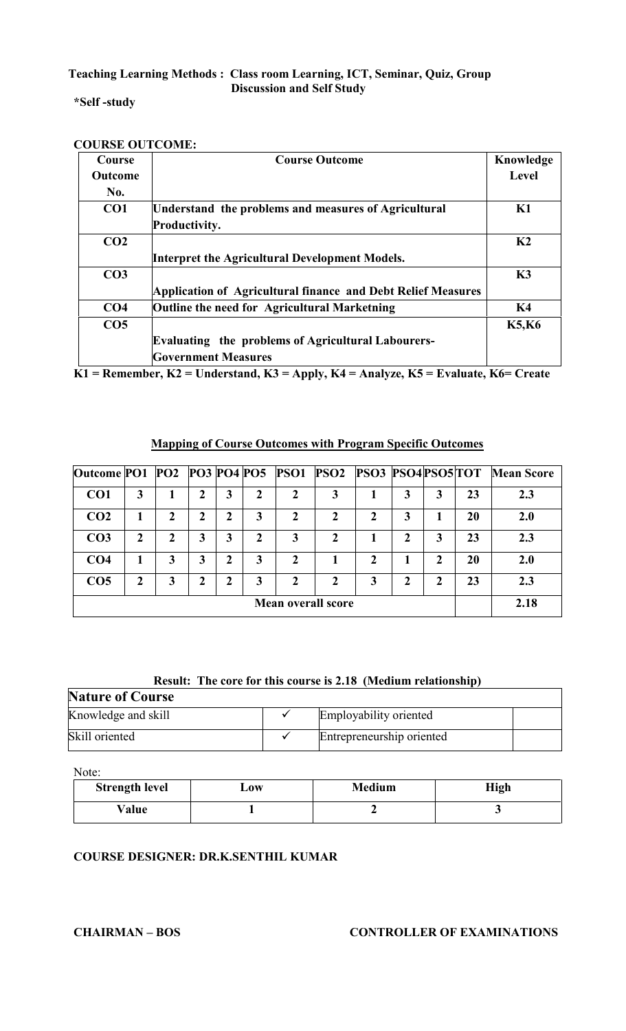**Teaching Learning Methods : Class room Learning, ICT, Seminar, Quiz, Group Discussion and Self Study**

***Self -study**

**COURSE OUTCOME:**

| Course Outcome No. | Course Outcome | Knowledge Level |
|---|---|---|
| **CO1** | **Understand the problems and measures of Agricultural Productivity.** | **K1** |
| **CO2** | **Interpret the Agricultural Development Models.** | **K2** |
| **CO3** | **Application of Agricultural finance and Debt Relief Measures** | **K3** |
| **CO4** | **Outline the need for Agricultural Marketning** | **K4** |
| **CO5** | **Evaluating the problems of Agricultural Labourers-Government Measures** | **K5,K6** |

**K1 = Remember, K2 = Understand, K3 = Apply, K4 = Analyze, K5 = Evaluate, K6= Create**

**Mapping of Course Outcomes with Program Specific Outcomes**

| Outcome | PO1 | PO2 | PO3 | PO4 | PO5 | PSO1 | PSO2 | PSO3 | PSO4 | PSO5 | TOT | Mean Score |
|---|---|---|---|---|---|---|---|---|---|---|---|---|
| **CO1** | 3 | 1 | 2 | 3 | 2 | 2 | 3 | 1 | 3 | 3 | 23 | 2.3 |
| **CO2** | 1 | 2 | 2 | 2 | 3 | 2 | 2 | 2 | 3 | 1 | 20 | 2.0 |
| **CO3** | 2 | 2 | 3 | 3 | 2 | 3 | 2 | 1 | 2 | 3 | 23 | 2.3 |
| **CO4** | 1 | 3 | 3 | 2 | 3 | 2 | 1 | 2 | 1 | 2 | 20 | 2.0 |
| **CO5** | 2 | 3 | 2 | 2 | 3 | 2 | 2 | 3 | 2 | 2 | 23 | 2.3 |
| **Mean overall score** | | | | | | | | | | | | 2.18 |

**Result: The core for this course is 2.18 (Medium relationship)**

| Nature of Course | | | |
|---|---|---|---|
| Knowledge and skill | ✓ | Employability oriented | |
| Skill oriented | ✓ | Entrepreneurship oriented | |

Note:

| Strength level | Low | Medium | High |
|---|---|---|---|
| **Value** | 1 | 2 | 3 |

**COURSE DESIGNER: DR.K.SENTHIL KUMAR**

**CHAIRMAN – BOS** **CONTROLLER OF EXAMINATIONS**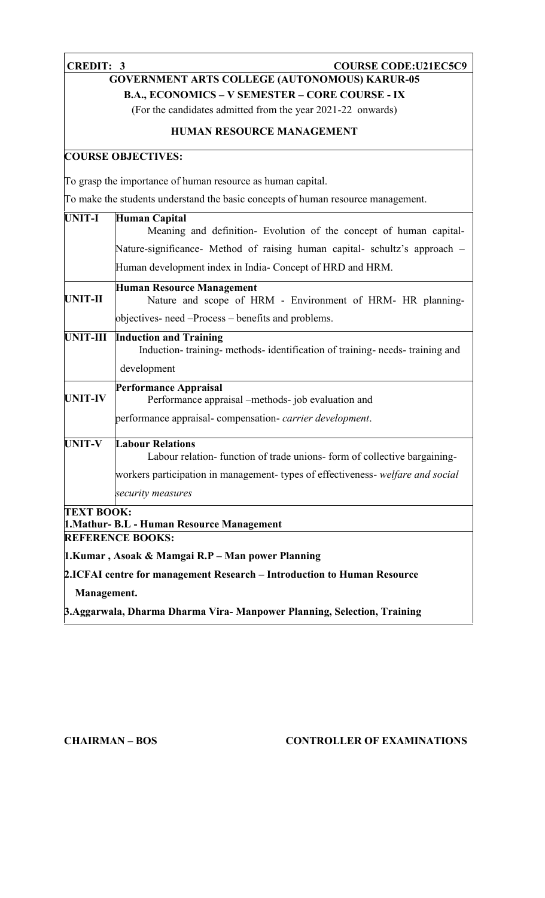| **CREDIT: 3** | **COURSE CODE:U21EC5C9** |
|---|---|

**GOVERNMENT ARTS COLLEGE (AUTONOMOUS) KARUR-05**

**B.A., ECONOMICS – V SEMESTER – CORE COURSE - IX**

(For the candidates admitted from the year 2021-22 onwards)

**HUMAN RESOURCE MANAGEMENT**

**COURSE OBJECTIVES:**

To grasp the importance of human resource as human capital.

To make the students understand the basic concepts of human resource management.

| | |
|---|---|
| **UNIT-I** | **Human Capital**<br>Meaning and definition- Evolution of the concept of human capital- Nature-significance- Method of raising human capital- schultz's approach – Human development index in India- Concept of HRD and HRM. |
| **UNIT-II** | **Human Resource Management**<br>Nature and scope of HRM - Environment of HRM- HR planning- objectives- need –Process – benefits and problems. |
| **UNIT-III** | **Induction and Training**<br>Induction- training- methods- identification of training- needs- training and development |
| **UNIT-IV** | **Performance Appraisal**<br>Performance appraisal –methods- job evaluation and performance appraisal- compensation- *carrier development*. |
| **UNIT-V** | **Labour Relations**<br>Labour relation- function of trade unions- form of collective bargaining- workers participation in management- types of effectiveness- *welfare and social security measures* |

**TEXT BOOK:**

**1.Mathur- B.L - Human Resource Management**

**REFERENCE BOOKS:**

**1.Kumar , Asoak & Mamgai R.P – Man power Planning**

**2.ICFAI centre for management Research – Introduction to Human Resource Management.**

**3.Aggarwala, Dharma Dharma Vira- Manpower Planning, Selection, Training**

**CHAIRMAN – BOS** **CONTROLLER OF EXAMINATIONS**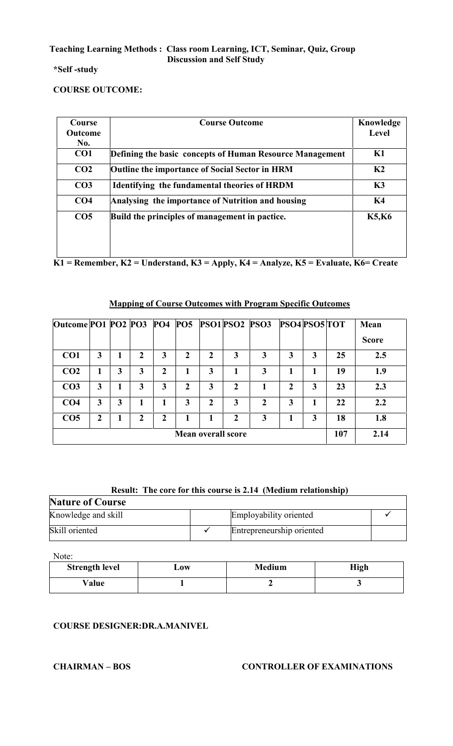**Teaching Learning Methods : Class room Learning, ICT, Seminar, Quiz, Group Discussion and Self Study**

**\*Self -study**

**COURSE OUTCOME:**

| Course Outcome No. | Course Outcome | Knowledge Level |
|---|---|---|
| CO1 | Defining the basic concepts of Human Resource Management | K1 |
| CO2 | Outline the importance of Social Sector in HRM | K2 |
| CO3 | Identifying the fundamental theories of HRDM | K3 |
| CO4 | Analysing the importance of Nutrition and housing | K4 |
| CO5 | Build the principles of management in pactice. | K5,K6 |

**K1 = Remember, K2 = Understand, K3 = Apply, K4 = Analyze, K5 = Evaluate, K6= Create**

**Mapping of Course Outcomes with Program Specific Outcomes**

| Outcome | PO1 | PO2 | PO3 | PO4 | PO5 | PSO1 | PSO2 | PSO3 | PSO4 | PSO5 | TOT | Mean Score |
|---|---|---|---|---|---|---|---|---|---|---|---|---|
| CO1 | 3 | 1 | 2 | 3 | 2 | 2 | 3 | 3 | 3 | 3 | 25 | 2.5 |
| CO2 | 1 | 3 | 3 | 2 | 1 | 3 | 1 | 3 | 1 | 1 | 19 | 1.9 |
| CO3 | 3 | 1 | 3 | 3 | 2 | 3 | 2 | 1 | 2 | 3 | 23 | 2.3 |
| CO4 | 3 | 3 | 1 | 1 | 3 | 2 | 3 | 2 | 3 | 1 | 22 | 2.2 |
| CO5 | 2 | 1 | 2 | 2 | 1 | 1 | 2 | 3 | 1 | 3 | 18 | 1.8 |
| Mean overall score | | | | | | | | | | | 107 | 2.14 |

**Result: The core for this course is 2.14 (Medium relationship)**

| **Nature of Course** | | | |
|---|---|---|---|
| Knowledge and skill | | Employability oriented | ✓ |
| Skill oriented | ✓ | Entrepreneurship oriented | |

Note:

| Strength level | Low | Medium | High |
|---|---|---|---|
| Value | 1 | 2 | 3 |

**COURSE DESIGNER:DR.A.MANIVEL**

**CHAIRMAN – BOS** **CONTROLLER OF EXAMINATIONS**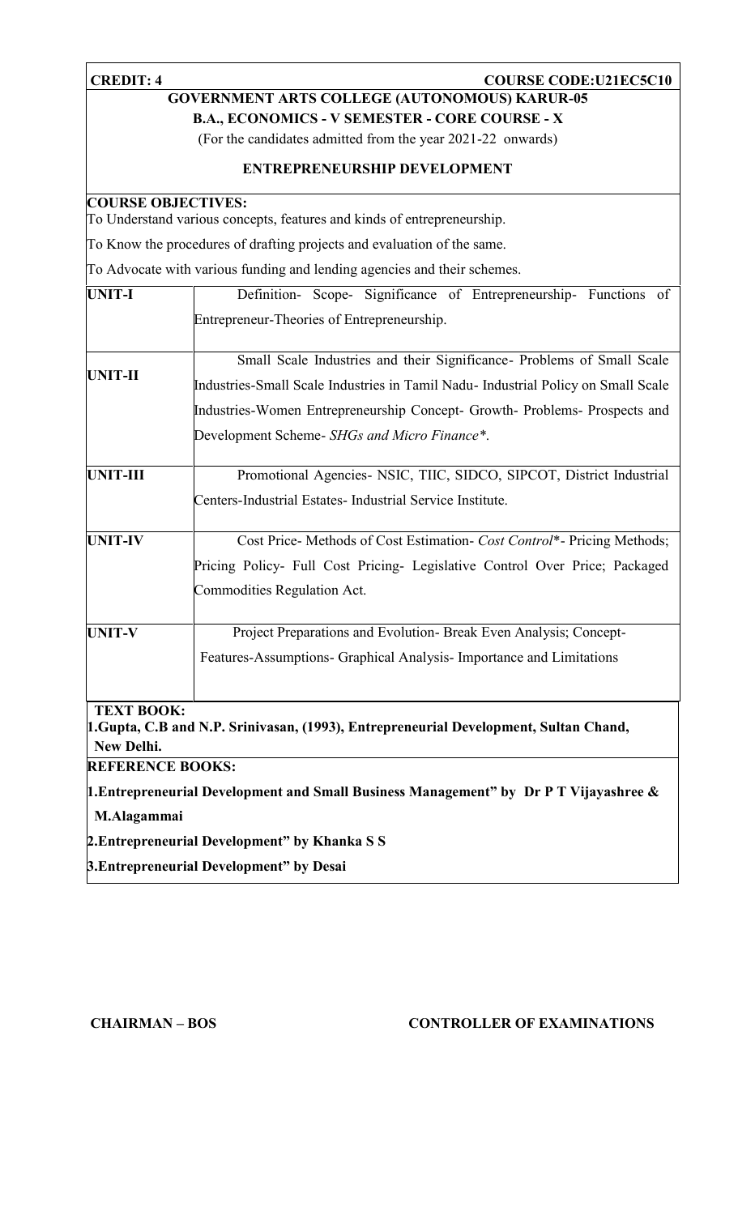| **CREDIT: 4** | **COURSE CODE:U21EC5C10** |
|---|---|

**GOVERNMENT ARTS COLLEGE (AUTONOMOUS) KARUR-05**

**B.A., ECONOMICS - V SEMESTER - CORE COURSE - X**

(For the candidates admitted from the year 2021-22 onwards)

**ENTREPRENEURSHIP DEVELOPMENT**

**COURSE OBJECTIVES:**

To Understand various concepts, features and kinds of entrepreneurship.

To Know the procedures of drafting projects and evaluation of the same.

To Advocate with various funding and lending agencies and their schemes.

| | |
|---|---|
| **UNIT-I** | Definition- Scope- Significance of Entrepreneurship- Functions of Entrepreneur-Theories of Entrepreneurship. |
| **UNIT-II** | Small Scale Industries and their Significance- Problems of Small Scale Industries-Small Scale Industries in Tamil Nadu- Industrial Policy on Small Scale Industries-Women Entrepreneurship Concept- Growth- Problems- Prospects and Development Scheme- *SHGs and Micro Finance\**. |
| **UNIT-III** | Promotional Agencies- NSIC, TIIC, SIDCO, SIPCOT, District Industrial Centers-Industrial Estates- Industrial Service Institute. |
| **UNIT-IV** | Cost Price- Methods of Cost Estimation- *Cost Control*\*- Pricing Methods; Pricing Policy- Full Cost Pricing- Legislative Control Over Price; Packaged Commodities Regulation Act. |
| **UNIT-V** | Project Preparations and Evolution- Break Even Analysis; Concept- Features-Assumptions- Graphical Analysis- Importance and Limitations |

**TEXT BOOK:**

**1.Gupta, C.B and N.P. Srinivasan, (1993), Entrepreneurial Development, Sultan Chand, New Delhi.**

**REFERENCE BOOKS:**

**1.Entrepreneurial Development and Small Business Management" by Dr P T Vijayashree & M.Alagammai**

**2.Entrepreneurial Development" by Khanka S S**

**3.Entrepreneurial Development" by Desai**

**CHAIRMAN – BOS** **CONTROLLER OF EXAMINATIONS**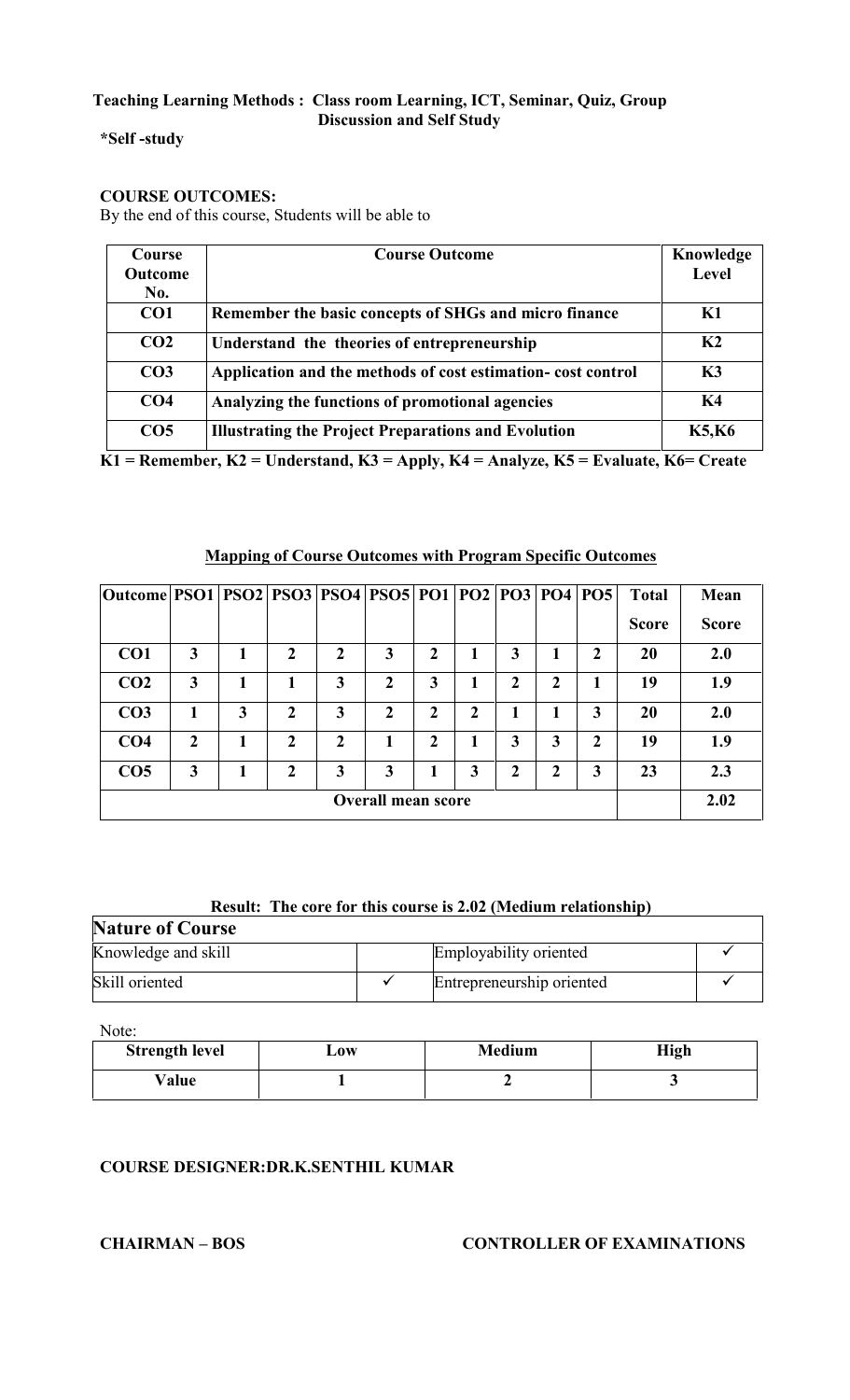**Teaching Learning Methods : Class room Learning, ICT, Seminar, Quiz, Group Discussion and Self Study**

***Self -study**

**COURSE OUTCOMES:**

By the end of this course, Students will be able to

| Course Outcome No. | Course Outcome | Knowledge Level |
|---|---|---|
| CO1 | Remember the basic concepts of SHGs and micro finance | K1 |
| CO2 | Understand the theories of entrepreneurship | K2 |
| CO3 | Application and the methods of cost estimation- cost control | K3 |
| CO4 | Analyzing the functions of promotional agencies | K4 |
| CO5 | Illustrating the Project Preparations and Evolution | K5,K6 |

**K1 = Remember, K2 = Understand, K3 = Apply, K4 = Analyze, K5 = Evaluate, K6= Create**

**Mapping of Course Outcomes with Program Specific Outcomes**

| Outcome | PSO1 | PSO2 | PSO3 | PSO4 | PSO5 | PO1 | PO2 | PO3 | PO4 | PO5 | Total Score | Mean Score |
|---|---|---|---|---|---|---|---|---|---|---|---|---|
| CO1 | 3 | 1 | 2 | 2 | 3 | 2 | 1 | 3 | 1 | 2 | 20 | 2.0 |
| CO2 | 3 | 1 | 1 | 3 | 2 | 3 | 1 | 2 | 2 | 1 | 19 | 1.9 |
| CO3 | 1 | 3 | 2 | 3 | 2 | 2 | 2 | 1 | 1 | 3 | 20 | 2.0 |
| CO4 | 2 | 1 | 2 | 2 | 1 | 2 | 1 | 3 | 3 | 2 | 19 | 1.9 |
| CO5 | 3 | 1 | 2 | 3 | 3 | 1 | 3 | 2 | 2 | 3 | 23 | 2.3 |
| Overall mean score | | | | | | | | | | | | 2.02 |

**Result: The core for this course is 2.02 (Medium relationship)**

| Nature of Course | | | |
|---|---|---|---|
| Knowledge and skill | | Employability oriented | ✓ |
| Skill oriented | ✓ | Entrepreneurship oriented | ✓ |

Note:

| Strength level | Low | Medium | High |
|---|---|---|---|
| Value | 1 | 2 | 3 |

**COURSE DESIGNER:DR.K.SENTHIL KUMAR**

**CHAIRMAN – BOS** **CONTROLLER OF EXAMINATIONS**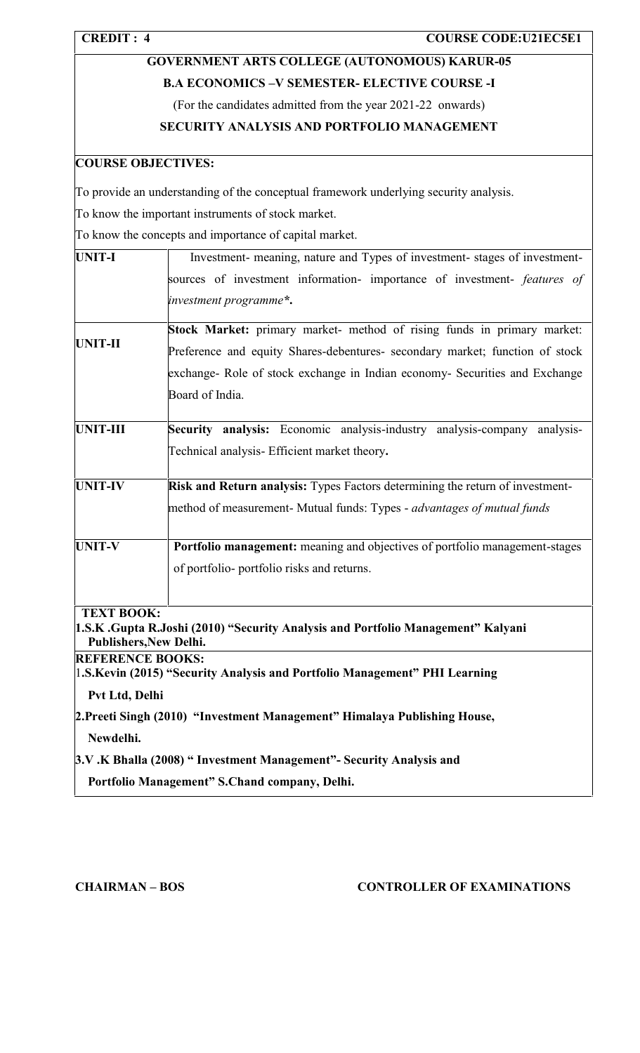**CREDIT : 4** **COURSE CODE:U21EC5E1**

## GOVERNMENT ARTS COLLEGE (AUTONOMOUS) KARUR-05

### B.A ECONOMICS –V SEMESTER- ELECTIVE COURSE -I

(For the candidates admitted from the year 2021-22 onwards)

### SECURITY ANALYSIS AND PORTFOLIO MANAGEMENT

**COURSE OBJECTIVES:**

To provide an understanding of the conceptual framework underlying security analysis.

To know the important instruments of stock market.

To know the concepts and importance of capital market.

| | |
|---|---|
| **UNIT-I** | Investment- meaning, nature and Types of investment- stages of investment- sources of investment information- importance of investment- *features of investment programme**. |
| **UNIT-II** | **Stock Market:** primary market- method of rising funds in primary market: Preference and equity Shares-debentures- secondary market; function of stock exchange- Role of stock exchange in Indian economy- Securities and Exchange Board of India. |
| **UNIT-III** | **Security analysis:** Economic analysis-industry analysis-company analysis- Technical analysis- Efficient market theory**.** |
| **UNIT-IV** | **Risk and Return analysis:** Types Factors determining the return of investment- method of measurement- Mutual funds: Types - *advantages of mutual funds* |
| **UNIT-V** | **Portfolio management:** meaning and objectives of portfolio management-stages of portfolio- portfolio risks and returns. |

**TEXT BOOK:**

**1.S.K .Gupta R.Joshi (2010) "Security Analysis and Portfolio Management" Kalyani Publishers,New Delhi.**

**REFERENCE BOOKS:**

1.**S.Kevin (2015) "Security Analysis and Portfolio Management" PHI Learning Pvt Ltd, Delhi**

**2.Preeti Singh (2010) "Investment Management" Himalaya Publishing House, Newdelhi.**

**3.V .K Bhalla (2008) " Investment Management"- Security Analysis and Portfolio Management" S.Chand company, Delhi.**

**CHAIRMAN – BOS** **CONTROLLER OF EXAMINATIONS**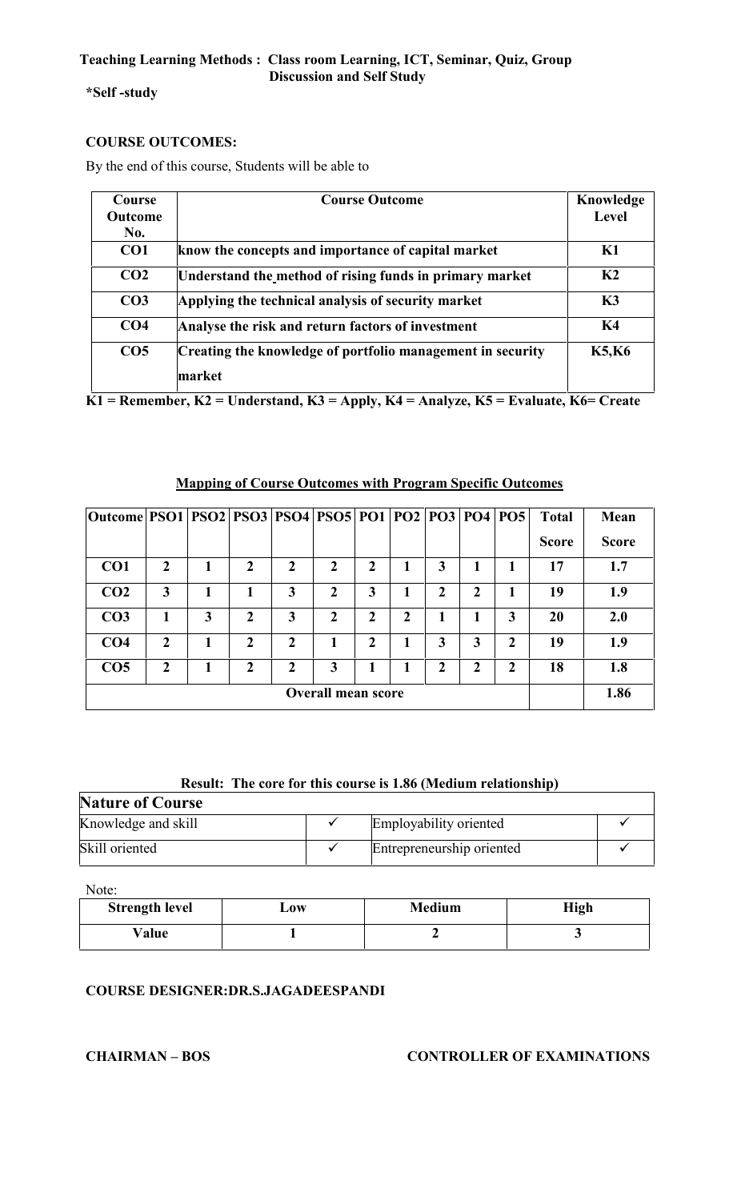**Teaching Learning Methods : Class room Learning, ICT, Seminar, Quiz, Group Discussion and Self Study**

***Self -study**

**COURSE OUTCOMES:**

By the end of this course, Students will be able to

| Course Outcome No. | Course Outcome | Knowledge Level |
|---|---|---|
| CO1 | know the concepts and importance of capital market | K1 |
| CO2 | Understand the method of rising funds in primary market | K2 |
| CO3 | Applying the technical analysis of security market | K3 |
| CO4 | Analyse the risk and return factors of investment | K4 |
| CO5 | Creating the knowledge of portfolio management in security market | K5,K6 |

**K1 = Remember, K2 = Understand, K3 = Apply, K4 = Analyze, K5 = Evaluate, K6= Create**

**Mapping of Course Outcomes with Program Specific Outcomes**

| Outcome | PSO1 | PSO2 | PSO3 | PSO4 | PSO5 | PO1 | PO2 | PO3 | PO4 | PO5 | Total Score | Mean Score |
|---|---|---|---|---|---|---|---|---|---|---|---|---|
| CO1 | 2 | 1 | 2 | 2 | 2 | 2 | 1 | 3 | 1 | 1 | 17 | 1.7 |
| CO2 | 3 | 1 | 1 | 3 | 2 | 3 | 1 | 2 | 2 | 1 | 19 | 1.9 |
| CO3 | 1 | 3 | 2 | 3 | 2 | 2 | 2 | 1 | 1 | 3 | 20 | 2.0 |
| CO4 | 2 | 1 | 2 | 2 | 1 | 2 | 1 | 3 | 3 | 2 | 19 | 1.9 |
| CO5 | 2 | 1 | 2 | 2 | 3 | 1 | 1 | 2 | 2 | 2 | 18 | 1.8 |
| Overall mean score | | | | | | | | | | | | 1.86 |

**Result: The core for this course is 1.86 (Medium relationship)**

| Nature of Course | | | |
|---|---|---|---|
| Knowledge and skill | ✓ | Employability oriented | ✓ |
| Skill oriented | ✓ | Entrepreneurship oriented | ✓ |

Note:

| Strength level | Low | Medium | High |
|---|---|---|---|
| Value | 1 | 2 | 3 |

**COURSE DESIGNER:DR.S.JAGADEESPANDI**

**CHAIRMAN – BOS**

**CONTROLLER OF EXAMINATIONS**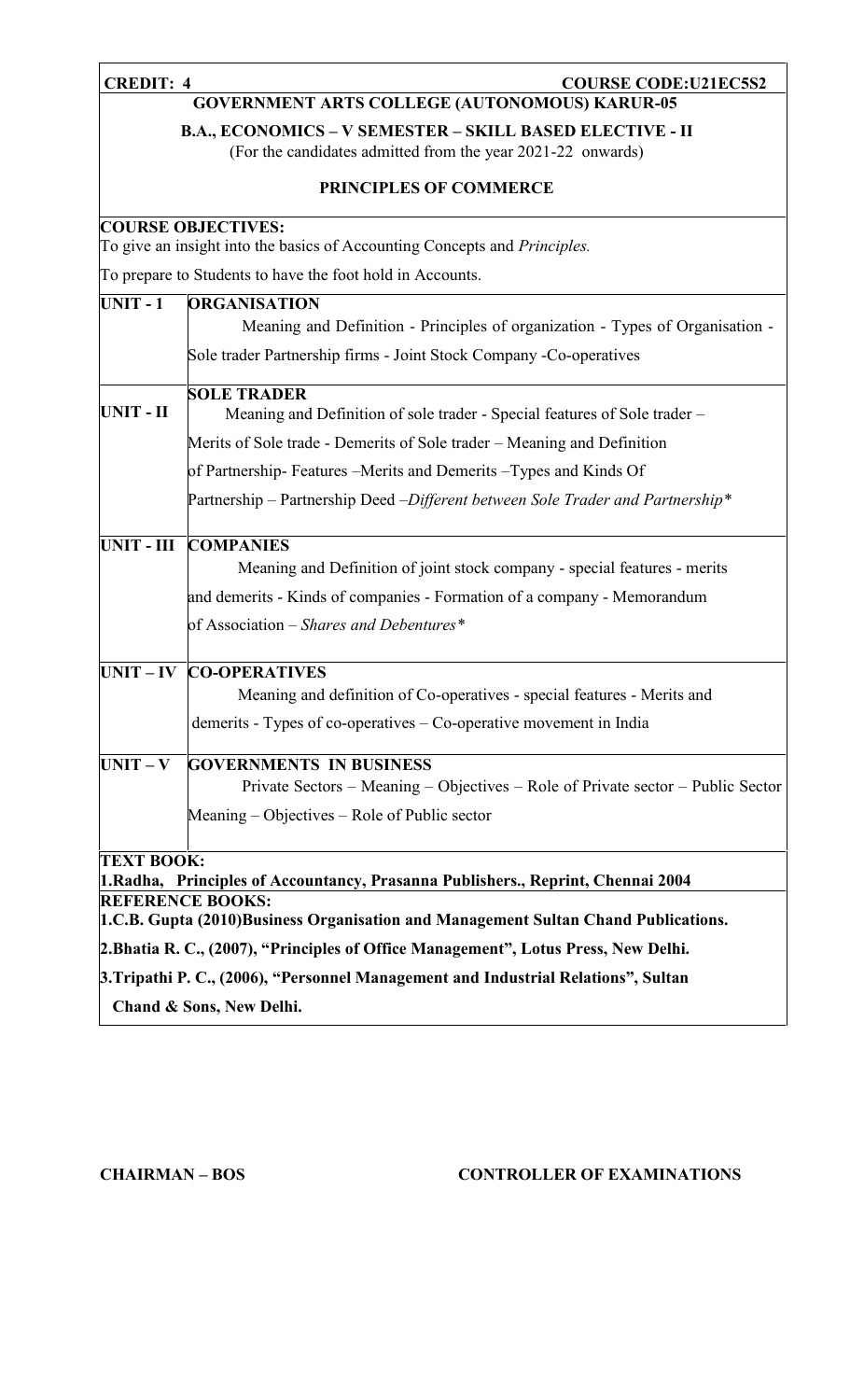**CREDIT: 4** **COURSE CODE:U21EC5S2**

**GOVERNMENT ARTS COLLEGE (AUTONOMOUS) KARUR-05**

**B.A., ECONOMICS – V SEMESTER – SKILL BASED ELECTIVE - II**

(For the candidates admitted from the year 2021-22 onwards)

**PRINCIPLES OF COMMERCE**

**COURSE OBJECTIVES:**

To give an insight into the basics of Accounting Concepts and *Principles.*

To prepare to Students to have the foot hold in Accounts.

| | |
|---|---|
| **UNIT - 1** | **ORGANISATION**<br>Meaning and Definition - Principles of organization - Types of Organisation - Sole trader Partnership firms - Joint Stock Company -Co-operatives |
| **UNIT - II** | **SOLE TRADER**<br>Meaning and Definition of sole trader - Special features of Sole trader – Merits of Sole trade - Demerits of Sole trader – Meaning and Definition of Partnership- Features –Merits and Demerits –Types and Kinds Of Partnership – Partnership Deed –*Different between Sole Trader and Partnership** |
| **UNIT - III** | **COMPANIES**<br>Meaning and Definition of joint stock company - special features - merits and demerits - Kinds of companies - Formation of a company - Memorandum of Association – *Shares and Debentures** |
| **UNIT – IV** | **CO-OPERATIVES**<br>Meaning and definition of Co-operatives - special features - Merits and demerits - Types of co-operatives – Co-operative movement in India |
| **UNIT – V** | **GOVERNMENTS IN BUSINESS**<br>Private Sectors – Meaning – Objectives – Role of Private sector – Public Sector Meaning – Objectives – Role of Public sector |

**TEXT BOOK:**

**1.Radha, Principles of Accountancy, Prasanna Publishers., Reprint, Chennai 2004**

**REFERENCE BOOKS:**

**1.C.B. Gupta (2010)Business Organisation and Management Sultan Chand Publications.**

**2.Bhatia R. C., (2007), "Principles of Office Management", Lotus Press, New Delhi.**

**3.Tripathi P. C., (2006), "Personnel Management and Industrial Relations", Sultan Chand & Sons, New Delhi.**

**CHAIRMAN – BOS** **CONTROLLER OF EXAMINATIONS**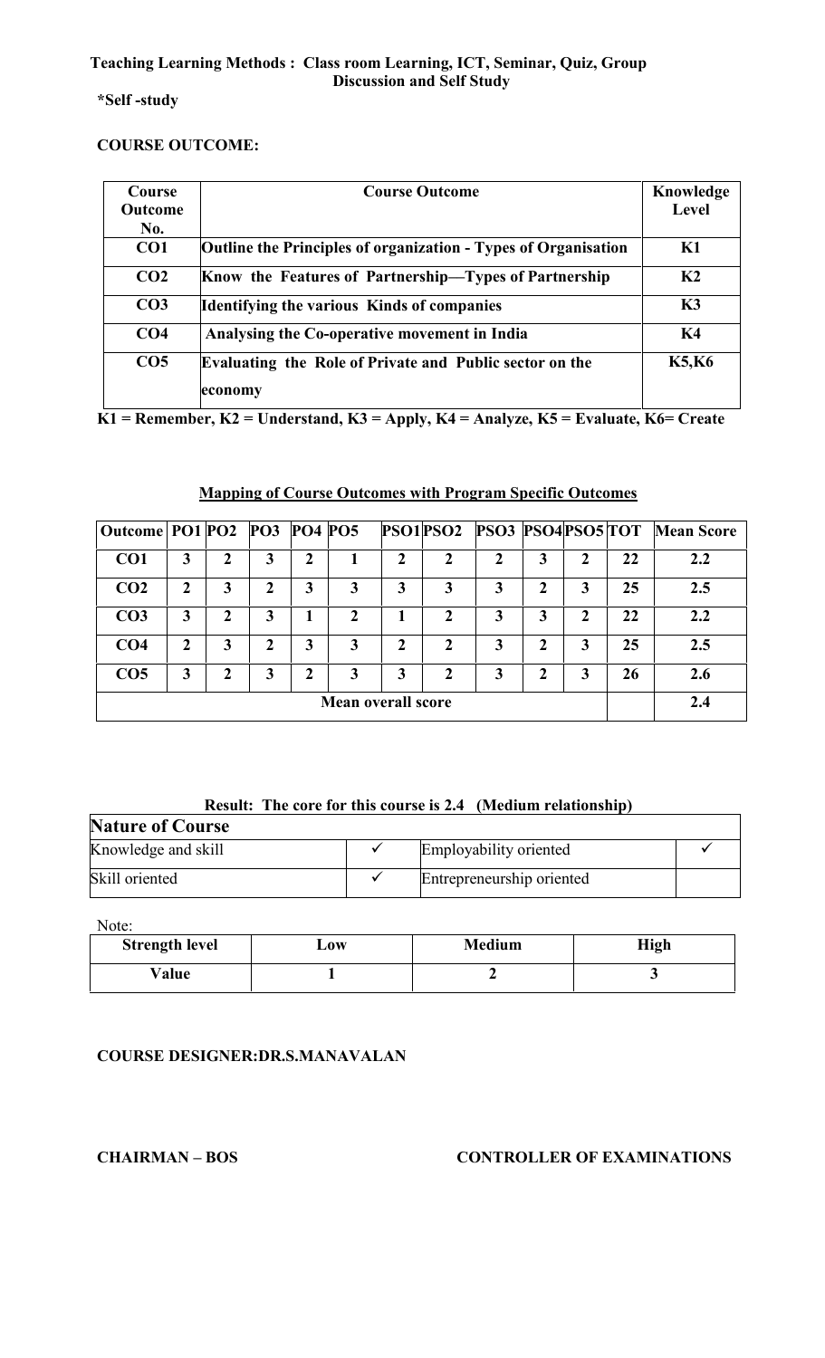**Teaching Learning Methods : Class room Learning, ICT, Seminar, Quiz, Group Discussion and Self Study**

***Self -study**

**COURSE OUTCOME:**

| Course Outcome No. | Course Outcome | Knowledge Level |
|---|---|---|
| CO1 | Outline the Principles of organization - Types of Organisation | K1 |
| CO2 | Know the Features of Partnership—Types of Partnership | K2 |
| CO3 | Identifying the various Kinds of companies | K3 |
| CO4 | Analysing the Co-operative movement in India | K4 |
| CO5 | Evaluating the Role of Private and Public sector on the economy | K5,K6 |

**K1 = Remember, K2 = Understand, K3 = Apply, K4 = Analyze, K5 = Evaluate, K6= Create**

**Mapping of Course Outcomes with Program Specific Outcomes**

| Outcome | PO1 | PO2 | PO3 | PO4 | PO5 | PSO1 | PSO2 | PSO3 | PSO4 | PSO5 | TOT | Mean Score |
|---|---|---|---|---|---|---|---|---|---|---|---|---|
| CO1 | 3 | 2 | 3 | 2 | 1 | 2 | 2 | 2 | 3 | 2 | 22 | 2.2 |
| CO2 | 2 | 3 | 2 | 3 | 3 | 3 | 3 | 3 | 2 | 3 | 25 | 2.5 |
| CO3 | 3 | 2 | 3 | 1 | 2 | 1 | 2 | 3 | 3 | 2 | 22 | 2.2 |
| CO4 | 2 | 3 | 2 | 3 | 3 | 2 | 2 | 3 | 2 | 3 | 25 | 2.5 |
| CO5 | 3 | 2 | 3 | 2 | 3 | 3 | 2 | 3 | 2 | 3 | 26 | 2.6 |
| Mean overall score | | | | | | | | | | | | 2.4 |

**Result: The core for this course is 2.4 (Medium relationship)**

| **Nature of Course** | | | |
|---|---|---|---|
| Knowledge and skill | ✓ | Employability oriented | ✓ |
| Skill oriented | ✓ | Entrepreneurship oriented | |

Note:

| Strength level | Low | Medium | High |
|---|---|---|---|
| Value | 1 | 2 | 3 |

**COURSE DESIGNER:DR.S.MANAVALAN**

**CHAIRMAN – BOS** **CONTROLLER OF EXAMINATIONS**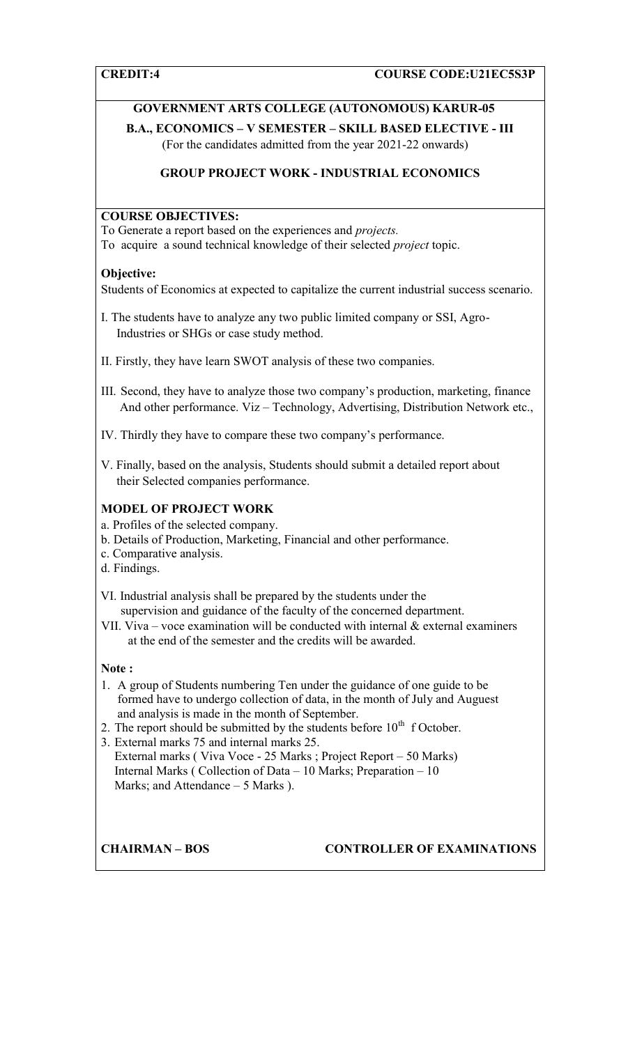**CREDIT:4** **COURSE CODE:U21EC5S3P**

**GOVERNMENT ARTS COLLEGE (AUTONOMOUS) KARUR-05**

**B.A., ECONOMICS – V SEMESTER – SKILL BASED ELECTIVE - III**

(For the candidates admitted from the year 2021-22 onwards)

**GROUP PROJECT WORK - INDUSTRIAL ECONOMICS**

**COURSE OBJECTIVES:**

To Generate a report based on the experiences and *projects.*

To acquire a sound technical knowledge of their selected *project* topic.

**Objective:**

Students of Economics at expected to capitalize the current industrial success scenario.

I. The students have to analyze any two public limited company or SSI, Agro-Industries or SHGs or case study method.

II. Firstly, they have learn SWOT analysis of these two companies.

III. Second, they have to analyze those two company's production, marketing, finance And other performance. Viz – Technology, Advertising, Distribution Network etc.,

IV. Thirdly they have to compare these two company's performance.

V. Finally, based on the analysis, Students should submit a detailed report about their Selected companies performance.

**MODEL OF PROJECT WORK**

a. Profiles of the selected company.
b. Details of Production, Marketing, Financial and other performance.
c. Comparative analysis.
d. Findings.

VI. Industrial analysis shall be prepared by the students under the supervision and guidance of the faculty of the concerned department.

VII. Viva – voce examination will be conducted with internal & external examiners at the end of the semester and the credits will be awarded.

**Note :**

1. A group of Students numbering Ten under the guidance of one guide to be formed have to undergo collection of data, in the month of July and Auguest and analysis is made in the month of September.
2. The report should be submitted by the students before 10th f October.
3. External marks 75 and internal marks 25.
   External marks ( Viva Voce - 25 Marks ; Project Report – 50 Marks)
   Internal Marks ( Collection of Data – 10 Marks; Preparation – 10 Marks; and Attendance – 5 Marks ).

**CHAIRMAN – BOS** **CONTROLLER OF EXAMINATIONS**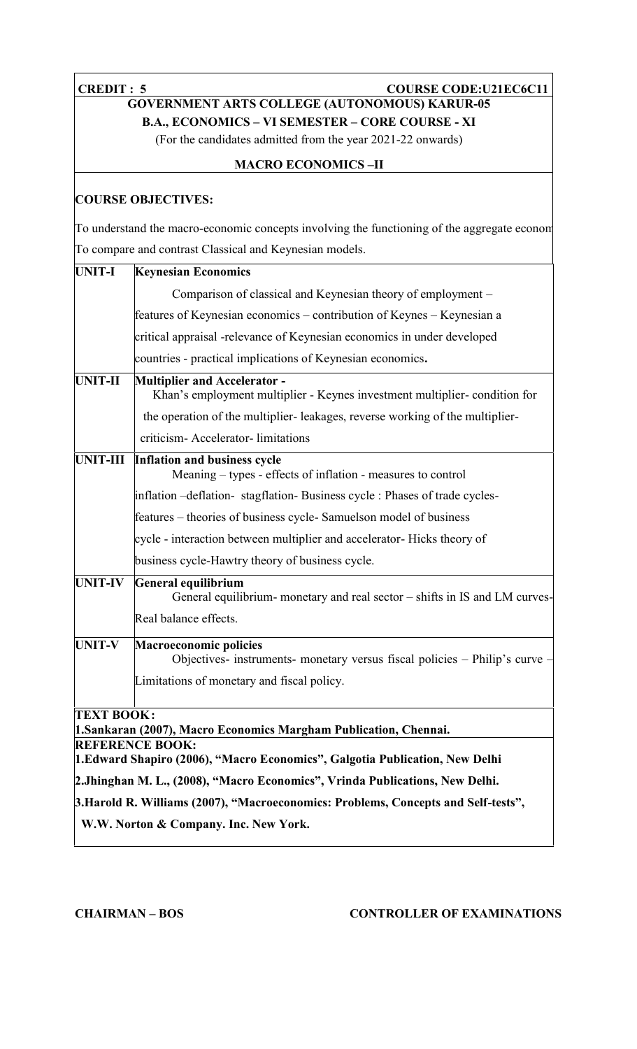**CREDIT : 5** **COURSE CODE:U21EC6C11**

**GOVERNMENT ARTS COLLEGE (AUTONOMOUS) KARUR-05**

**B.A., ECONOMICS – VI SEMESTER – CORE COURSE - XI**

(For the candidates admitted from the year 2021-22 onwards)

**MACRO ECONOMICS –II**

**COURSE OBJECTIVES:**

To understand the macro-economic concepts involving the functioning of the aggregate econom

To compare and contrast Classical and Keynesian models.

| | |
|---|---|
| **UNIT-I** | **Keynesian Economics**<br>Comparison of classical and Keynesian theory of employment – features of Keynesian economics – contribution of Keynes – Keynesian a critical appraisal -relevance of Keynesian economics in under developed countries - practical implications of Keynesian economics**.** |
| **UNIT-II** | **Multiplier and Accelerator -**<br>Khan's employment multiplier - Keynes investment multiplier- condition for the operation of the multiplier- leakages, reverse working of the multiplier- criticism- Accelerator- limitations |
| **UNIT-III** | **Inflation and business cycle**<br>Meaning – types - effects of inflation - measures to control inflation –deflation- stagflation- Business cycle : Phases of trade cycles- features – theories of business cycle- Samuelson model of business cycle - interaction between multiplier and accelerator- Hicks theory of business cycle-Hawtry theory of business cycle. |
| **UNIT-IV** | **General equilibrium**<br>General equilibrium- monetary and real sector – shifts in IS and LM curves- Real balance effects. |
| **UNIT-V** | **Macroeconomic policies**<br>Objectives- instruments- monetary versus fiscal policies – Philip's curve – Limitations of monetary and fiscal policy. |

**TEXT BOOK:**

**1.Sankaran (2007), Macro Economics Margham Publication, Chennai.**

**REFERENCE BOOK:**

**1.Edward Shapiro (2006), "Macro Economics", Galgotia Publication, New Delhi**

**2.Jhinghan M. L., (2008), "Macro Economics", Vrinda Publications, New Delhi.**

**3.Harold R. Williams (2007), "Macroeconomics: Problems, Concepts and Self-tests", W.W. Norton & Company. Inc. New York.**

**CHAIRMAN – BOS** **CONTROLLER OF EXAMINATIONS**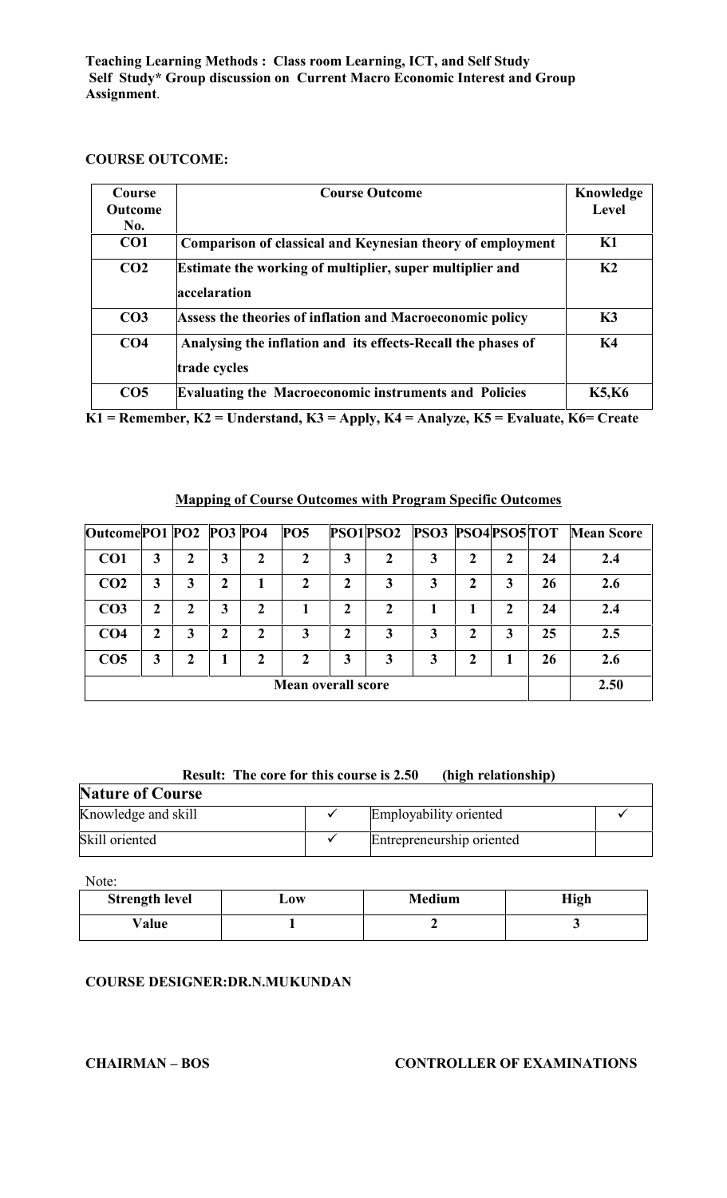**Teaching Learning Methods : Class room Learning, ICT, and Self Study**
**Self Study* Group discussion on Current Macro Economic Interest and Group Assignment**.

**COURSE OUTCOME:**

| Course Outcome No. | Course Outcome | Knowledge Level |
|---|---|---|
| CO1 | Comparison of classical and Keynesian theory of employment | K1 |
| CO2 | Estimate the working of multiplier, super multiplier and accelaration | K2 |
| CO3 | Assess the theories of inflation and Macroeconomic policy | K3 |
| CO4 | Analysing the inflation and its effects-Recall the phases of trade cycles | K4 |
| CO5 | Evaluating the Macroeconomic instruments and Policies | K5,K6 |

**K1 = Remember, K2 = Understand, K3 = Apply, K4 = Analyze, K5 = Evaluate, K6= Create**

**Mapping of Course Outcomes with Program Specific Outcomes**

| Outcome | PO1 | PO2 | PO3 | PO4 | PO5 | PSO1 | PSO2 | PSO3 | PSO4 | PSO5 | TOT | Mean Score |
|---|---|---|---|---|---|---|---|---|---|---|---|---|
| CO1 | 3 | 2 | 3 | 2 | 2 | 3 | 2 | 3 | 2 | 2 | 24 | 2.4 |
| CO2 | 3 | 3 | 2 | 1 | 2 | 2 | 3 | 3 | 2 | 3 | 26 | 2.6 |
| CO3 | 2 | 2 | 3 | 2 | 1 | 2 | 2 | 1 | 1 | 2 | 24 | 2.4 |
| CO4 | 2 | 3 | 2 | 2 | 3 | 2 | 3 | 3 | 2 | 3 | 25 | 2.5 |
| CO5 | 3 | 2 | 1 | 2 | 2 | 3 | 3 | 3 | 2 | 1 | 26 | 2.6 |
| Mean overall score | | | | | | | | | | | | 2.50 |

**Result: The core for this course is 2.50 (high relationship)**

| Nature of Course | | | |
|---|---|---|---|
| Knowledge and skill | ✓ | Employability oriented | ✓ |
| Skill oriented | ✓ | Entrepreneurship oriented | |

Note:

| Strength level | Low | Medium | High |
|---|---|---|---|
| Value | 1 | 2 | 3 |

**COURSE DESIGNER:DR.N.MUKUNDAN**

**CHAIRMAN – BOS** **CONTROLLER OF EXAMINATIONS**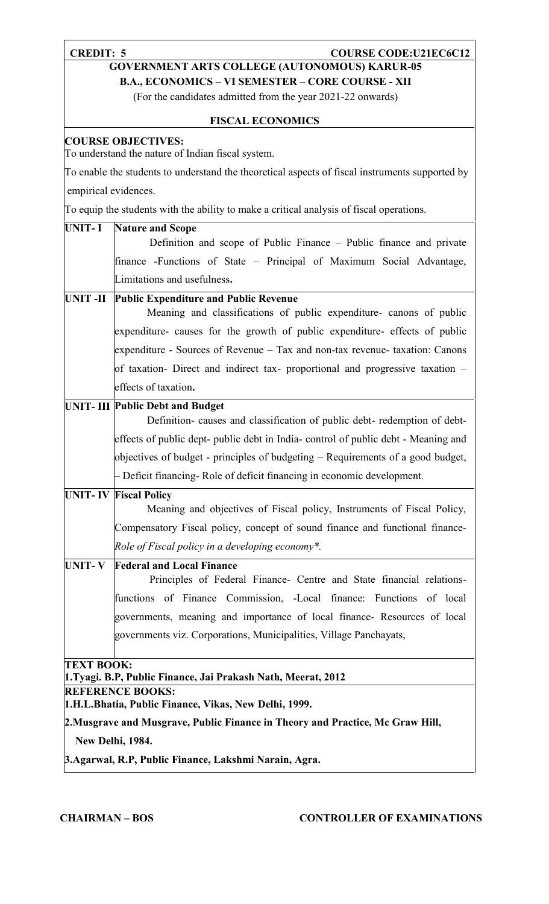**CREDIT: 5** **COURSE CODE:U21EC6C12**

**GOVERNMENT ARTS COLLEGE (AUTONOMOUS) KARUR-05**

**B.A., ECONOMICS – VI SEMESTER – CORE COURSE - XII**

(For the candidates admitted from the year 2021-22 onwards)

## FISCAL ECONOMICS

**COURSE OBJECTIVES:**

To understand the nature of Indian fiscal system.

To enable the students to understand the theoretical aspects of fiscal instruments supported by empirical evidences.

To equip the students with the ability to make a critical analysis of fiscal operations.

| | |
|---|---|
| **UNIT- I** | **Nature and Scope** Definition and scope of Public Finance – Public finance and private finance -Functions of State – Principal of Maximum Social Advantage, Limitations and usefulness**.** |
| **UNIT -II** | **Public Expenditure and Public Revenue** Meaning and classifications of public expenditure- canons of public expenditure- causes for the growth of public expenditure- effects of public expenditure - Sources of Revenue – Tax and non-tax revenue- taxation: Canons of taxation- Direct and indirect tax- proportional and progressive taxation – effects of taxation**.** |
| **UNIT- III** | **Public Debt and Budget** Definition- causes and classification of public debt- redemption of debt- effects of public dept- public debt in India- control of public debt - Meaning and objectives of budget - principles of budgeting – Requirements of a good budget, – Deficit financing- Role of deficit financing in economic development. |
| **UNIT- IV** | **Fiscal Policy** Meaning and objectives of Fiscal policy, Instruments of Fiscal Policy, Compensatory Fiscal policy, concept of sound finance and functional finance- *Role of Fiscal policy in a developing economy\*.* |
| **UNIT- V** | **Federal and Local Finance** Principles of Federal Finance- Centre and State financial relations- functions of Finance Commission, -Local finance: Functions of local governments, meaning and importance of local finance- Resources of local governments viz. Corporations, Municipalities, Village Panchayats, |

**TEXT BOOK:**

**1.Tyagi. B.P, Public Finance, Jai Prakash Nath, Meerat, 2012**

**REFERENCE BOOKS:**

**1.H.L.Bhatia, Public Finance, Vikas, New Delhi, 1999.**

**2.Musgrave and Musgrave, Public Finance in Theory and Practice, Mc Graw Hill, New Delhi, 1984.**

**3.Agarwal, R.P, Public Finance, Lakshmi Narain, Agra.**

**CHAIRMAN – BOS** **CONTROLLER OF EXAMINATIONS**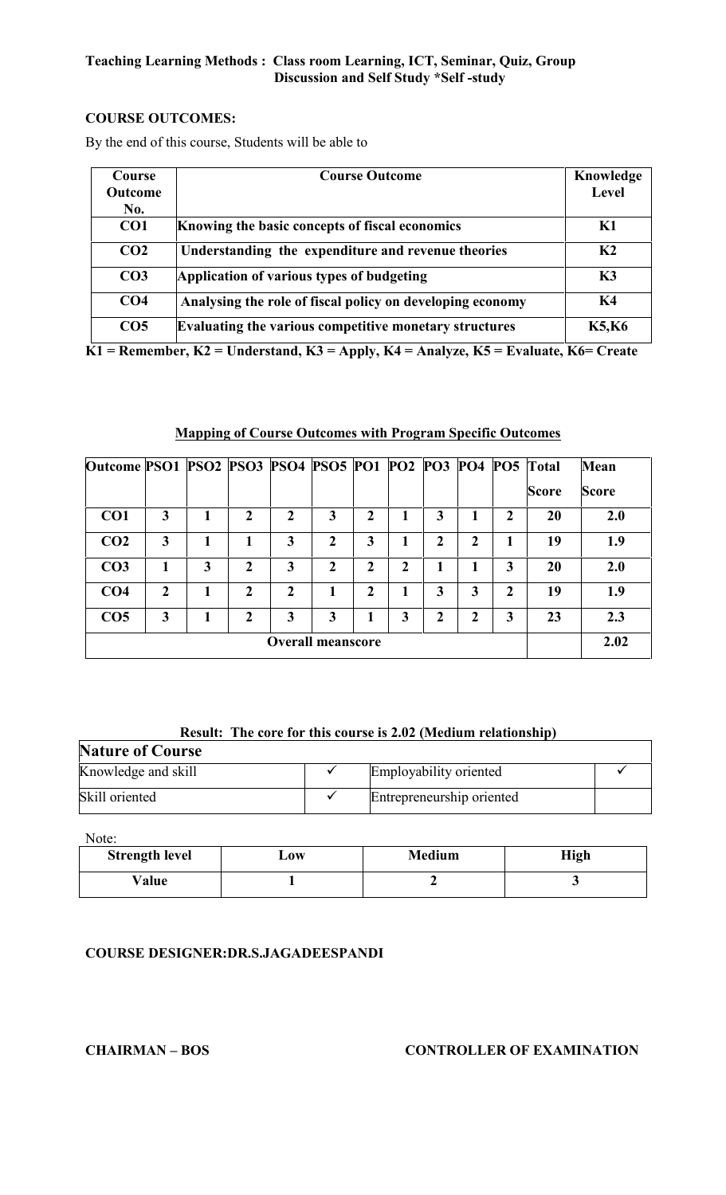**Teaching Learning Methods : Class room Learning, ICT, Seminar, Quiz, Group Discussion and Self Study *Self -study**

**COURSE OUTCOMES:**

By the end of this course, Students will be able to

| Course Outcome No. | Course Outcome | Knowledge Level |
|---|---|---|
| CO1 | Knowing the basic concepts of fiscal economics | K1 |
| CO2 | Understanding the expenditure and revenue theories | K2 |
| CO3 | Application of various types of budgeting | K3 |
| CO4 | Analysing the role of fiscal policy on developing economy | K4 |
| CO5 | Evaluating the various competitive monetary structures | K5,K6 |

**K1 = Remember, K2 = Understand, K3 = Apply, K4 = Analyze, K5 = Evaluate, K6= Create**

**Mapping of Course Outcomes with Program Specific Outcomes**

| Outcome | PSO1 | PSO2 | PSO3 | PSO4 | PSO5 | PO1 | PO2 | PO3 | PO4 | PO5 | Total Score | Mean Score |
|---|---|---|---|---|---|---|---|---|---|---|---|---|
| CO1 | 3 | 1 | 2 | 2 | 3 | 2 | 1 | 3 | 1 | 2 | 20 | 2.0 |
| CO2 | 3 | 1 | 1 | 3 | 2 | 3 | 1 | 2 | 2 | 1 | 19 | 1.9 |
| CO3 | 1 | 3 | 2 | 3 | 2 | 2 | 2 | 1 | 1 | 3 | 20 | 2.0 |
| CO4 | 2 | 1 | 2 | 2 | 1 | 2 | 1 | 3 | 3 | 2 | 19 | 1.9 |
| CO5 | 3 | 1 | 2 | 3 | 3 | 1 | 3 | 2 | 2 | 3 | 23 | 2.3 |
| **Overall meanscore** | | | | | | | | | | | | 2.02 |

**Result: The core for this course is 2.02 (Medium relationship)**

| Nature of Course | | | |
|---|---|---|---|
| Knowledge and skill | ✓ | Employability oriented | ✓ |
| Skill oriented | ✓ | Entrepreneurship oriented | |

Note:

| Strength level | Low | Medium | High |
|---|---|---|---|
| Value | 1 | 2 | 3 |

**COURSE DESIGNER:DR.S.JAGADEESPANDI**

**CHAIRMAN – BOS** **CONTROLLER OF EXAMINATION**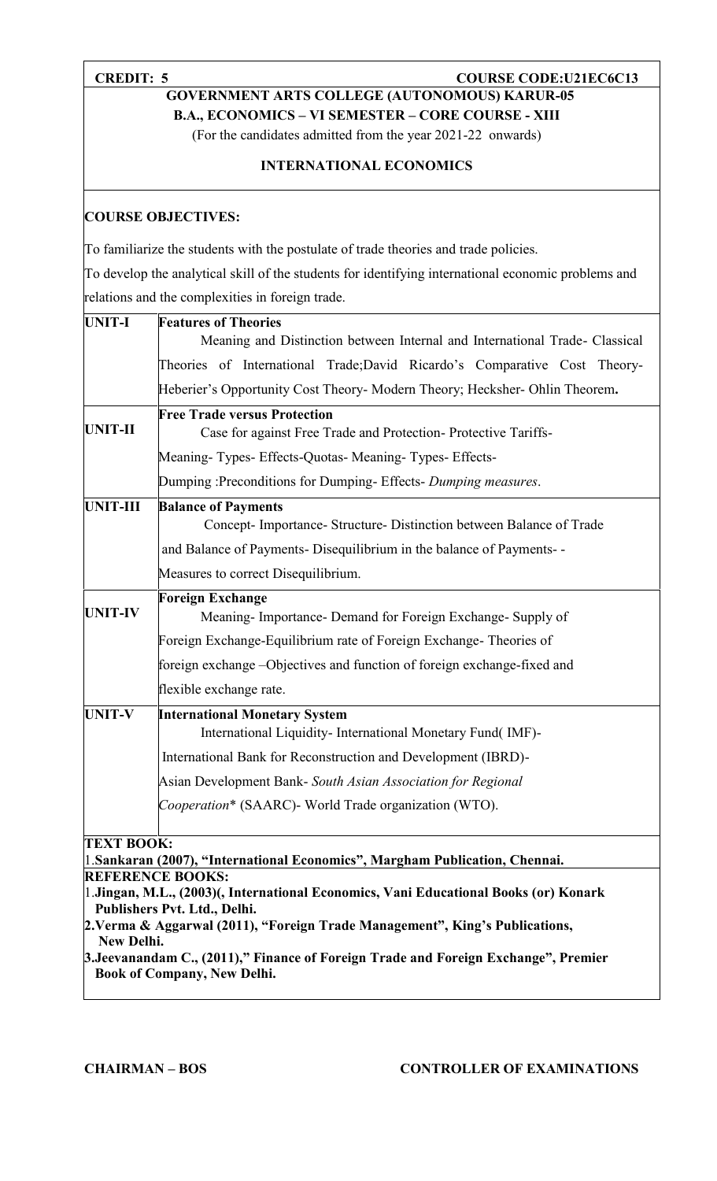**CREDIT: 5** **COURSE CODE:U21EC6C13**

**GOVERNMENT ARTS COLLEGE (AUTONOMOUS) KARUR-05**

**B.A., ECONOMICS – VI SEMESTER – CORE COURSE - XIII**

(For the candidates admitted from the year 2021-22 onwards)

**INTERNATIONAL ECONOMICS**

**COURSE OBJECTIVES:**

To familiarize the students with the postulate of trade theories and trade policies.

To develop the analytical skill of the students for identifying international economic problems and relations and the complexities in foreign trade.

| | |
|---|---|
| **UNIT-I** | **Features of Theories**<br>Meaning and Distinction between Internal and International Trade- Classical Theories of International Trade;David Ricardo's Comparative Cost Theory-Heberier's Opportunity Cost Theory- Modern Theory; Hecksher- Ohlin Theorem**.** |
| **UNIT-II** | **Free Trade versus Protection**<br>Case for against Free Trade and Protection- Protective Tariffs-Meaning- Types- Effects-Quotas- Meaning- Types- Effects-Dumping :Preconditions for Dumping- Effects- *Dumping measures*. |
| **UNIT-III** | **Balance of Payments**<br>Concept- Importance- Structure- Distinction between Balance of Trade and Balance of Payments- Disequilibrium in the balance of Payments- -Measures to correct Disequilibrium. |
| **UNIT-IV** | **Foreign Exchange**<br>Meaning- Importance- Demand for Foreign Exchange- Supply of Foreign Exchange-Equilibrium rate of Foreign Exchange- Theories of foreign exchange –Objectives and function of foreign exchange-fixed and flexible exchange rate. |
| **UNIT-V** | **International Monetary System**<br>International Liquidity- International Monetary Fund( IMF)-International Bank for Reconstruction and Development (IBRD)-Asian Development Bank- *South Asian Association for Regional Cooperation*\* (SAARC)- World Trade organization (WTO). |

**TEXT BOOK:**

1.**Sankaran (2007), "International Economics", Margham Publication, Chennai.**

**REFERENCE BOOKS:**

1.**Jingan, M.L., (2003)(, International Economics, Vani Educational Books (or) Konark Publishers Pvt. Ltd., Delhi.**

**2.Verma & Aggarwal (2011), "Foreign Trade Management", King's Publications, New Delhi.**

**3.Jeevanandam C., (2011)," Finance of Foreign Trade and Foreign Exchange", Premier Book of Company, New Delhi.**

**CHAIRMAN – BOS** **CONTROLLER OF EXAMINATIONS**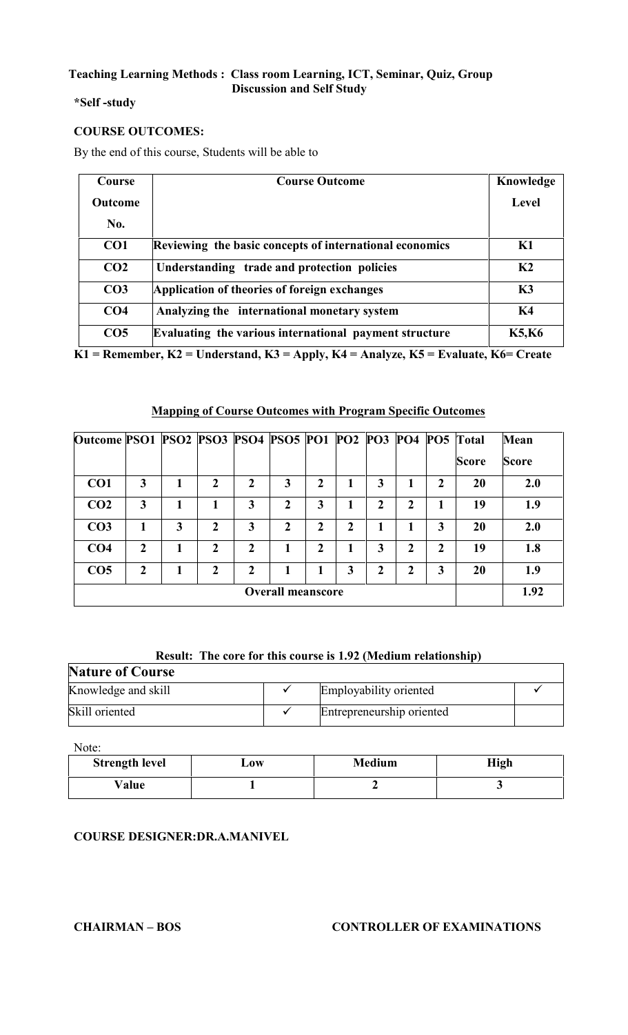**Teaching Learning Methods : Class room Learning, ICT, Seminar, Quiz, Group Discussion and Self Study**

***Self -study**

**COURSE OUTCOMES:**

By the end of this course, Students will be able to

| Course Outcome No. | Course Outcome | Knowledge Level |
|---|---|---|
| CO1 | Reviewing the basic concepts of international economics | K1 |
| CO2 | Understanding trade and protection policies | K2 |
| CO3 | Application of theories of foreign exchanges | K3 |
| CO4 | Analyzing the international monetary system | K4 |
| CO5 | Evaluating the various international payment structure | K5,K6 |

**K1 = Remember, K2 = Understand, K3 = Apply, K4 = Analyze, K5 = Evaluate, K6= Create**

**Mapping of Course Outcomes with Program Specific Outcomes**

| Outcome | PSO1 | PSO2 | PSO3 | PSO4 | PSO5 | PO1 | PO2 | PO3 | PO4 | PO5 | Total Score | Mean Score |
|---|---|---|---|---|---|---|---|---|---|---|---|---|
| CO1 | 3 | 1 | 2 | 2 | 3 | 2 | 1 | 3 | 1 | 2 | 20 | 2.0 |
| CO2 | 3 | 1 | 1 | 3 | 2 | 3 | 1 | 2 | 2 | 1 | 19 | 1.9 |
| CO3 | 1 | 3 | 2 | 3 | 2 | 2 | 2 | 1 | 1 | 3 | 20 | 2.0 |
| CO4 | 2 | 1 | 2 | 2 | 1 | 2 | 1 | 3 | 2 | 2 | 19 | 1.8 |
| CO5 | 2 | 1 | 2 | 2 | 1 | 1 | 3 | 2 | 2 | 3 | 20 | 1.9 |
| Overall meanscore | | | | | | | | | | | | 1.92 |

**Result: The core for this course is 1.92 (Medium relationship)**

| **Nature of Course** | | | |
|---|---|---|---|
| Knowledge and skill | ✓ | Employability oriented | ✓ |
| Skill oriented | ✓ | Entrepreneurship oriented | |

Note:

| Strength level | Low | Medium | High |
|---|---|---|---|
| Value | 1 | 2 | 3 |

**COURSE DESIGNER:DR.A.MANIVEL**

**CHAIRMAN – BOS** **CONTROLLER OF EXAMINATIONS**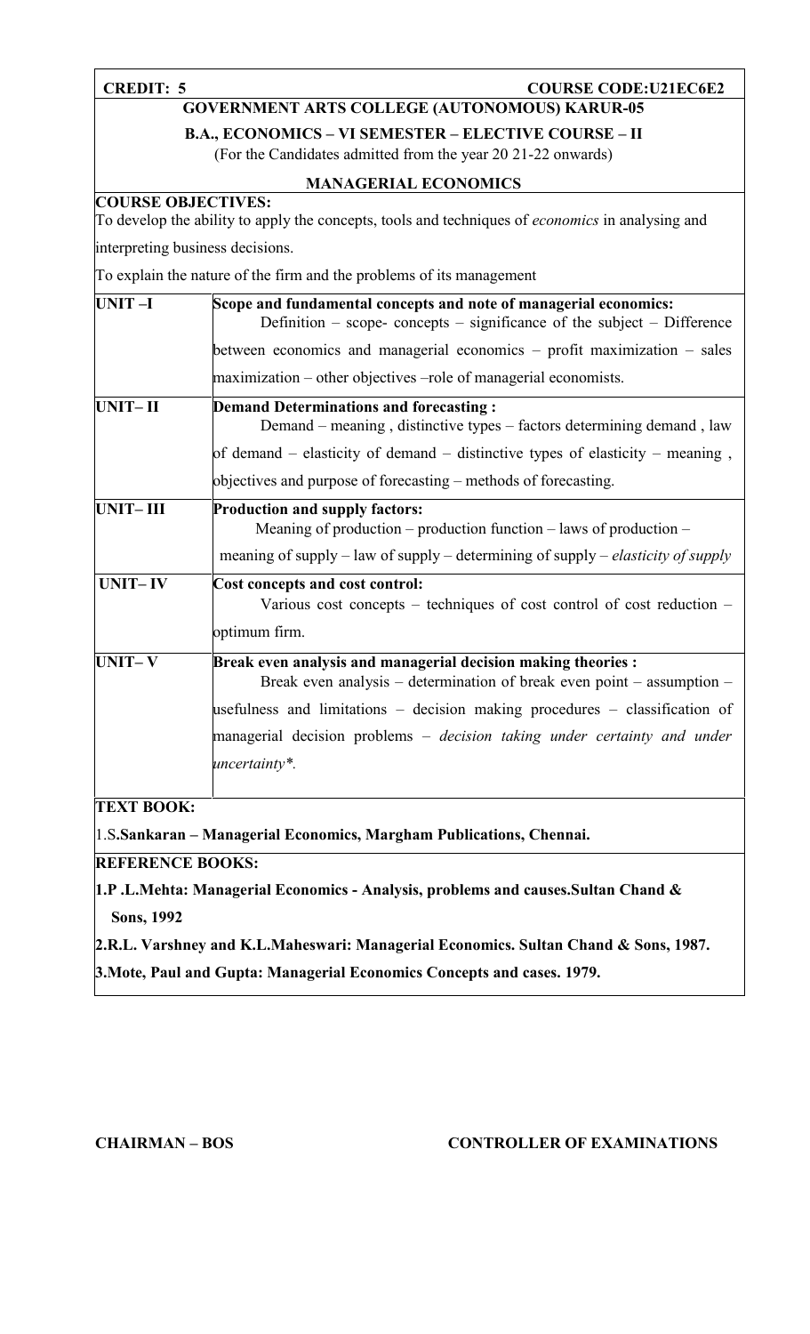**CREDIT: 5** **COURSE CODE:U21EC6E2**

**GOVERNMENT ARTS COLLEGE (AUTONOMOUS) KARUR-05**

**B.A., ECONOMICS – VI SEMESTER – ELECTIVE COURSE – II**

(For the Candidates admitted from the year 20 21-22 onwards)

**MANAGERIAL ECONOMICS**

**COURSE OBJECTIVES:**

To develop the ability to apply the concepts, tools and techniques of *economics* in analysing and interpreting business decisions.

To explain the nature of the firm and the problems of its management

| | |
|---|---|
| **UNIT –I** | **Scope and fundamental concepts and note of managerial economics:** Definition – scope- concepts – significance of the subject – Difference between economics and managerial economics – profit maximization – sales maximization – other objectives –role of managerial economists. |
| **UNIT– II** | **Demand Determinations and forecasting :** Demand – meaning , distinctive types – factors determining demand , law of demand – elasticity of demand – distinctive types of elasticity – meaning , objectives and purpose of forecasting – methods of forecasting. |
| **UNIT– III** | **Production and supply factors:** Meaning of production – production function – laws of production – meaning of supply – law of supply – determining of supply – *elasticity of supply* |
| **UNIT– IV** | **Cost concepts and cost control:** Various cost concepts – techniques of cost control of cost reduction – optimum firm. |
| **UNIT– V** | **Break even analysis and managerial decision making theories :** Break even analysis – determination of break even point – assumption – usefulness and limitations – decision making procedures – classification of managerial decision problems – *decision taking under certainty and under uncertainty*\*. |

**TEXT BOOK:**

1.S**.Sankaran – Managerial Economics, Margham Publications, Chennai.**

**REFERENCE BOOKS:**

**1.P .L.Mehta: Managerial Economics - Analysis, problems and causes.Sultan Chand & Sons, 1992**

**2.R.L. Varshney and K.L.Maheswari: Managerial Economics. Sultan Chand & Sons, 1987.**

**3.Mote, Paul and Gupta: Managerial Economics Concepts and cases. 1979.**

**CHAIRMAN – BOS** **CONTROLLER OF EXAMINATIONS**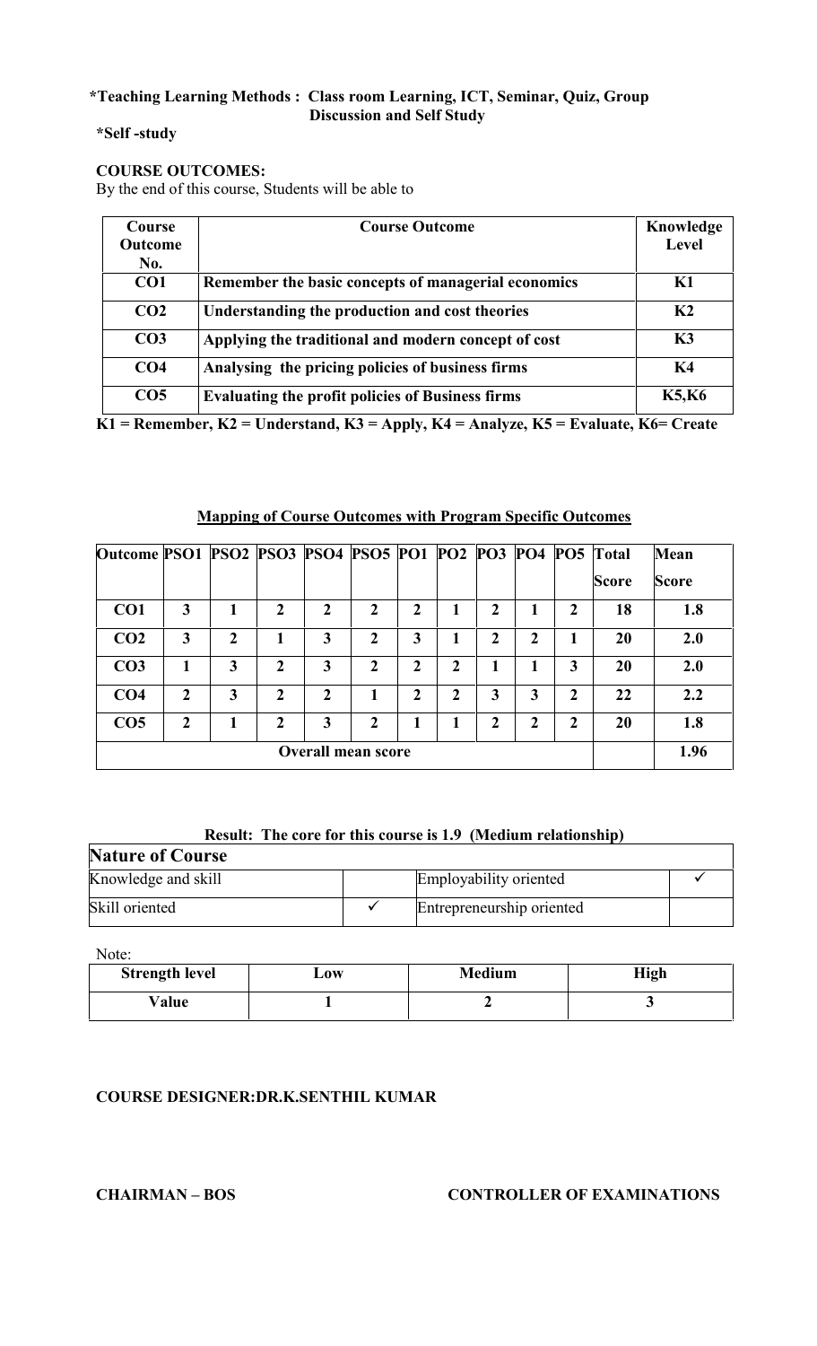**\*Teaching Learning Methods : Class room Learning, ICT, Seminar, Quiz, Group Discussion and Self Study**

**\*Self -study**

**COURSE OUTCOMES:**

By the end of this course, Students will be able to

| Course Outcome No. | Course Outcome | Knowledge Level |
|---|---|---|
| CO1 | Remember the basic concepts of managerial economics | K1 |
| CO2 | Understanding the production and cost theories | K2 |
| CO3 | Applying the traditional and modern concept of cost | K3 |
| CO4 | Analysing the pricing policies of business firms | K4 |
| CO5 | Evaluating the profit policies of Business firms | K5,K6 |

**K1 = Remember, K2 = Understand, K3 = Apply, K4 = Analyze, K5 = Evaluate, K6= Create**

**Mapping of Course Outcomes with Program Specific Outcomes**

| Outcome | PSO1 | PSO2 | PSO3 | PSO4 | PSO5 | PO1 | PO2 | PO3 | PO4 | PO5 | Total Score | Mean Score |
|---|---|---|---|---|---|---|---|---|---|---|---|---|
| CO1 | 3 | 1 | 2 | 2 | 2 | 2 | 1 | 2 | 1 | 2 | 18 | 1.8 |
| CO2 | 3 | 2 | 1 | 3 | 2 | 3 | 1 | 2 | 2 | 1 | 20 | 2.0 |
| CO3 | 1 | 3 | 2 | 3 | 2 | 2 | 2 | 1 | 1 | 3 | 20 | 2.0 |
| CO4 | 2 | 3 | 2 | 2 | 1 | 2 | 2 | 3 | 3 | 2 | 22 | 2.2 |
| CO5 | 2 | 1 | 2 | 3 | 2 | 1 | 1 | 2 | 2 | 2 | 20 | 1.8 |
| Overall mean score | | | | | | | | | | | | 1.96 |

**Result: The core for this course is 1.9 (Medium relationship)**

| Nature of Course | | | |
|---|---|---|---|
| Knowledge and skill | | Employability oriented | ✓ |
| Skill oriented | ✓ | Entrepreneurship oriented | |

Note:

| Strength level | Low | Medium | High |
|---|---|---|---|
| Value | 1 | 2 | 3 |

**COURSE DESIGNER:DR.K.SENTHIL KUMAR**

**CHAIRMAN – BOS**

**CONTROLLER OF EXAMINATIONS**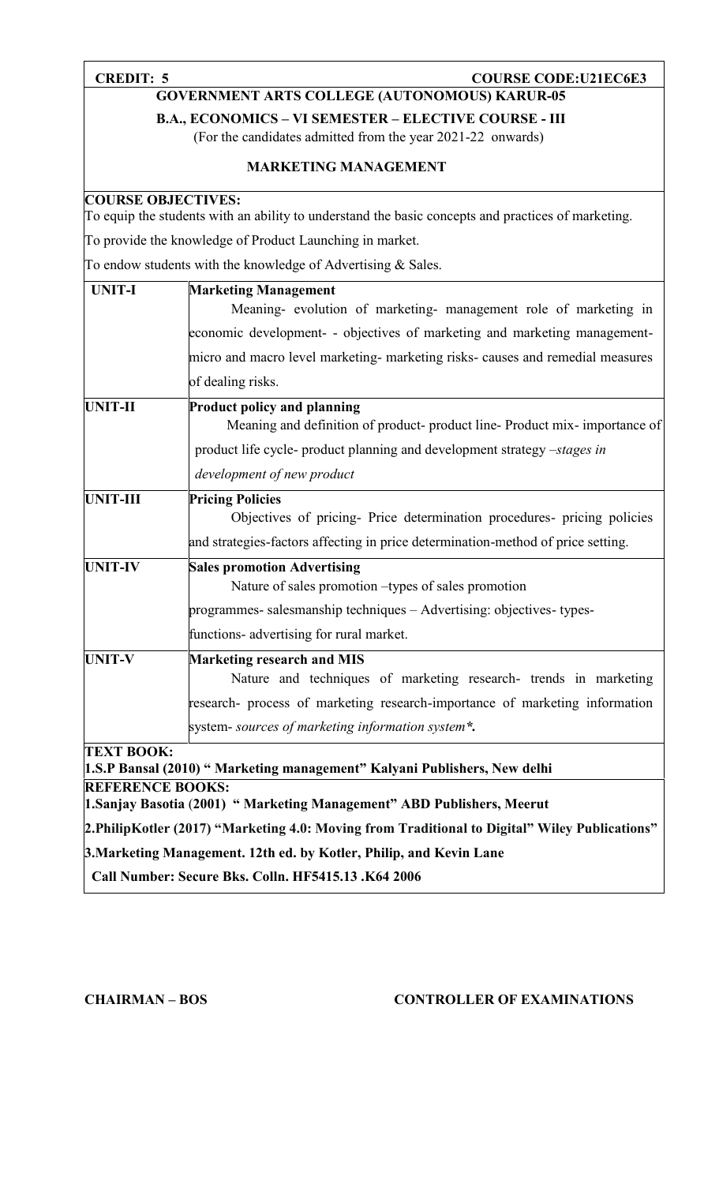**CREDIT: 5** **COURSE CODE:U21EC6E3**

**GOVERNMENT ARTS COLLEGE (AUTONOMOUS) KARUR-05**

**B.A., ECONOMICS – VI SEMESTER – ELECTIVE COURSE - III**

(For the candidates admitted from the year 2021-22 onwards)

**MARKETING MANAGEMENT**

**COURSE OBJECTIVES:**

To equip the students with an ability to understand the basic concepts and practices of marketing.

To provide the knowledge of Product Launching in market.

To endow students with the knowledge of Advertising & Sales.

| | |
|---|---|
| **UNIT-I** | **Marketing Management**<br>Meaning- evolution of marketing- management role of marketing in economic development- - objectives of marketing and marketing management- micro and macro level marketing- marketing risks- causes and remedial measures of dealing risks. |
| **UNIT-II** | **Product policy and planning**<br>Meaning and definition of product- product line- Product mix- importance of product life cycle- product planning and development strategy –*stages in development of new product* |
| **UNIT-III** | **Pricing Policies**<br>Objectives of pricing- Price determination procedures- pricing policies and strategies-factors affecting in price determination-method of price setting. |
| **UNIT-IV** | **Sales promotion Advertising**<br>Nature of sales promotion –types of sales promotion programmes- salesmanship techniques – Advertising: objectives- types- functions- advertising for rural market. |
| **UNIT-V** | **Marketing research and MIS**<br>Nature and techniques of marketing research- trends in marketing research- process of marketing research-importance of marketing information system- *sources of marketing information system*\*. |

**TEXT BOOK:**

**1.S.P Bansal (2010) " Marketing management" Kalyani Publishers, New delhi**

**REFERENCE BOOKS:**

**1.Sanjay Basotia (2001) " Marketing Management" ABD Publishers, Meerut**

**2.PhilipKotler (2017) "Marketing 4.0: Moving from Traditional to Digital" Wiley Publications"**

**3.Marketing Management. 12th ed. by Kotler, Philip, and Kevin Lane**

**Call Number: Secure Bks. Colln. HF5415.13 .K64 2006**

**CHAIRMAN – BOS** **CONTROLLER OF EXAMINATIONS**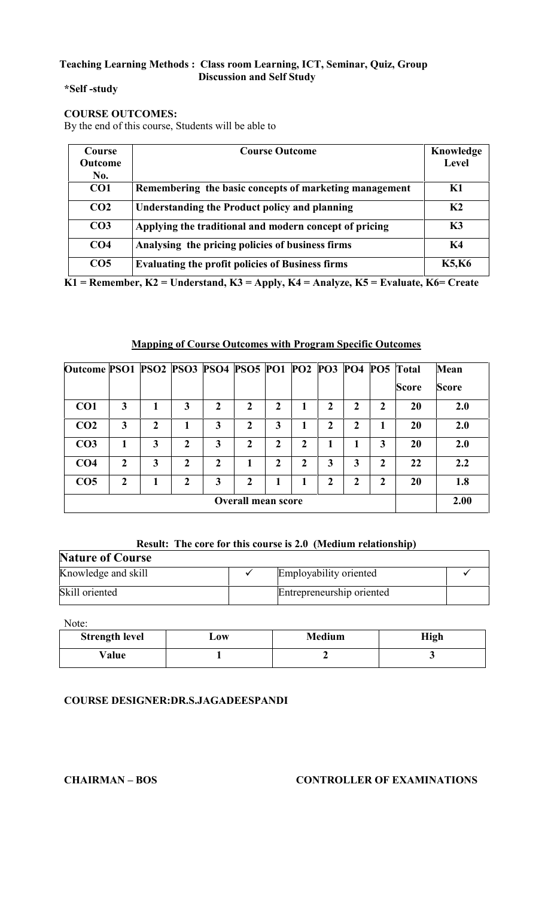**Teaching Learning Methods : Class room Learning, ICT, Seminar, Quiz, Group Discussion and Self Study**

***Self -study**

**COURSE OUTCOMES:**

By the end of this course, Students will be able to

| Course Outcome No. | Course Outcome | Knowledge Level |
|---|---|---|
| **CO1** | **Remembering the basic concepts of marketing management** | **K1** |
| **CO2** | **Understanding the Product policy and planning** | **K2** |
| **CO3** | **Applying the traditional and modern concept of pricing** | **K3** |
| **CO4** | **Analysing the pricing policies of business firms** | **K4** |
| **CO5** | **Evaluating the profit policies of Business firms** | **K5,K6** |

**K1 = Remember, K2 = Understand, K3 = Apply, K4 = Analyze, K5 = Evaluate, K6= Create**

**Mapping of Course Outcomes with Program Specific Outcomes**

| Outcome | PSO1 | PSO2 | PSO3 | PSO4 | PSO5 | PO1 | PO2 | PO3 | PO4 | PO5 | Total Score | Mean Score |
|---|---|---|---|---|---|---|---|---|---|---|---|---|
| **CO1** | **3** | **1** | **3** | **2** | **2** | **2** | **1** | **2** | **2** | **2** | **20** | **2.0** |
| **CO2** | **3** | **2** | **1** | **3** | **2** | **3** | **1** | **2** | **2** | **1** | **20** | **2.0** |
| **CO3** | **1** | **3** | **2** | **3** | **2** | **2** | **2** | **1** | **1** | **3** | **20** | **2.0** |
| **CO4** | **2** | **3** | **2** | **2** | **1** | **2** | **2** | **3** | **3** | **2** | **22** | **2.2** |
| **CO5** | **2** | **1** | **2** | **3** | **2** | **1** | **1** | **2** | **2** | **2** | **20** | **1.8** |
| **Overall mean score** | | | | | | | | | | | | **2.00** |

**Result: The core for this course is 2.0 (Medium relationship)**

| **Nature of Course** | | | |
|---|---|---|---|
| Knowledge and skill | ✓ | Employability oriented | ✓ |
| Skill oriented | | Entrepreneurship oriented | |

Note:

| Strength level | Low | Medium | High |
|---|---|---|---|
| **Value** | **1** | **2** | **3** |

**COURSE DESIGNER:DR.S.JAGADEESPANDI**

**CHAIRMAN – BOS** **CONTROLLER OF EXAMINATIONS**